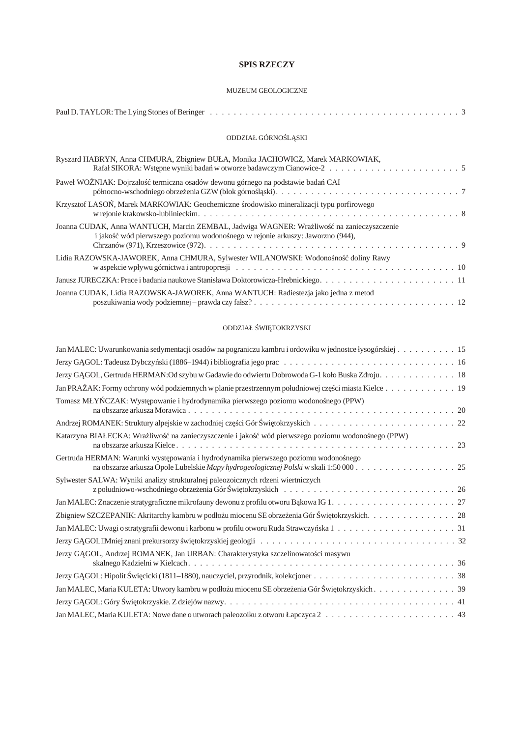# SPIS RZECZY

## MUZEUM GEOLOGICZNE

Paul D. TAYLOR: The Lying Stones of Beringer . . . . . . . . . . . . . . . . . . . . . . . . . . . . . . . . . . . . . . . . . 3

## ODDZIAŁ GÓRNOŚLĄSKI

Ryszard HABRYN, Anna CHMURA, Zbigniew BUŁA, Monika JACHOWICZ, Marek MARKOWIAK, Rafał SIKORA: Wstępne wyniki badań w otworze badawczym Cianowice-2 . . . . . . . . . . . . . . . . . . . . . . 5

Paweł WOŹNIAK: Dojrzałość termiczna osadów dewonu górnego na podstawie badań CAI północno-wschodniego obrzeżenia GZW (blok górnośląski) . . . . . . . . . . . . . . . . . . . . . . . . . . . . . . . . 7

Krzysztof LASOŃ, Marek MARKOWIAK: Geochemiczne środowisko mineralizacji typu porfirowego w rejonie krakowsko-lublinieckim . . . . . . . . . . . . . . . . . . . . . . . . . . . . . . . . . . . . . . . . . . 8

Joanna CUDAK, Anna WANTUCH, Marcin ZEMBAL, Jadwiga WAGNER: Wrażliwość na zanieczyszczenie i jakość wód pierwszego poziomu wodonośnego w rejonie arkuszy: Jaworzno (944), Chrzanów (971), Krzeszowice (972) . . . . . . . . . . . . . . . . . . . . . . . . . . . . . . . . . . . . . . . . . . 9

Lidia RAZOWSKA-JAWOREK, Anna CHMURA, Sylwester WILANOWSKI: Wodonośność doliny Rawy w aspekcie wpływu górnictwa i antropopresji . . . . . . . . . . . . . . . . . . . . . . . . . . . . . . . . . . . . . 10

Janusz JURECZKA: Prace i badania naukowe Stanisława Doktorowicza-Hrebnickiego . . . . . . . . . . . . . . . . . . . . . . . 11

Joanna CUDAK, Lidia RAZOWSKA-JAWOREK, Anna WANTUCH: Radiestezja jako jedna z metod poszukiwania wody podziemnej – prawda czy fałsz? . . . . . . . . . . . . . . . . . . . . . . . . . . . . . . . . . . 12

## ODDZIAŁ ŚWIĘTOKRZYSKI

Jan MALEC: Uwarunkowania sedymentacji osadów na pograniczu kambru i ordowiku w jednostce łysogórskiej . . . . . . . . . . 15

Jerzy GĄGOL: Tadeusz Dybczyński (1886–1944) i bibliografia jego prac . . . . . . . . . . . . . . . . . . . . . . . . . . . . 16

Jerzy GĄGOL, Gertruda HERMAN: Od szybu w Gadawie do odwiertu Dobrowoda G-1 koło Buska Zdroju . . . . . . . . . . . . 18

Jan PRAŻAK: Formy ochrony wód podziemnych w planie przestrzennym południowej części miasta Kielce . . . . . . . . . . . . 19

Tomasz MŁYŃCZAK: Występowanie i hydrodynamika pierwszego poziomu wodonośnego (PPW) na obszarze arkusza Morawica . . . . . . . . . . . . . . . . . . . . . . . . . . . . . . . . . . . . . . . . . . . . . 20

Andrzej ROMANEK: Struktury alpejskie w zachodniej części Gór Świętokrzyskich . . . . . . . . . . . . . . . . . . . . . . . . 22

Katarzyna BIAŁECKA: Wrażliwość na zanieczyszczenie i jakość wód pierwszego poziomu wodonośnego (PPW) na obszarze arkusza Kielce . . . . . . . . . . . . . . . . . . . . . . . . . . . . . . . . . . . . . . . . . . . . . . 23

Gertruda HERMAN: Warunki występowania i hydrodynamika pierwszego poziomu wodonośnego na obszarze arkusza Opole Lubelskie *Mapy hydrogeologicznej Polski* w skali 1:50 000 . . . . . . . . . . . . . . . . . 25

Sylwester SALWA: Wyniki analizy strukturalnej paleozoicznych rdzeni wiertniczych z południowo-wschodniego obrzeżenia Gór Świętokrzyskich . . . . . . . . . . . . . . . . . . . . . . . . . . . . . 26

Jan MALEC: Znaczenie stratygraficzne mikrofauny dewonu z profilu otworu Bąkowa IG 1 . . . . . . . . . . . . . . . . . . . . . 27

Zbigniew SZCZEPANIK: Akritarchy kambru w podłożu miocenu SE obrzeżenia Gór Świętokrzyskich . . . . . . . . . . . . . . 28

Jan MALEC: Uwagi o stratygrafii dewonu i karbonu w profilu otworu Ruda Strawczyńska 1 . . . . . . . . . . . . . . . . . . . . 31

Jerzy GĄGOL: Mniej znani prekursorzy świętokrzyskiej geologii . . . . . . . . . . . . . . . . . . . . . . . . . . . . . . . . . 32

Jerzy GĄGOL, Andrzej ROMANEK, Jan URBAN: Charakterystyka szczelinowatości masywu skalnego Kadzielni w Kielcach . . . . . . . . . . . . . . . . . . . . . . . . . . . . . . . . . . . . . . . . . . . . 36

Jerzy GĄGOL: Hipolit Święcicki (1811–1880), nauczyciel, przyrodnik, kolekcjoner . . . . . . . . . . . . . . . . . . . . . . . . 38

Jan MALEC, Maria KULETA: Utwory kambru w podłożu miocenu SE obrzeżenia Gór Świętokrzyskich . . . . . . . . . . . . . . 39

Jerzy GĄGOL: Góry Świętokrzyskie. Z dziejów nazwy . . . . . . . . . . . . . . . . . . . . . . . . . . . . . . . . . . . . . . . . 41

Jan MALEC, Maria KULETA: Nowe dane o utworach paleozoiku z otworu Łapczyca 2 . . . . . . . . . . . . . . . . . . . . . . 43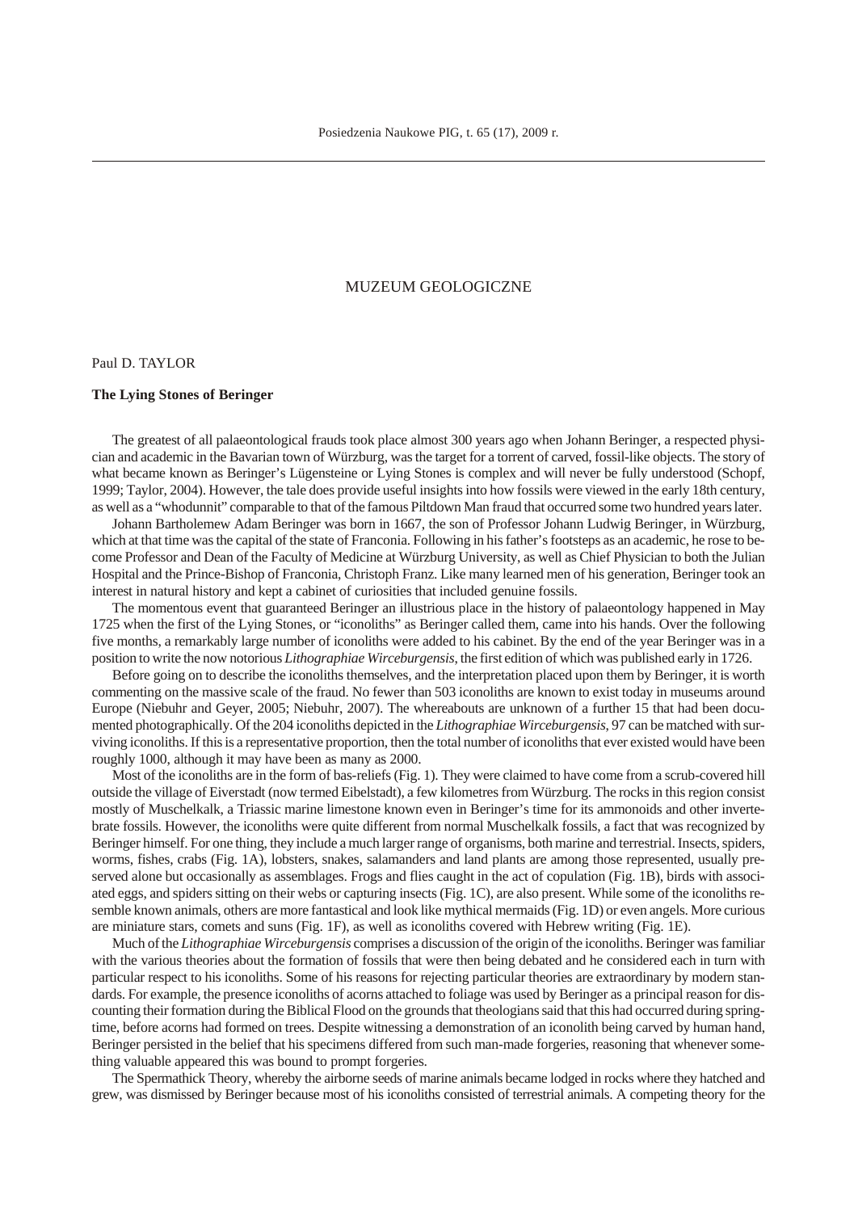# MUZEUM GEOLOGICZNE

Paul D. TAYLOR

## The Lying Stones of Beringer

The greatest of all palaeontological frauds took place almost 300 years ago when Johann Beringer, a respected physician and academic in the Bavarian town of Würzburg, was the target for a torrent of carved, fossil-like objects. The story of what became known as Beringer's Lügensteine or Lying Stones is complex and will never be fully understood (Schopf, 1999; Taylor, 2004). However, the tale does provide useful insights into how fossils were viewed in the early 18th century, as well as a "whodunnit" comparable to that of the famous Piltdown Man fraud that occurred some two hundred years later.

Johann Bartholemew Adam Beringer was born in 1667, the son of Professor Johann Ludwig Beringer, in Würzburg, which at that time was the capital of the state of Franconia. Following in his father's footsteps as an academic, he rose to become Professor and Dean of the Faculty of Medicine at Würzburg University, as well as Chief Physician to both the Julian Hospital and the Prince-Bishop of Franconia, Christoph Franz. Like many learned men of his generation, Beringer took an interest in natural history and kept a cabinet of curiosities that included genuine fossils.

The momentous event that guaranteed Beringer an illustrious place in the history of palaeontology happened in May 1725 when the first of the Lying Stones, or "iconoliths" as Beringer called them, came into his hands. Over the following five months, a remarkably large number of iconoliths were added to his cabinet. By the end of the year Beringer was in a position to write the now notorious *Lithographiae Wirceburgensis*, the first edition of which was published early in 1726.

Before going on to describe the iconoliths themselves, and the interpretation placed upon them by Beringer, it is worth commenting on the massive scale of the fraud. No fewer than 503 iconoliths are known to exist today in museums around Europe (Niebuhr and Geyer, 2005; Niebuhr, 2007). The whereabouts are unknown of a further 15 that had been documented photographically. Of the 204 iconoliths depicted in the *Lithographiae Wirceburgensis*, 97 can be matched with surviving iconoliths. If this is a representative proportion, then the total number of iconoliths that ever existed would have been roughly 1000, although it may have been as many as 2000.

Most of the iconoliths are in the form of bas-reliefs (Fig. 1). They were claimed to have come from a scrub-covered hill outside the village of Eiverstadt (now termed Eibelstadt), a few kilometres from Würzburg. The rocks in this region consist mostly of Muschelkalk, a Triassic marine limestone known even in Beringer's time for its ammonoids and other invertebrate fossils. However, the iconoliths were quite different from normal Muschelkalk fossils, a fact that was recognized by Beringer himself. For one thing, they include a much larger range of organisms, both marine and terrestrial. Insects, spiders, worms, fishes, crabs (Fig. 1A), lobsters, snakes, salamanders and land plants are among those represented, usually preserved alone but occasionally as assemblages. Frogs and flies caught in the act of copulation (Fig. 1B), birds with associated eggs, and spiders sitting on their webs or capturing insects (Fig. 1C), are also present. While some of the iconoliths resemble known animals, others are more fantastical and look like mythical mermaids (Fig. 1D) or even angels. More curious are miniature stars, comets and suns (Fig. 1F), as well as iconoliths covered with Hebrew writing (Fig. 1E).

Much of the *Lithographiae Wirceburgensis* comprises a discussion of the origin of the iconoliths. Beringer was familiar with the various theories about the formation of fossils that were then being debated and he considered each in turn with particular respect to his iconoliths. Some of his reasons for rejecting particular theories are extraordinary by modern standards. For example, the presence iconoliths of acorns attached to foliage was used by Beringer as a principal reason for discounting their formation during the Biblical Flood on the grounds that theologians said that this had occurred during springtime, before acorns had formed on trees. Despite witnessing a demonstration of an iconolith being carved by human hand, Beringer persisted in the belief that his specimens differed from such man-made forgeries, reasoning that whenever something valuable appeared this was bound to prompt forgeries.

The Spermathick Theory, whereby the airborne seeds of marine animals became lodged in rocks where they hatched and grew, was dismissed by Beringer because most of his iconoliths consisted of terrestrial animals. A competing theory for the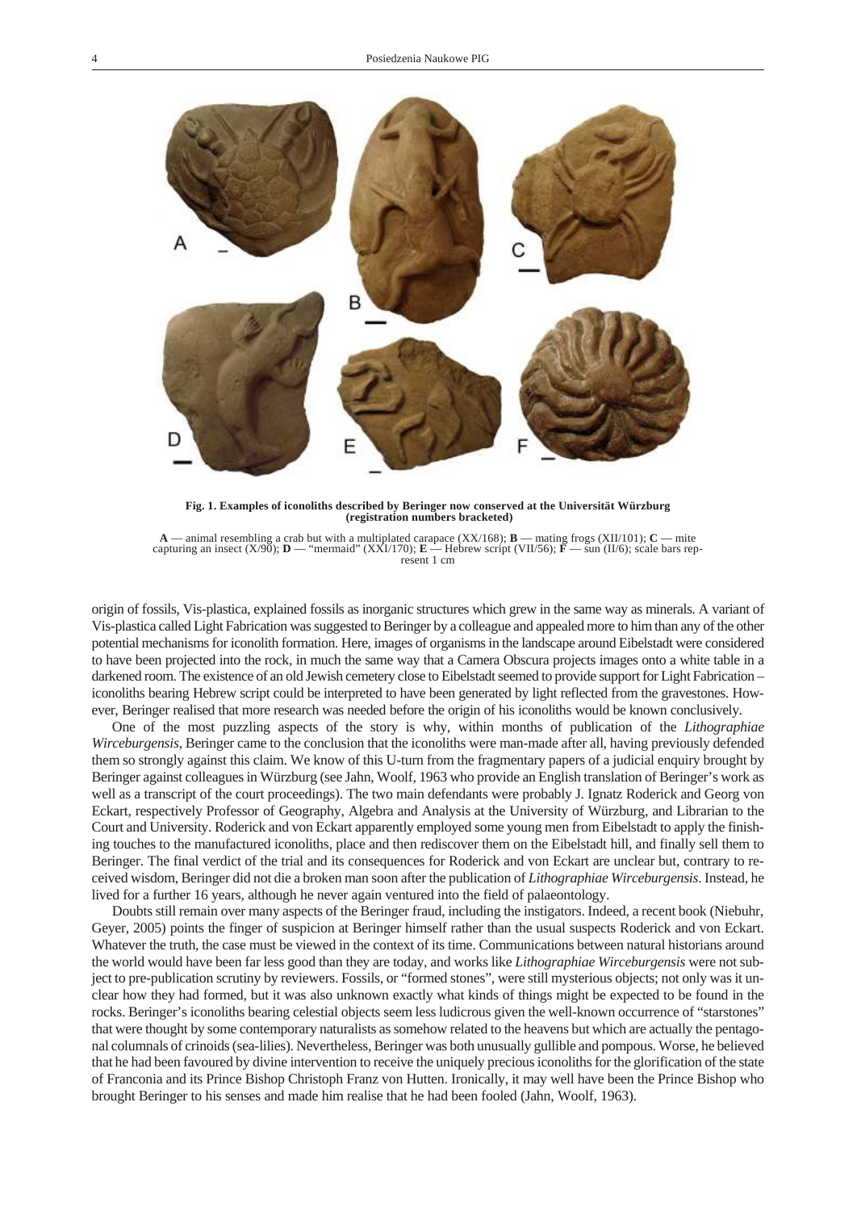**Fig. 1. Examples of iconoliths described by Beringer now conserved at the Universität Würzburg (registration numbers bracketed)**

**A** — animal resembling a crab but with a multiplated carapace (XX/168); **B** — mating frogs (XII/101); **C** — mite capturing an insect (X/90); **D** — "mermaid" (XXI/170); **E** — Hebrew script (VII/56); **F** — sun (II/6); scale bars represent 1 cm

origin of fossils, Vis-plastica, explained fossils as inorganic structures which grew in the same way as minerals. A variant of Vis-plastica called Light Fabrication was suggested to Beringer by a colleague and appealed more to him than any of the other potential mechanisms for iconolith formation. Here, images of organisms in the landscape around Eibelstadt were considered to have been projected into the rock, in much the same way that a Camera Obscura projects images onto a white table in a darkened room. The existence of an old Jewish cemetery close to Eibelstadt seemed to provide support for Light Fabrication – iconoliths bearing Hebrew script could be interpreted to have been generated by light reflected from the gravestones. However, Beringer realised that more research was needed before the origin of his iconoliths would be known conclusively.

One of the most puzzling aspects of the story is why, within months of publication of the *Lithographiae Wirceburgensis*, Beringer came to the conclusion that the iconoliths were man-made after all, having previously defended them so strongly against this claim. We know of this U-turn from the fragmentary papers of a judicial enquiry brought by Beringer against colleagues in Würzburg (see Jahn, Woolf, 1963 who provide an English translation of Beringer's work as well as a transcript of the court proceedings). The two main defendants were probably J. Ignatz Roderick and Georg von Eckart, respectively Professor of Geography, Algebra and Analysis at the University of Würzburg, and Librarian to the Court and University. Roderick and von Eckart apparently employed some young men from Eibelstadt to apply the finishing touches to the manufactured iconoliths, place and then rediscover them on the Eibelstadt hill, and finally sell them to Beringer. The final verdict of the trial and its consequences for Roderick and von Eckart are unclear but, contrary to received wisdom, Beringer did not die a broken man soon after the publication of *Lithographiae Wirceburgensis*. Instead, he lived for a further 16 years, although he never again ventured into the field of palaeontology.

Doubts still remain over many aspects of the Beringer fraud, including the instigators. Indeed, a recent book (Niebuhr, Geyer, 2005) points the finger of suspicion at Beringer himself rather than the usual suspects Roderick and von Eckart. Whatever the truth, the case must be viewed in the context of its time. Communications between natural historians around the world would have been far less good than they are today, and works like *Lithographiae Wirceburgensis* were not subject to pre-publication scrutiny by reviewers. Fossils, or "formed stones", were still mysterious objects; not only was it unclear how they had formed, but it was also unknown exactly what kinds of things might be expected to be found in the rocks. Beringer's iconoliths bearing celestial objects seem less ludicrous given the well-known occurrence of "starstones" that were thought by some contemporary naturalists as somehow related to the heavens but which are actually the pentagonal columnals of crinoids (sea-lilies). Nevertheless, Beringer was both unusually gullible and pompous. Worse, he believed that he had been favoured by divine intervention to receive the uniquely precious iconoliths for the glorification of the state of Franconia and its Prince Bishop Christoph Franz von Hutten. Ironically, it may well have been the Prince Bishop who brought Beringer to his senses and made him realise that he had been fooled (Jahn, Woolf, 1963).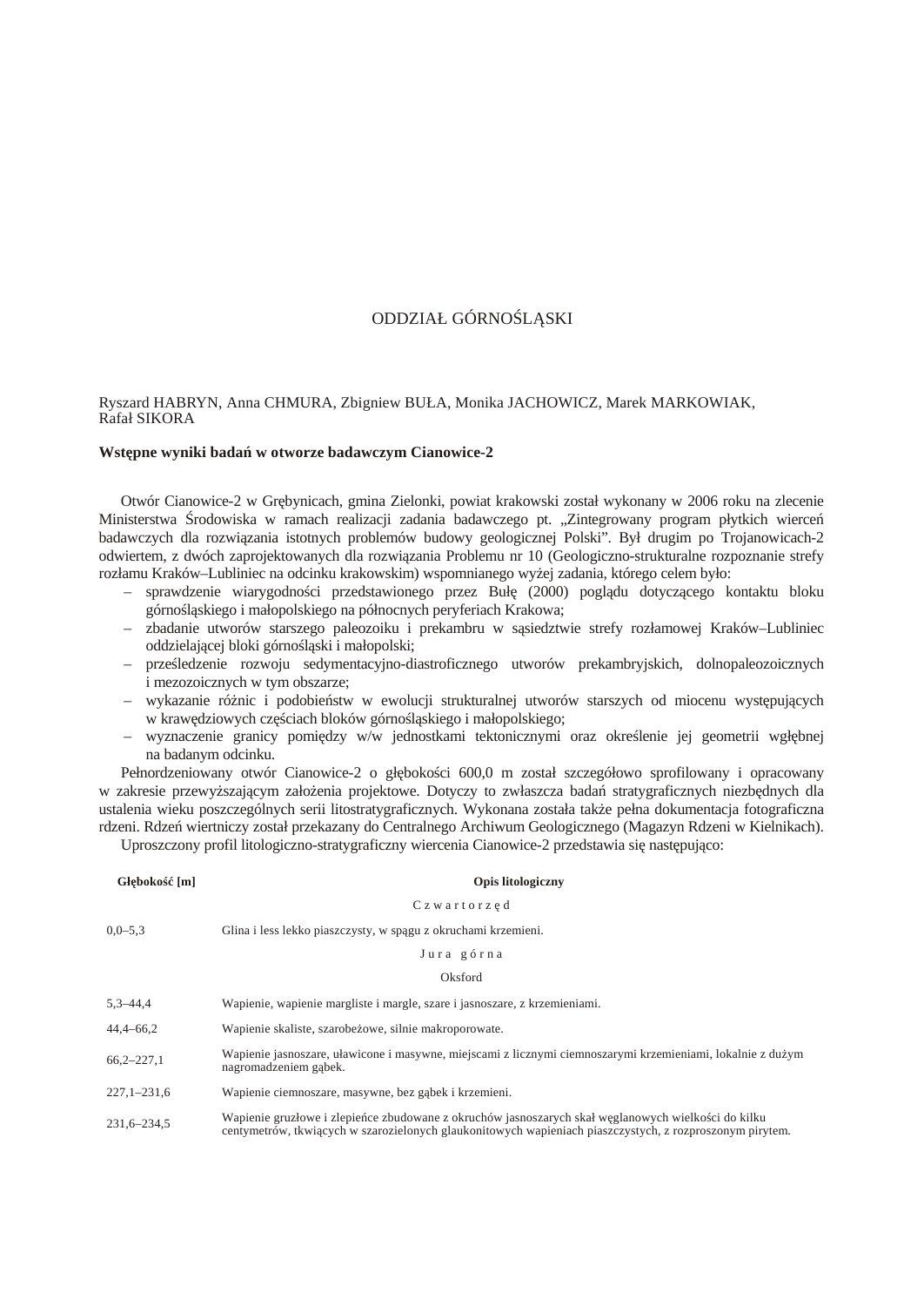# ODDZIAŁ GÓRNOŚLĄSKI

Ryszard HABRYN, Anna CHMURA, Zbigniew BUŁA, Monika JACHOWICZ, Marek MARKOWIAK, Rafał SIKORA

## Wstępne wyniki badań w otworze badawczym Cianowice-2

Otwór Cianowice-2 w Grębynicach, gmina Zielonki, powiat krakowski został wykonany w 2006 roku na zlecenie Ministerstwa Środowiska w ramach realizacji zadania badawczego pt. „Zintegrowany program płytkich wierceń badawczych dla rozwiązania istotnych problemów budowy geologicznej Polski". Był drugim po Trojanowicach-2 odwiertem, z dwóch zaprojektowanych dla rozwiązania Problemu nr 10 (Geologiczno-strukturalne rozpoznanie strefy rozłamu Kraków–Lubliniec na odcinku krakowskim) wspomnianego wyżej zadania, którego celem było:

- sprawdzenie wiarygodności przedstawionego przez Bułę (2000) poglądu dotyczącego kontaktu bloku górnośląskiego i małopolskiego na północnych peryferiach Krakowa;
- zbadanie utworów starszego paleozoiku i prekambru w sąsiedztwie strefy rozłamowej Kraków–Lubliniec oddzielającej bloki górnośląski i małopolski;
- prześledzenie rozwoju sedymentacyjno-diastroficznego utworów prekambryjskich, dolnopaleozoicznych i mezozoicznych w tym obszarze;
- wykazanie różnic i podobieństw w ewolucji strukturalnej utworów starszych od miocenu występujących w krawędziowych częściach bloków górnośląskiego i małopolskiego;
- wyznaczenie granicy pomiędzy w/w jednostkami tektonicznymi oraz określenie jej geometrii wgłębnej na badanym odcinku.

Pełnordzeniowany otwór Cianowice-2 o głębokości 600,0 m został szczegółowo sprofilowany i opracowany w zakresie przewyższającym założenia projektowe. Dotyczy to zwłaszcza badań stratygraficznych niezbędnych dla ustalenia wieku poszczególnych serii litostratygraficznych. Wykonana została także pełna dokumentacja fotograficzna rdzeni. Rdzeń wiertniczy został przekazany do Centralnego Archiwum Geologicznego (Magazyn Rdzeni w Kielnikach).

Uproszczony profil litologiczno-stratygraficzny wiercenia Cianowice-2 przedstawia się następująco:

| Głębokość [m] | Opis litologiczny |
|---|---|
| | C z w a r t o r z ę d |
| 0,0–5,3 | Glina i less lekko piaszczysty, w spągu z okruchami krzemieni. |
| | J u r a g ó r n a |
| | Oksford |
| 5,3–44,4 | Wapienie, wapienie margliste i margle, szare i jasnoszare, z krzemieniami. |
| 44,4–66,2 | Wapienie skaliste, szarobeżowe, silnie makroporowate. |
| 66,2–227,1 | Wapienie jasnoszare, uławicone i masywne, miejscami z licznymi ciemnoszarymi krzemieniami, lokalnie z dużym nagromadzeniem gąbek. |
| 227,1–231,6 | Wapienie ciemnoszare, masywne, bez gąbek i krzemieni. |
| 231,6–234,5 | Wapienie gruzłowe i zlepieńce zbudowane z okruchów jasnoszarych skał węglanowych wielkości do kilku centymetrów, tkwiących w szarozielonych glaukonitowych wapieniach piaszczystych, z rozproszonym pirytem. |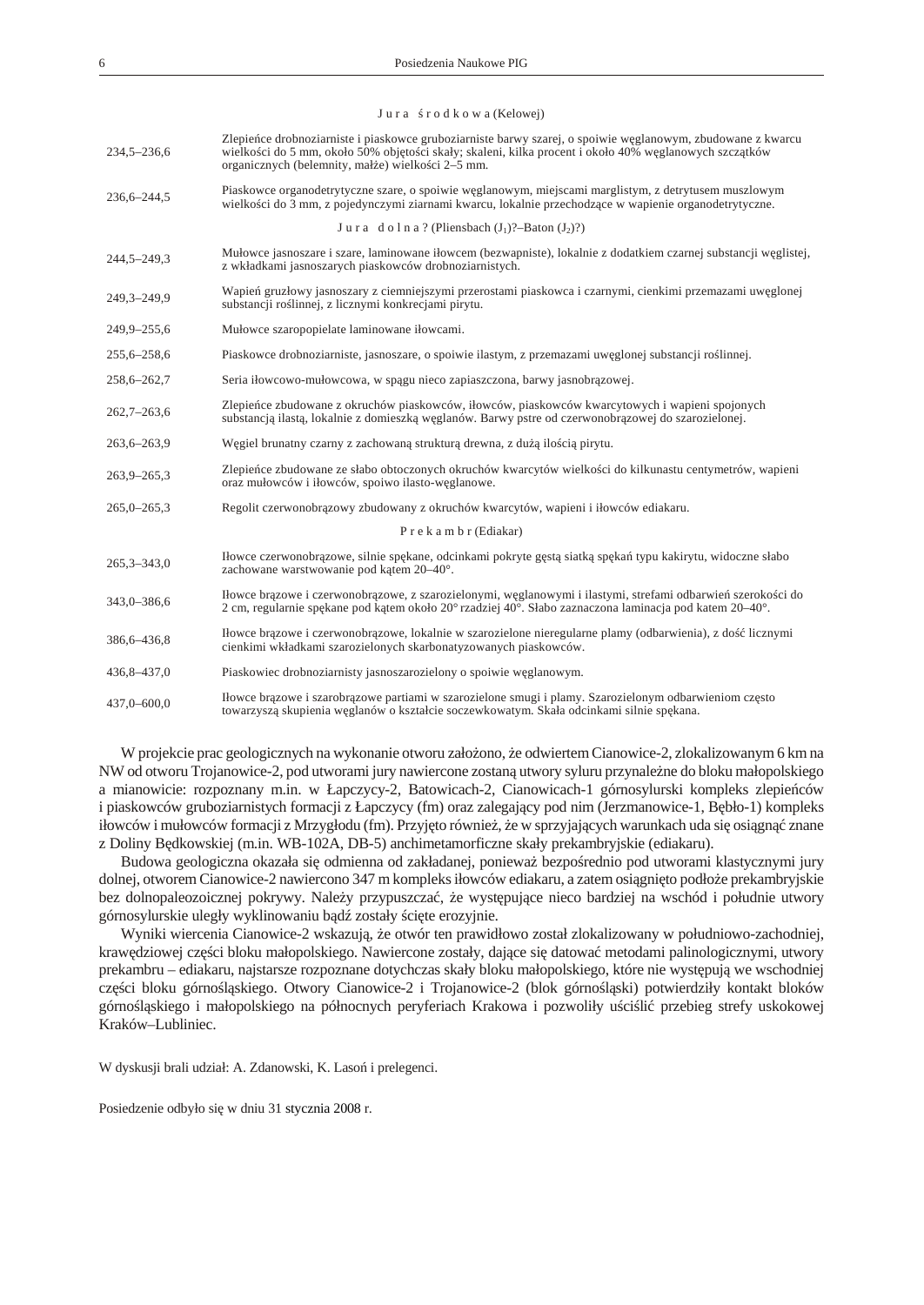| | J u r a  ś r o d k o w a (Kelowej) |
|---|---|
| 234,5–236,6 | Zlepieńce drobnoziarniste i piaskowce gruboziarniste barwy szarej, o spoiwie węglanowym, zbudowane z kwarcu wielkości do 5 mm, około 50% objętości skały; skaleni, kilka procent i około 40% węglanowych szczątków organicznych (belemnity, małże) wielkości 2–5 mm. |
| 236,6–244,5 | Piaskowce organodetrytyczne szare, o spoiwie węglanowym, miejscami marglistym, z detrytusem muszlowym wielkości do 3 mm, z pojedynczymi ziarnami kwarcu, lokalnie przechodzące w wapienie organodetrytyczne. |
| | J u r a  d o l n a ? (Pliensbach ($J_1$)?–Baton ($J_2$)?) |
| 244,5–249,3 | Mułowce jasnoszare i szare, laminowane iłowcem (bezwapniste), lokalnie z dodatkiem czarnej substancji węglistej, z wkładkami jasnoszarych piaskowców drobnoziarnistych. |
| 249,3–249,9 | Wapień gruzłowy jasnoszary z ciemniejszymi przerostami piaskowca i czarnymi, cienkimi przemazami uwęglonej substancji roślinnej, z licznymi konkrecjami pirytu. |
| 249,9–255,6 | Mułowce szaropopielate laminowane iłowcami. |
| 255,6–258,6 | Piaskowce drobnoziarniste, jasnoszare, o spoiwie ilastym, z przemazami uwęglonej substancji roślinnej. |
| 258,6–262,7 | Seria iłowcowo-mułowcowa, w spągu nieco zapiaszczona, barwy jasnobrązowej. |
| 262,7–263,6 | Zlepieńce zbudowane z okruchów piaskowców, iłowców, piaskowców kwarcytowych i wapieni spojonych substancją ilastą, lokalnie z domieszką węglanów. Barwy pstre od czerwonobrązowej do szarozielonej. |
| 263,6–263,9 | Węgiel brunatny czarny z zachowaną strukturą drewna, z dużą ilością pirytu. |
| 263,9–265,3 | Zlepieńce zbudowane ze słabo obtoczonych okruchów kwarcytów wielkości do kilkunastu centymetrów, wapieni oraz mułowców i iłowców, spoiwo ilasto-węglanowe. |
| 265,0–265,3 | Regolit czerwonobrązowy zbudowany z okruchów kwarcytów, wapieni i iłowców ediakaru. |
| | P r e k a m b r (Ediakar) |
| 265,3–343,0 | Iłowce czerwonobrązowe, silnie spękane, odcinkami pokryte gęstą siatką spękań typu kakirytu, widoczne słabo zachowane warstwowanie pod kątem 20–40°. |
| 343,0–386,6 | Iłowce brązowe i czerwonobrązowe, z szarozielonymi, węglanowymi i ilastymi, strefami odbarwień szerokości do 2 cm, regularnie spękane pod kątem około 20° rzadziej 40°. Słabo zaznaczona laminacja pod katem 20–40°. |
| 386,6–436,8 | Iłowce brązowe i czerwonobrązowe, lokalnie w szarozielone nieregularne plamy (odbarwienia), z dość licznymi cienkimi wkładkami szarozielonych skarbonatyzowanych piaskowców. |
| 436,8–437,0 | Piaskowiec drobnoziarnisty jasnoszarozielony o spoiwie węglanowym. |
| 437,0–600,0 | Iłowce brązowe i szarobrązowe partiami w szarozielone smugi i plamy. Szarozielonym odbarwieniom często towarzyszą skupienia węglanów o kształcie soczewkowatym. Skała odcinkami silnie spękana. |

W projekcie prac geologicznych na wykonanie otworu założono, że odwiertem Cianowice-2, zlokalizowanym 6 km na NW od otworu Trojanowice-2, pod utworami jury nawiercone zostaną utwory syluru przynależne do bloku małopolskiego a mianowicie: rozpoznany m.in. w Łapczycy-2, Batowicach-2, Cianowicach-1 górnosylurski kompleks zlepieńców i piaskowców gruboziarnistych formacji z Łapczycy (fm) oraz zalegający pod nim (Jerzmanowice-1, Bębło-1) kompleks iłowców i mułowców formacji z Mrzygłodu (fm). Przyjęto również, że w sprzyjających warunkach uda się osiągnąć znane z Doliny Będkowskiej (m.in. WB-102A, DB-5) anchimetamorficzne skały prekambryjskie (ediakaru).

Budowa geologiczna okazała się odmienna od zakładanej, ponieważ bezpośrednio pod utworami klastycznymi jury dolnej, otworem Cianowice-2 nawiercono 347 m kompleks iłowców ediakaru, a zatem osiągnięto podłoże prekambryjskie bez dolnopaleozoicznej pokrywy. Należy przypuszczać, że występujące nieco bardziej na wschód i południe utwory górnosylurskie uległy wyklinowaniu bądź zostały ścięte erozyjnie.

Wyniki wiercenia Cianowice-2 wskazują, że otwór ten prawidłowo został zlokalizowany w południowo-zachodniej, krawędziowej części bloku małopolskiego. Nawiercone zostały, dające się datować metodami palinologicznymi, utwory prekambru – ediakaru, najstarsze rozpoznane dotychczas skały bloku małopolskiego, które nie występują we wschodniej części bloku górnośląskiego. Otwory Cianowice-2 i Trojanowice-2 (blok górnośląski) potwierdziły kontakt bloków górnośląskiego i małopolskiego na północnych peryferiach Krakowa i pozwoliły uściślić przebieg strefy uskokowej Kraków–Lubliniec.

W dyskusji brali udział: A. Zdanowski, K. Lasoń i prelegenci.

Posiedzenie odbyło się w dniu 31 stycznia 2008 r.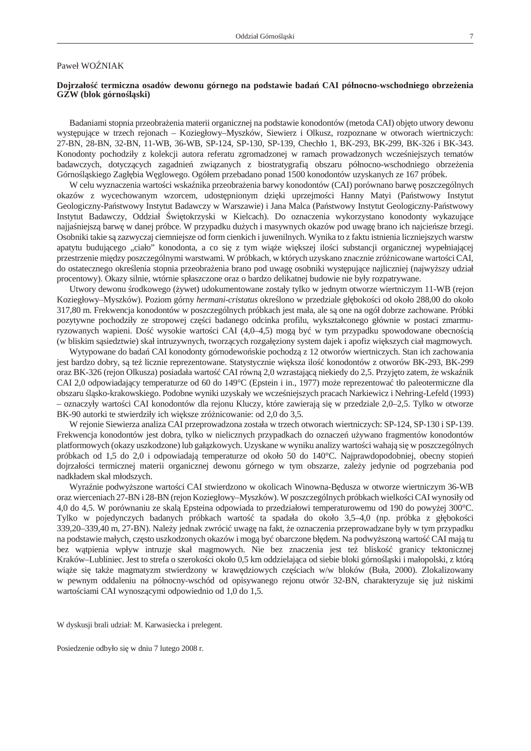Paweł WOŹNIAK

**Dojrzałość termiczna osadów dewonu górnego na podstawie badań CAI północno-wschodniego obrzeżenia GZW (blok górnośląski)**

Badaniami stopnia przeobrażenia materii organicznej na podstawie konodontów (metoda CAI) objęto utwory dewonu występujące w trzech rejonach – Koziegłowy–Myszków, Siewierz i Olkusz, rozpoznane w otworach wiertniczych: 27-BN, 28-BN, 32-BN, 11-WB, 36-WB, SP-124, SP-130, SP-139, Chechło 1, BK-293, BK-299, BK-326 i BK-343. Konodonty pochodziły z kolekcji autora referatu zgromadzonej w ramach prowadzonych wcześniejszych tematów badawczych, dotyczących zagadnień związanych z biostratygrafią obszaru północno-wschodniego obrzeżenia Górnośląskiego Zagłębia Węglowego. Ogółem przebadano ponad 1500 konodontów uzyskanych ze 167 próbek.

W celu wyznaczenia wartości wskaźnika przeobrażenia barwy konodontów (CAI) porównano barwę poszczególnych okazów z wycechowanym wzorcem, udostępnionym dzięki uprzejmości Hanny Matyi (Państwowy Instytut Geologiczny-Państwowy Instytut Badawczy w Warszawie) i Jana Malca (Państwowy Instytut Geologiczny-Państwowy Instytut Badawczy, Oddział Świętokrzyski w Kielcach). Do oznaczenia wykorzystano konodonty wykazujące najjaśniejszą barwę w danej próbce. W przypadku dużych i masywnych okazów pod uwagę brano ich najcieńsze brzegi. Osobniki takie są zazwyczaj ciemniejsze od form cienkich i juwenilnych. Wynika to z faktu istnienia liczniejszych warstw apatytu budującego „ciało" konodonta, a co się z tym wiąże większej ilości substancji organicznej wypełniającej przestrzenie między poszczególnymi warstwami. W próbkach, w których uzyskano znacznie zróżnicowane wartości CAI, do ostatecznego określenia stopnia przeobrażenia brano pod uwagę osobniki występujące najliczniej (najwyższy udział procentowy). Okazy silnie, wtórnie spłaszczone oraz o bardzo delikatnej budowie nie były rozpatrywane.

Utwory dewonu środkowego (żywet) udokumentowane zostały tylko w jednym otworze wiertniczym 11-WB (rejon Koziegłowy–Myszków). Poziom górny *hermani-cristatus* określono w przedziale głębokości od około 288,00 do około 317,80 m. Frekwencja konodontów w poszczególnych próbkach jest mała, ale są one na ogół dobrze zachowane. Próbki pozytywne pochodziły ze stropowej części badanego odcinka profilu, wykształconego głównie w postaci zmarmuryzowanych wapieni. Dość wysokie wartości CAI (4,0–4,5) mogą być w tym przypadku spowodowane obecnością (w bliskim sąsiedztwie) skał intruzywnych, tworzących rozgałęziony system dajek i apofiz większych ciał magmowych.

Wytypowane do badań CAI konodonty górnodewońskie pochodzą z 12 otworów wiertniczych. Stan ich zachowania jest bardzo dobry, są też licznie reprezentowane. Statystycznie większa ilość konodontów z otworów BK-293, BK-299 oraz BK-326 (rejon Olkusza) posiadała wartość CAI równą 2,0 wzrastającą niekiedy do 2,5. Przyjęto zatem, że wskaźnik CAI 2,0 odpowiadający temperaturze od 60 do 149°C (Epstein i in., 1977) może reprezentować tło paleotermiczne dla obszaru śląsko-krakowskiego. Podobne wyniki uzyskały we wcześniejszych pracach Narkiewicz i Nehring-Lefeld (1993) – oznaczyły wartości CAI konodontów dla rejonu Kluczy, które zawierają się w przedziale 2,0–2,5. Tylko w otworze BK-90 autorki te stwierdziły ich większe zróżnicowanie: od 2,0 do 3,5.

W rejonie Siewierza analiza CAI przeprowadzona została w trzech otworach wiertniczych: SP-124, SP-130 i SP-139. Frekwencja konodontów jest dobra, tylko w nielicznych przypadkach do oznaczeń używano fragmentów konodontów platformowych (okazy uszkodzone) lub gałązkowych. Uzyskane w wyniku analizy wartości wahają się w poszczególnych próbkach od 1,5 do 2,0 i odpowiadają temperaturze od około 50 do 140°C. Najprawdopodobniej, obecny stopień dojrzałości termicznej materii organicznej dewonu górnego w tym obszarze, zależy jedynie od pogrzebania pod nadkładem skał młodszych.

Wyraźnie podwyższone wartości CAI stwierdzono w okolicach Winowna-Będusza w otworze wiertniczym 36-WB oraz wierceniach 27-BN i 28-BN (rejon Koziegłowy–Myszków). W poszczególnych próbkach wielkości CAI wynosiły od 4,0 do 4,5. W porównaniu ze skalą Epsteina odpowiada to przedziałowi temperaturowemu od 190 do powyżej 300°C. Tylko w pojedynczych badanych próbkach wartość ta spadała do około 3,5–4,0 (np. próbka z głębokości 339,20–339,40 m, 27-BN). Należy jednak zwrócić uwagę na fakt, że oznaczenia przeprowadzane były w tym przypadku na podstawie małych, często uszkodzonych okazów i mogą być obarczone błędem. Na podwyższoną wartość CAI mają tu bez wątpienia wpływ intruzje skał magmowych. Nie bez znaczenia jest też bliskość granicy tektonicznej Kraków–Lubliniec. Jest to strefa o szerokości około 0,5 km oddzielająca od siebie bloki górnośląski i małopolski, z którą wiąże się także magmatyzm stwierdzony w krawędziowych częściach w/w bloków (Buła, 2000). Zlokalizowany w pewnym oddaleniu na północny-wschód od opisywanego rejonu otwór 32-BN, charakteryzuje się już niskimi wartościami CAI wynoszącymi odpowiednio od 1,0 do 1,5.

W dyskusji brali udział: M. Karwasiecka i prelegent.

Posiedzenie odbyło się w dniu 7 lutego 2008 r.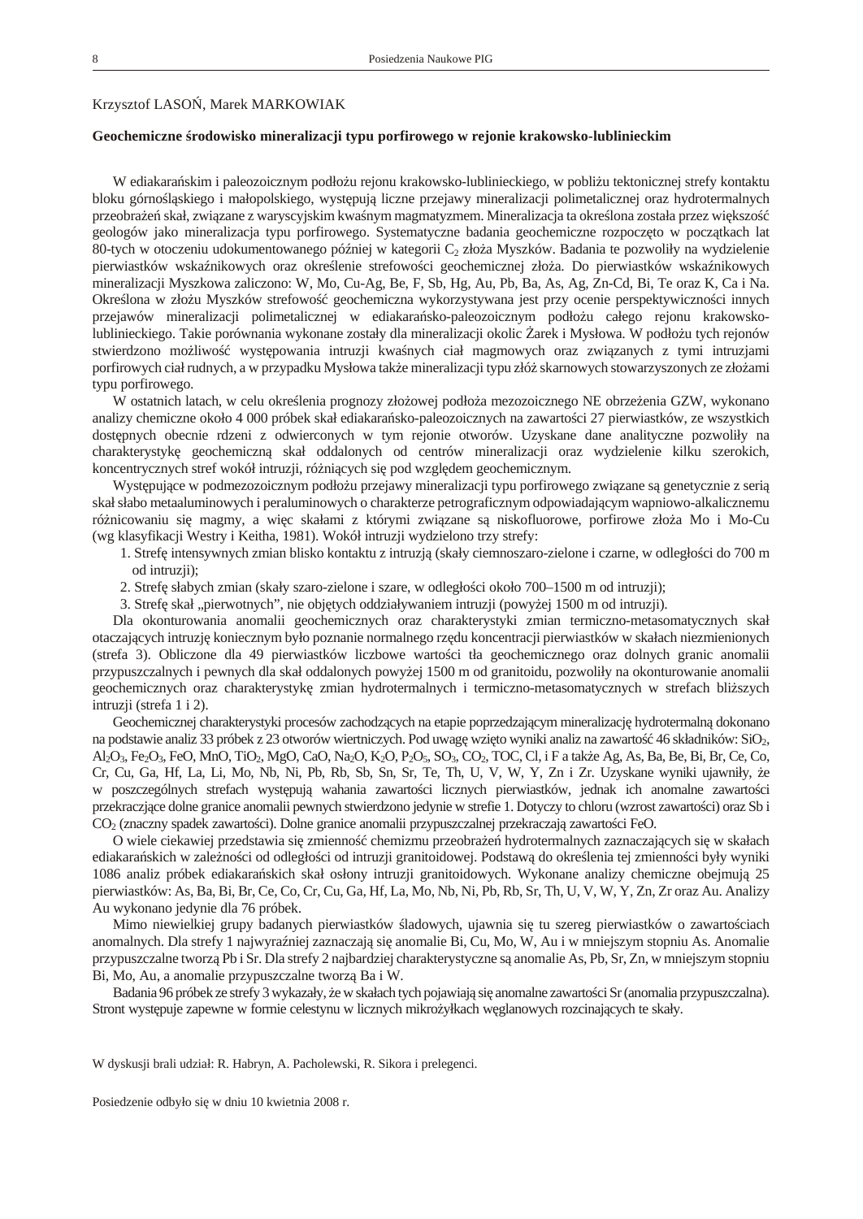Krzysztof LASOŃ, Marek MARKOWIAK

**Geochemiczne środowisko mineralizacji typu porfirowego w rejonie krakowsko-lublinieckim**

W ediakarańskim i paleozoicznym podłożu rejonu krakowsko-lublinieckiego, w pobliżu tektonicznej strefy kontaktu bloku górnośląskiego i małopolskiego, występują liczne przejawy mineralizacji polimetalicznej oraz hydrotermalnych przeobrażeń skał, związane z waryscyjskim kwaśnym magmatyzmem. Mineralizacja ta określona została przez większość geologów jako mineralizacja typu porfirowego. Systematyczne badania geochemiczne rozpoczęto w początkach lat 80-tych w otoczeniu udokumentowanego później w kategorii $C_2$ złoża Myszków. Badania te pozwoliły na wydzielenie pierwiastków wskaźnikowych oraz określenie strefowości geochemicznej złoża. Do pierwiastków wskaźnikowych mineralizacji Myszkowa zaliczono: W, Mo, Cu-Ag, Be, F, Sb, Hg, Au, Pb, Ba, As, Ag, Zn-Cd, Bi, Te oraz K, Ca i Na. Określona w złożu Myszków strefowość geochemiczna wykorzystywana jest przy ocenie perspektywiczności innych przejawów mineralizacji polimetalicznej w ediakarańsko-paleozoicznym podłożu całego rejonu krakowsko-lublinieckiego. Takie porównania wykonane zostały dla mineralizacji okolic Żarek i Mysłowa. W podłożu tych rejonów stwierdzono możliwość występowania intruzji kwaśnych ciał magmowych oraz związanych z tymi intruzjami porfirowych ciał rudnych, a w przypadku Mysłowa także mineralizacji typu złóż skarnowych stowarzyszonych ze złożami typu porfirowego.

W ostatnich latach, w celu określenia prognozy złożowej podłoża mezozoicznego NE obrzeżenia GZW, wykonano analizy chemiczne około 4 000 próbek skał ediakarańsko-paleozoicznych na zawartość 27 pierwiastków, ze wszystkich dostępnych obecnie rdzeni z odwierconych w tym rejonie otworów. Uzyskane dane analityczne pozwoliły na charakterystykę geochemiczną skał oddalonych od centrów mineralizacji oraz wydzielenie kilku szerokich, koncentrycznych stref wokół intruzji, różniących się pod względem geochemicznym.

Występujące w podmezozoicznym podłożu przejawy mineralizacji typu porfirowego związane są genetycznie z serią skał słabo metaaluminowych i peraluminowych o charakterze petrograficznym odpowiadającym wapniowo-alkalicznemu różnicowaniu się magmy, a więc skałami z którymi związane są niskofluorowe, porfirowe złoża Mo i Mo-Cu (wg klasyfikacji Westry i Keitha, 1981). Wokół intruzji wydzielono trzy strefy:

1. Strefę intensywnych zmian blisko kontaktu z intruzją (skały ciemnoszaro-zielone i czarne, w odległości do 700 m od intruzji);
2. Strefę słabych zmian (skały szaro-zielone i szare, w odległości około 700–1500 m od intruzji);
3. Strefę skał „pierwotnych", nie objętych oddziaływaniem intruzji (powyżej 1500 m od intruzji).

Dla okonturowania anomalii geochemicznych oraz charakterystyki zmian termiczno-metasomatycznych skał otaczających intruzję koniecznym było poznanie normalnego rzędu koncentracji pierwiastków w skałach niezmienionych (strefa 3). Obliczone dla 49 pierwiastków liczbowe wartości tła geochemicznego oraz dolnych granic anomalii przypuszczalnych i pewnych dla skał oddalonych powyżej 1500 m od granitoidu, pozwoliły na okonturowanie anomalii geochemicznych oraz charakterystykę zmian hydrotermalnych i termiczno-metasomatycznych w strefach bliższych intruzji (strefa 1 i 2).

Geochemicznej charakterystyki procesów zachodzących na etapie poprzedzającym mineralizację hydrotermalną dokonano na podstawie analiz 33 próbek z 23 otworów wiertniczych. Pod uwagę wzięto wyniki analiz na zawartość 46 składników: $SiO_2$, $Al_2O_3$, $Fe_2O_3$, FeO, MnO, $TiO_2$, MgO, CaO, $Na_2O$, $K_2O$, $P_2O_5$, $SO_3$, $CO_2$, TOC, Cl, i F a także Ag, As, Ba, Be, Bi, Br, Ce, Co, Cr, Cu, Ga, Hf, La, Li, Mo, Nb, Ni, Pb, Rb, Sb, Sn, Sr, Te, Th, U, V, W, Y, Zn i Zr. Uzyskane wyniki ujawniły, że w poszczególnych strefach występują wahania zawartości licznych pierwiastków, jednak ich anomalne zawartości przekraczjące dolne granice anomalii pewnych stwierdzono jedynie w strefie 1. Dotyczy to chloru (wzrost zawartości) oraz Sb i $CO_2$ (znaczny spadek zawartości). Dolne granice anomalii przypuszczalnej przekraczają zawartości FeO.

O wiele ciekawiej przedstawia się zmienność chemizmu przeobrażeń hydrotermalnych zaznaczających się w skałach ediakarańskich w zależności od odległości od intruzji granitoidowej. Podstawą do określenia tej zmienności były wyniki 1086 analiz próbek ediakarańskich skał osłony intruzji granitoidowych. Wykonane analizy chemiczne obejmują 25 pierwiastków: As, Ba, Bi, Br, Ce, Co, Cr, Cu, Ga, Hf, La, Mo, Nb, Ni, Pb, Rb, Sr, Th, U, V, W, Y, Zn, Zr oraz Au. Analizy Au wykonano jedynie dla 76 próbek.

Mimo niewielkiej grupy badanych pierwiastków śladowych, ujawnia się tu szereg pierwiastków o zawartościach anomalnych. Dla strefy 1 najwyraźniej zaznaczają się anomalie Bi, Cu, Mo, W, Au i w mniejszym stopniu As. Anomalie przypuszczalne tworzą Pb i Sr. Dla strefy 2 najbardziej charakterystyczne są anomalie As, Pb, Sr, Zn, w mniejszym stopniu Bi, Mo, Au, a anomalie przypuszczalne tworzą Ba i W.

Badania 96 próbek ze strefy 3 wykazały, że w skałach tych pojawiają się anomalne zawartości Sr (anomalia przypuszczalna). Stront występuje zapewne w formie celestynu w licznych mikrożyłkach węglanowych rozcinających te skały.

W dyskusji brali udział: R. Habryn, A. Pacholewski, R. Sikora i prelegenci.

Posiedzenie odbyło się w dniu 10 kwietnia 2008 r.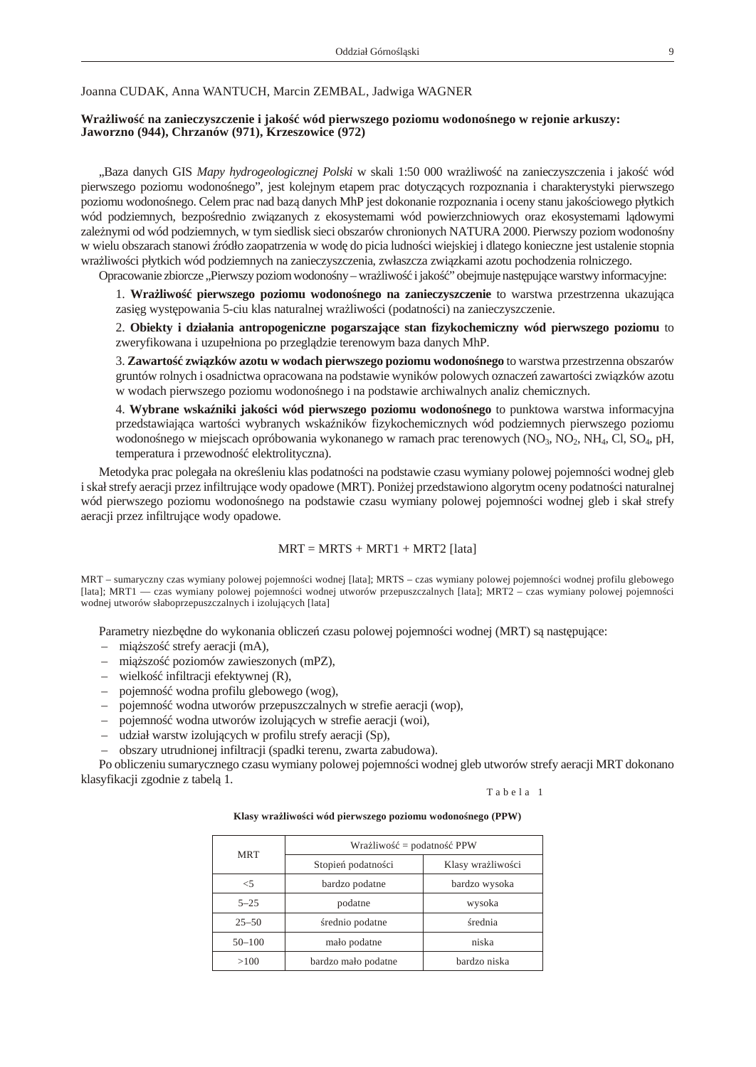Joanna CUDAK, Anna WANTUCH, Marcin ZEMBAL, Jadwiga WAGNER

### Wrażliwość na zanieczyszczenie i jakość wód pierwszego poziomu wodonośnego w rejonie arkuszy: Jaworzno (944), Chrzanów (971), Krzeszowice (972)

„Baza danych GIS *Mapy hydrogeologicznej Polski* w skali 1:50 000 wrażliwość na zanieczyszczenia i jakość wód pierwszego poziomu wodonośnego", jest kolejnym etapem prac dotyczących rozpoznania i charakterystyki pierwszego poziomu wodonośnego. Celem prac nad bazą danych MhP jest dokonanie rozpoznania i oceny stanu jakościowego płytkich wód podziemnych, bezpośrednio związanych z ekosystemami wód powierzchniowych oraz ekosystemami lądowymi zależnymi od wód podziemnych, w tym siedlisk sieci obszarów chronionych NATURA 2000. Pierwszy poziom wodonośny w wielu obszarach stanowi źródło zaopatrzenia w wodę do picia ludności wiejskiej i dlatego konieczne jest ustalenie stopnia wrażliwości płytkich wód podziemnych na zanieczyszczenia, zwłaszcza związkami azotu pochodzenia rolniczego.

Opracowanie zbiorcze „Pierwszy poziom wodonośny – wrażliwość i jakość" obejmuje następujące warstwy informacyjne:

1. **Wrażliwość pierwszego poziomu wodonośnego na zanieczyszczenie** to warstwa przestrzenna ukazująca zasięg występowania 5-ciu klas naturalnej wrażliwości (podatności) na zanieczyszczenie.
2. **Obiekty i działania antropogeniczne pogarszające stan fizykochemiczny wód pierwszego poziomu** to zweryfikowana i uzupełniona po przeglądzie terenowym baza danych MhP.
3. **Zawartość związków azotu w wodach pierwszego poziomu wodonośnego** to warstwa przestrzenna obszarów gruntów rolnych i osadnictwa opracowana na podstawie wyników polowych oznaczeń zawartości związków azotu w wodach pierwszego poziomu wodonośnego i na podstawie archiwalnych analiz chemicznych.
4. **Wybrane wskaźniki jakości wód pierwszego poziomu wodonośnego** to punktowa warstwa informacyjna przedstawiająca wartości wybranych wskaźników fizykochemicznych wód podziemnych pierwszego poziomu wodonośnego w miejscach opróbowania wykonanego w ramach prac terenowych ($NO_3$, $NO_2$, $NH_4$, Cl, $SO_4$, pH, temperatura i przewodność elektrolityczna).

Metodyka prac polegała na określeniu klas podatności na podstawie czasu wymiany polowej pojemności wodnej gleb i skał strefy aeracji przez infiltrujące wody opadowe (MRT). Poniżej przedstawiono algorytm oceny podatności naturalnej wód pierwszego poziomu wodonośnego na podstawie czasu wymiany polowej pojemności wodnej gleb i skał strefy aeracji przez infiltrujące wody opadowe.

$$\mathrm{MRT} = \mathrm{MRTS} + \mathrm{MRT1} + \mathrm{MRT2}\ [\text{lata}]$$

MRT – sumaryczny czas wymiany polowej pojemności wodnej [lata]; MRTS – czas wymiany polowej pojemności wodnej profilu glebowego [lata]; MRT1 — czas wymiany polowej pojemności wodnej utworów przepuszczalnych [lata]; MRT2 – czas wymiany polowej pojemności wodnej utworów słaboprzepuszczalnych i izolujących [lata]

Parametry niezbędne do wykonania obliczeń czasu polowej pojemności wodnej (MRT) są następujące:

- miąższość strefy aeracji (mA),
- miąższość poziomów zawieszonych (mPZ),
- wielkość infiltracji efektywnej (R),
- pojemność wodna profilu glebowego (wog),
- pojemność wodna utworów przepuszczalnych w strefie aeracji (wop),
- pojemność wodna utworów izolujących w strefie aeracji (woi),
- udział warstw izolujących w profilu strefy aeracji (Sp),
- obszary utrudnionej infiltracji (spadki terenu, zwarta zabudowa).

Po obliczeniu sumarycznego czasu wymiany polowej pojemności wodnej gleb utworów strefy aeracji MRT dokonano klasyfikacji zgodnie z tabelą 1.

Tabela 1

**Klasy wrażliwości wód pierwszego poziomu wodonośnego (PPW)**

| MRT | Wrażliwość = podatność PPW | |
|---|---|---|
| | Stopień podatności | Klasy wrażliwości |
| <5 | bardzo podatne | bardzo wysoka |
| 5–25 | podatne | wysoka |
| 25–50 | średnio podatne | średnia |
| 50–100 | mało podatne | niska |
| >100 | bardzo mało podatne | bardzo niska |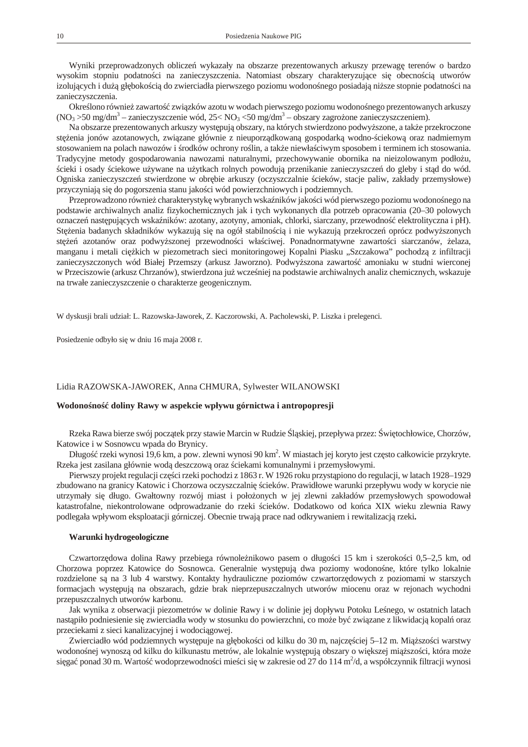Wyniki przeprowadzonych obliczeń wykazały na obszarze prezentowanych arkuszy przewagę terenów o bardzo wysokim stopniu podatności na zanieczyszczenia. Natomiast obszary charakteryzujące się obecnością utworów izolujących i dużą głębokością do zwierciadła pierwszego poziomu wodonośnego posiadają niższe stopnie podatności na zanieczyszczenia.

Określono również zawartość związków azotu w wodach pierwszego poziomu wodonośnego prezentowanych arkuszy ($NO_3$ >50 mg/dm$^3$ – zanieczyszczenie wód, 25< $NO_3$ <50 mg/dm$^3$ – obszary zagrożone zanieczyszczeniem).

Na obszarze prezentowanych arkuszy występują obszary, na których stwierdzono podwyższone, a także przekroczone stężenia jonów azotanowych, związane głównie z nieuporządkowaną gospodarką wodno-ściekową oraz nadmiernym stosowaniem na polach nawozów i środków ochrony roślin, a także niewłaściwym sposobem i terminem ich stosowania. Tradycyjne metody gospodarowania nawozami naturalnymi, przechowywanie obornika na nieizolowanym podłożu, ścieki i osady ściekowe używane na użytkach rolnych powodują przenikanie zanieczyszczeń do gleby i stąd do wód. Ogniska zanieczyszczeń stwierdzone w obrębie arkuszy (oczyszczalnie ścieków, stacje paliw, zakłady przemysłowe) przyczyniają się do pogorszenia stanu jakości wód powierzchniowych i podziemnych.

Przeprowadzono również charakterystykę wybranych wskaźników jakości wód pierwszego poziomu wodonośnego na podstawie archiwalnych analiz fizykochemicznych jak i tych wykonanych dla potrzeb opracowania (20–30 polowych oznaczeń następujących wskaźników: azotany, azotyny, amoniak, chlorki, siarczany, przewodność elektrolityczna i pH). Stężenia badanych składników wykazują się na ogół stabilnością i nie wykazują przekroczeń oprócz podwyższonych stężeń azotanów oraz podwyższonej przewodności właściwej. Ponadnormatywne zawartości siarczanów, żelaza, manganu i metali ciężkich w piezometrach sieci monitoringowej Kopalni Piasku „Szczakowa" pochodzą z infiltracji zanieczyszczonych wód Białej Przemszy (arkusz Jaworzno). Podwyższona zawartość amoniaku w studni wierconej w Przeciszowie (arkusz Chrzanów), stwierdzona już wcześniej na podstawie archiwalnych analiz chemicznych, wskazuje na trwałe zanieczyszczenie o charakterze geogenicznym.

W dyskusji brali udział: L. Razowska-Jaworek, Z. Kaczorowski, A. Pacholewski, P. Liszka i prelegenci.

Posiedzenie odbyło się w dniu 16 maja 2008 r.

Lidia RAZOWSKA-JAWOREK, Anna CHMURA, Sylwester WILANOWSKI

## Wodonośność doliny Rawy w aspekcie wpływu górnictwa i antropopresji

Rzeka Rawa bierze swój początek przy stawie Marcin w Rudzie Śląskiej, przepływa przez: Świętochłowice, Chorzów, Katowice i w Sosnowcu wpada do Brynicy.

Długość rzeki wynosi 19,6 km, a pow. zlewni wynosi 90 km$^2$. W miastach jej koryto jest często całkowicie przykryte. Rzeka jest zasilana głównie wodą deszczową oraz ściekami komunalnymi i przemysłowymi.

Pierwszy projekt regulacji części rzeki pochodzi z 1863 r. W 1926 roku przystąpiono do regulacji, w latach 1928–1929 zbudowano na granicy Katowic i Chorzowa oczyszczalnię ścieków. Prawidłowe warunki przepływu wody w korycie nie utrzymały się długo. Gwałtowny rozwój miast i położonych w jej zlewni zakładów przemysłowych spowodował katastrofalne, niekontrolowane odprowadzanie do rzeki ścieków. Dodatkowo od końca XIX wieku zlewnia Rawy podlegała wpływom eksploatacji górniczej. Obecnie trwają prace nad odkrywaniem i rewitalizacją rzeki**.**

### Warunki hydrogeologiczne

Czwartorzędowa dolina Rawy przebiega równoleżnikowo pasem o długości 15 km i szerokości 0,5–2,5 km, od Chorzowa poprzez Katowice do Sosnowca. Generalnie występują dwa poziomy wodonośne, które tylko lokalnie rozdzielone są na 3 lub 4 warstwy. Kontakty hydrauliczne poziomów czwartorzędowych z poziomami w starszych formacjach występują na obszarach, gdzie brak nieprzepuszczalnych utworów miocenu oraz w rejonach wychodni przepuszczalnych utworów karbonu.

Jak wynika z obserwacji piezometrów w dolinie Rawy i w dolinie jej dopływu Potoku Leśnego, w ostatnich latach nastąpiło podniesienie się zwierciadła wody w stosunku do powierzchni, co może być związane z likwidacją kopalń oraz przeciekami z sieci kanalizacyjnej i wodociągowej.

Zwierciadło wód podziemnych występuje na głębokości od kilku do 30 m, najczęściej 5–12 m. Miąższości warstwy wodonośnej wynoszą od kilku do kilkunastu metrów, ale lokalnie występują obszary o większej miąższości, która może sięgać ponad 30 m. Wartość wodoprzewodności mieści się w zakresie od 27 do 114 m$^2$/d, a współczynnik filtracji wynosi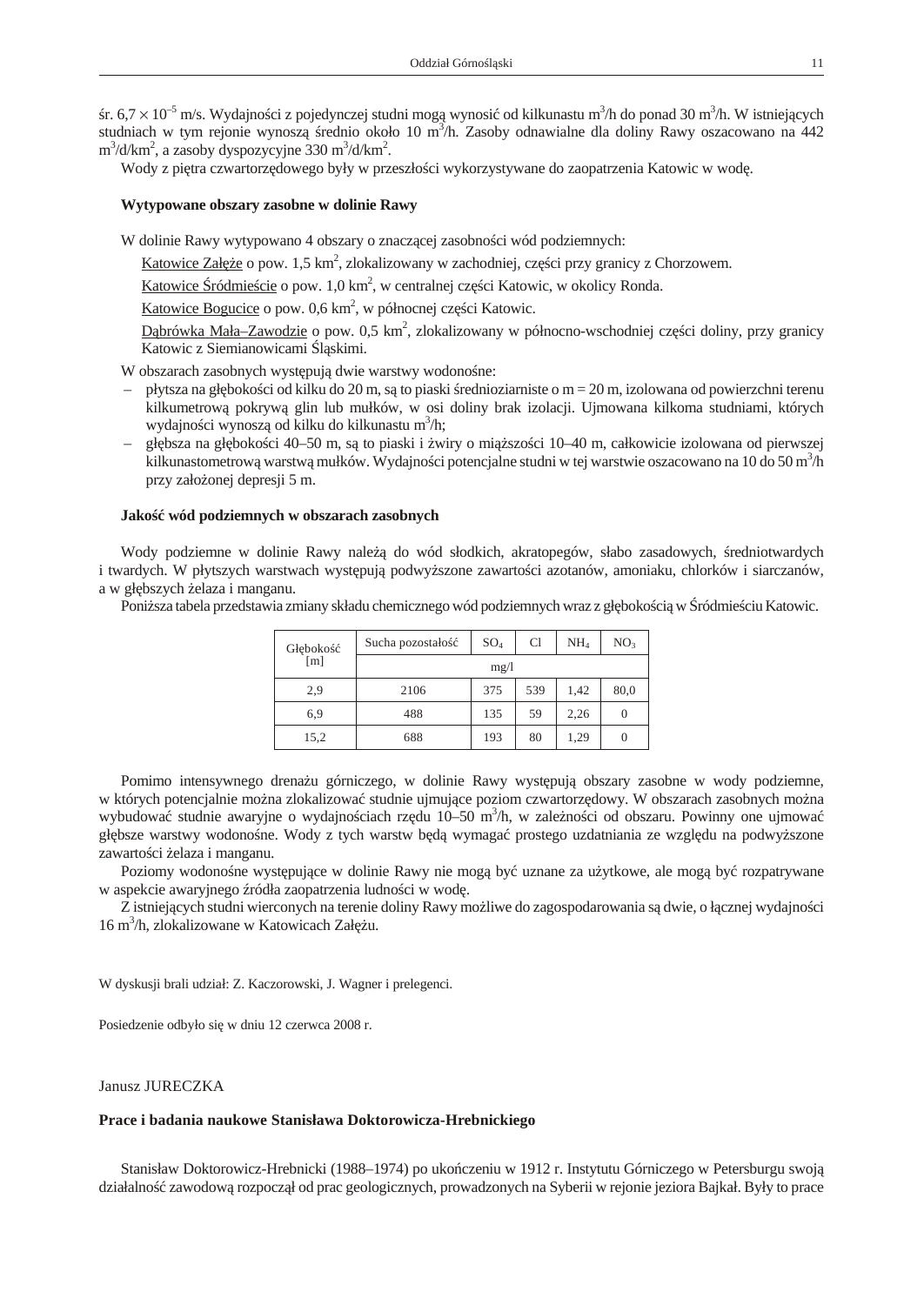śr. $6{,}7 \times 10^{-5}$ m/s. Wydajności z pojedynczej studni mogą wynosić od kilkunastu $m^3/h$ do ponad 30 $m^3/h$. W istniejących studniach w tym rejonie wynoszą średnio około 10 $m^3/h$. Zasoby odnawialne dla doliny Rawy oszacowano na 442 $m^3/d/km^2$, a zasoby dyspozycyjne 330 $m^3/d/km^2$.

Wody z piętra czwartorzędowego były w przeszłości wykorzystywane do zaopatrzenia Katowic w wodę.

**Wytypowane obszary zasobne w dolinie Rawy**

W dolinie Rawy wytypowano 4 obszary o znaczącej zasobności wód podziemnych:

Katowice Załęże o pow. 1,5 $km^2$, zlokalizowany w zachodniej, części przy granicy z Chorzowem.

Katowice Śródmieście o pow. 1,0 $km^2$, w centralnej części Katowic, w okolicy Ronda.

Katowice Bogucice o pow. 0,6 $km^2$, w północnej części Katowic.

Dąbrówka Mała–Zawodzie o pow. 0,5 $km^2$, zlokalizowany w północno-wschodniej części doliny, przy granicy Katowic z Siemianowicami Śląskimi.

W obszarach zasobnych występują dwie warstwy wodonośne:

- płytsza na głębokości od kilku do 20 m, są to piaski średnioziarniste o m = 20 m, izolowana od powierzchni terenu kilkumetrową pokrywą glin lub mułków, w osi doliny brak izolacji. Ujmowana kilkoma studniami, których wydajności wynoszą od kilku do kilkunastu $m^3/h$;
- głębsza na głębokości 40–50 m, są to piaski i żwiry o miąższości 10–40 m, całkowicie izolowana od pierwszej kilkunastometrową warstwą mułków. Wydajności potencjalne studni w tej warstwie oszacowano na 10 do 50 $m^3/h$ przy założonej depresji 5 m.

**Jakość wód podziemnych w obszarach zasobnych**

Wody podziemne w dolinie Rawy należą do wód słodkich, akratopegów, słabo zasadowych, średniotwardych i twardych. W płytszych warstwach występują podwyższone zawartości azotanów, amoniaku, chlorków i siarczanów, a w głębszych żelaza i manganu.

Poniższa tabela przedstawia zmiany składu chemicznego wód podziemnych wraz z głębokością w Śródmieściu Katowic.

| Głębokość [m] | Sucha pozostałość | $SO_4$ | Cl | $NH_4$ | $NO_3$ |
|---|---|---|---|---|---|
| | mg/l | | | | |
| 2,9 | 2106 | 375 | 539 | 1,42 | 80,0 |
| 6,9 | 488 | 135 | 59 | 2,26 | 0 |
| 15,2 | 688 | 193 | 80 | 1,29 | 0 |

Pomimo intensywnego drenażu górniczego, w dolinie Rawy występują obszary zasobne w wody podziemne, w których potencjalnie można zlokalizować studnie ujmujące poziom czwartorzędowy. W obszarach zasobnych można wybudować studnie awaryjne o wydajnościach rzędu 10–50 $m^3/h$, w zależności od obszaru. Powinny one ujmować głębsze warstwy wodonośne. Wody z tych warstw będą wymagać prostego uzdatniania ze względu na podwyższone zawartości żelaza i manganu.

Poziomy wodonośne występujące w dolinie Rawy nie mogą być uznane za użytkowe, ale mogą być rozpatrywane w aspekcie awaryjnego źródła zaopatrzenia ludności w wodę.

Z istniejących studni wierconych na terenie doliny Rawy możliwe do zagospodarowania są dwie, o łącznej wydajności 16 $m^3/h$, zlokalizowane w Katowicach Załężu.

W dyskusji brali udział: Z. Kaczorowski, J. Wagner i prelegenci.

Posiedzenie odbyło się w dniu 12 czerwca 2008 r.

Janusz JURECZKA

**Prace i badania naukowe Stanisława Doktorowicza-Hrebnickiego**

Stanisław Doktorowicz-Hrebnicki (1988–1974) po ukończeniu w 1912 r. Instytutu Górniczego w Petersburgu swoją działalność zawodową rozpoczął od prac geologicznych, prowadzonych na Syberii w rejonie jeziora Bajkał. Były to prace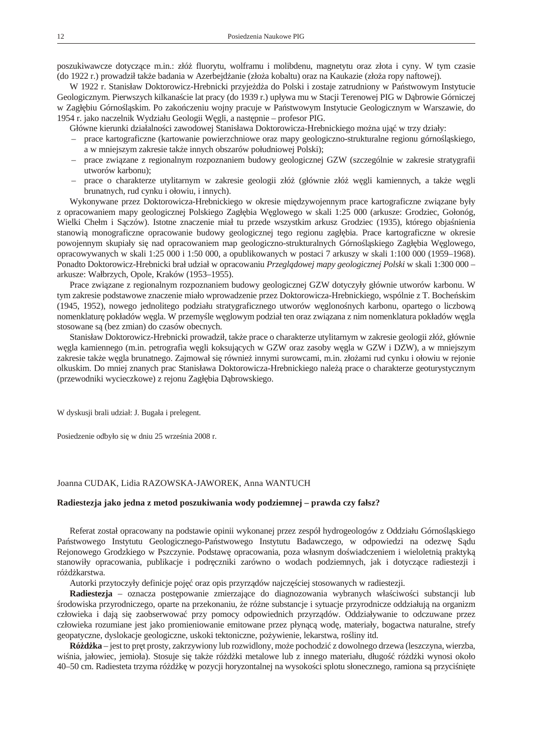poszukiwawcze dotyczące m.in.: złóż fluorytu, wolframu i molibdenu, magnetytu oraz złota i cyny. W tym czasie (do 1922 r.) prowadził także badania w Azerbejdżanie (złoża kobaltu) oraz na Kaukazie (złoża ropy naftowej).

W 1922 r. Stanisław Doktorowicz-Hrebnicki przyjeżdża do Polski i zostaje zatrudniony w Państwowym Instytucie Geologicznym. Pierwszych kilkanaście lat pracy (do 1939 r.) upływa mu w Stacji Terenowej PIG w Dąbrowie Górniczej w Zagłębiu Górnośląskim. Po zakończeniu wojny pracuje w Państwowym Instytucie Geologicznym w Warszawie, do 1954 r. jako naczelnik Wydziału Geologii Węgli, a następnie – profesor PIG.

Główne kierunki działalności zawodowej Stanisława Doktorowicza-Hrebnickiego można ująć w trzy działy:

- prace kartograficzne (kartowanie powierzchniowe oraz mapy geologiczno-strukturalne regionu górnośląskiego, a w mniejszym zakresie także innych obszarów południowej Polski);
- prace związane z regionalnym rozpoznaniem budowy geologicznej GZW (szczególnie w zakresie stratygrafii utworów karbonu);
- prace o charakterze utylitarnym w zakresie geologii złóż (głównie złóż węgli kamiennych, a także węgli brunatnych, rud cynku i ołowiu, i innych).

Wykonywane przez Doktorowicza-Hrebnickiego w okresie międzywojennym prace kartograficzne związane były z opracowaniem mapy geologicznej Polskiego Zagłębia Węglowego w skali 1:25 000 (arkusze: Grodziec, Gołonóg, Wielki Chełm i Sączów). Istotne znaczenie miał tu przede wszystkim arkusz Grodziec (1935), którego objaśnienia stanowią monograficzne opracowanie budowy geologicznej tego regionu zagłębia. Prace kartograficzne w okresie powojennym skupiały się nad opracowaniem map geologiczno-strukturalnych Górnośląskiego Zagłębia Węglowego, opracowywanych w skali 1:25 000 i 1:50 000, a opublikowanych w postaci 7 arkuszy w skali 1:100 000 (1959–1968). Ponadto Doktorowicz-Hrebnicki brał udział w opracowaniu *Przeglądowej mapy geologicznej Polski* w skali 1:300 000 – arkusze: Wałbrzych, Opole, Kraków (1953–1955).

Prace związane z regionalnym rozpoznaniem budowy geologicznej GZW dotyczyły głównie utworów karbonu. W tym zakresie podstawowe znaczenie miało wprowadzenie przez Doktorowicza-Hrebnickiego, wspólnie z T. Bocheńskim (1945, 1952), nowego jednolitego podziału stratygraficznego utworów węglonośnych karbonu, opartego o liczbową nomenklaturę pokładów węgla. W przemyśle węglowym podział ten oraz związana z nim nomenklatura pokładów węgla stosowane są (bez zmian) do czasów obecnych.

Stanisław Doktorowicz-Hrebnicki prowadził, także prace o charakterze utylitarnym w zakresie geologii złóż, głównie węgla kamiennego (m.in. petrografia węgli koksujących w GZW oraz zasoby węgla w GZW i DZW), a w mniejszym zakresie także węgla brunatnego. Zajmował się również innymi surowcami, m.in. złożami rud cynku i ołowiu w rejonie olkuskim. Do mniej znanych prac Stanisława Doktorowicza-Hrebnickiego należą prace o charakterze geoturystycznym (przewodniki wycieczkowe) z rejonu Zagłębia Dąbrowskiego.

W dyskusji brali udział: J. Bugała i prelegent.

Posiedzenie odbyło się w dniu 25 września 2008 r.

Joanna CUDAK, Lidia RAZOWSKA-JAWOREK, Anna WANTUCH

## Radiestezja jako jedna z metod poszukiwania wody podziemnej – prawda czy fałsz?

Referat został opracowany na podstawie opinii wykonanej przez zespół hydrogeologów z Oddziału Górnośląskiego Państwowego Instytutu Geologicznego-Państwowego Instytutu Badawczego, w odpowiedzi na odezwę Sądu Rejonowego Grodzkiego w Pszczynie. Podstawę opracowania, poza własnym doświadczeniem i wieloletnią praktyką stanowiły opracowania, publikacje i podręczniki zarówno o wodach podziemnych, jak i dotyczące radiestezji i różdżkarstwa.

Autorki przytoczyły definicje pojęć oraz opis przyrządów najczęściej stosowanych w radiestezji.

**Radiestezja** – oznacza postępowanie zmierzające do diagnozowania wybranych właściwości substancji lub środowiska przyrodniczego, oparte na przekonaniu, że różne substancje i sytuacje przyrodnicze oddziałują na organizm człowieka i dają się zaobserwować przy pomocy odpowiednich przyrządów. Oddziaływanie to odczuwane przez człowieka rozumiane jest jako promieniowanie emitowane przez płynącą wodę, materiały, bogactwa naturalne, strefy geopatyczne, dyslokacje geologiczne, uskoki tektoniczne, pożywienie, lekarstwa, rośliny itd.

**Różdżka** – jest to pręt prosty, zakrzywiony lub rozwidlony, może pochodzić z dowolnego drzewa (leszczyna, wierzba, wiśnia, jałowiec, jemioła). Stosuje się także różdżki metalowe lub z innego materiału, długość różdżki wynosi około 40–50 cm. Radiesteta trzyma różdżkę w pozycji horyzontalnej na wysokości splotu słonecznego, ramiona są przyciśnięte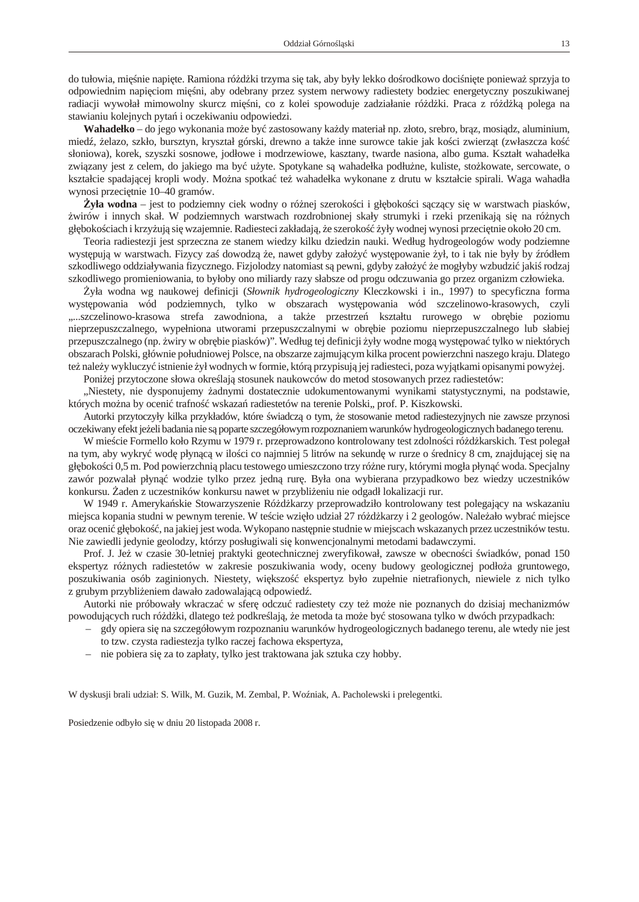do tułowia, mięśnie napięte. Ramiona różdżki trzyma się tak, aby były lekko dośrodkowo dociśnięte ponieważ sprzyja to odpowiednim napięciom mięśni, aby odebrany przez system nerwowy radiestety bodziec energetyczny poszukiwanej radiacji wywołał mimowolny skurcz mięśni, co z kolei spowoduje zadziałanie różdżki. Praca z różdżką polega na stawianiu kolejnych pytań i oczekiwaniu odpowiedzi.

**Wahadełko** – do jego wykonania może być zastosowany każdy materiał np. złoto, srebro, brąz, mosiądz, aluminium, miedź, żelazo, szkło, bursztyn, kryształ górski, drewno a także inne surowce takie jak kości zwierząt (zwłaszcza kość słoniowa), korek, szyszki sosnowe, jodłowe i modrzewiowe, kasztany, twarde nasiona, albo guma. Kształt wahadełka związany jest z celem, do jakiego ma być użyte. Spotykane są wahadełka podłużne, kuliste, stożkowate, sercowate, o kształcie spadającej kropli wody. Można spotkać też wahadełka wykonane z drutu w kształcie spirali. Waga wahadła wynosi przeciętnie 10–40 gramów.

**Żyła wodna** – jest to podziemny ciek wodny o różnej szerokości i głębokości sączący się w warstwach piasków, żwirów i innych skał. W podziemnych warstwach rozdrobnionej skały strumyki i rzeki przenikają się na różnych głębokościach i krzyżują się wzajemnie. Radiesteci zakładają, że szerokość żyły wodnej wynosi przeciętnie około 20 cm.

Teoria radiestezji jest sprzeczna ze stanem wiedzy kilku dziedzin nauki. Według hydrogeologów wody podziemne występują w warstwach. Fizycy zaś dowodzą że, nawet gdyby założyć występowanie żył, to i tak nie były by źródłem szkodliwego oddziaływania fizycznego. Fizjolodzy natomiast są pewni, gdyby założyć że mogłyby wzbudzić jakiś rodzaj szkodliwego promieniowania, to byłoby ono miliardy razy słabsze od progu odczuwania go przez organizm człowieka.

Żyła wodna wg naukowej definicji (*Słownik hydrogeologiczny* Kleczkowski i in., 1997) to specyficzna forma występowania wód podziemnych, tylko w obszarach występowania wód szczelinowo-krasowych, czyli „...szczelinowo-krasowa strefa zawodniona, a także przestrzeń kształtu rurowego w obrębie poziomu nieprzepuszczalnego, wypełniona utworami przepuszczalnymi w obrębie poziomu nieprzepuszczalnego lub słabiej przepuszczalnego (np. żwiry w obrębie piasków)". Według tej definicji żyły wodne mogą występować tylko w niektórych obszarach Polski, głównie południowej Polsce, na obszarze zajmującym kilka procent powierzchni naszego kraju. Dlatego też należy wykluczyć istnienie żył wodnych w formie, którą przypisują jej radiesteci, poza wyjątkami opisanymi powyżej.

Poniżej przytoczone słowa określają stosunek naukowców do metod stosowanych przez radiestetów:

„Niestety, nie dysponujemy żadnymi dostatecznie udokumentowanymi wynikami statystycznymi, na podstawie, których można by ocenić trafność wskazań radiestetów na terenie Polski„ prof. P. Kiszkowski.

Autorki przytoczyły kilka przykładów, które świadczą o tym, że stosowanie metod radiestezyjnych nie zawsze przynosi oczekiwany efekt jeżeli badania nie są poparte szczegółowym rozpoznaniem warunków hydrogeologicznych badanego terenu.

W mieście Formello koło Rzymu w 1979 r. przeprowadzono kontrolowany test zdolności różdżkarskich. Test polegał na tym, aby wykryć wodę płynącą w ilości co najmniej 5 litrów na sekundę w rurze o średnicy 8 cm, znajdującej się na głębokości 0,5 m. Pod powierzchnią placu testowego umieszczono trzy różne rury, którymi mogła płynąć woda. Specjalny zawór pozwalał płynąć wodzie tylko przez jedną rurę. Była ona wybierana przypadkowo bez wiedzy uczestników konkursu. Żaden z uczestników konkursu nawet w przybliżeniu nie odgadł lokalizacji rur.

W 1949 r. Amerykańskie Stowarzyszenie Różdżkarzy przeprowadziło kontrolowany test polegający na wskazaniu miejsca kopania studni w pewnym terenie. W teście wzięło udział 27 różdżkarzy i 2 geologów. Należało wybrać miejsce oraz ocenić głębokość, na jakiej jest woda. Wykopano następnie studnie w miejscach wskazanych przez uczestników testu. Nie zawiedli jedynie geolodzy, którzy posługiwali się konwencjonalnymi metodami badawczymi.

Prof. J. Jeż w czasie 30-letniej praktyki geotechnicznej zweryfikował, zawsze w obecności świadków, ponad 150 ekspertyz różnych radiestetów w zakresie poszukiwania wody, oceny budowy geologicznej podłoża gruntowego, poszukiwania osób zaginionych. Niestety, większość ekspertyz było zupełnie nietrafionych, niewiele z nich tylko z grubym przybliżeniem dawało zadowalającą odpowiedź.

Autorki nie próbowały wkraczać w sferę odczuć radiestety czy też może nie poznanych do dzisiaj mechanizmów powodujących ruch różdżki, dlatego też podkreślają, że metoda ta może być stosowana tylko w dwóch przypadkach:

– gdy opiera się na szczegółowym rozpoznaniu warunków hydrogeologicznych badanego terenu, ale wtedy nie jest to tzw. czysta radiestezja tylko raczej fachowa ekspertyza,
– nie pobiera się za to zapłaty, tylko jest traktowana jak sztuka czy hobby.

W dyskusji brali udział: S. Wilk, M. Guzik, M. Zembal, P. Woźniak, A. Pacholewski i prelegentki.

Posiedzenie odbyło się w dniu 20 listopada 2008 r.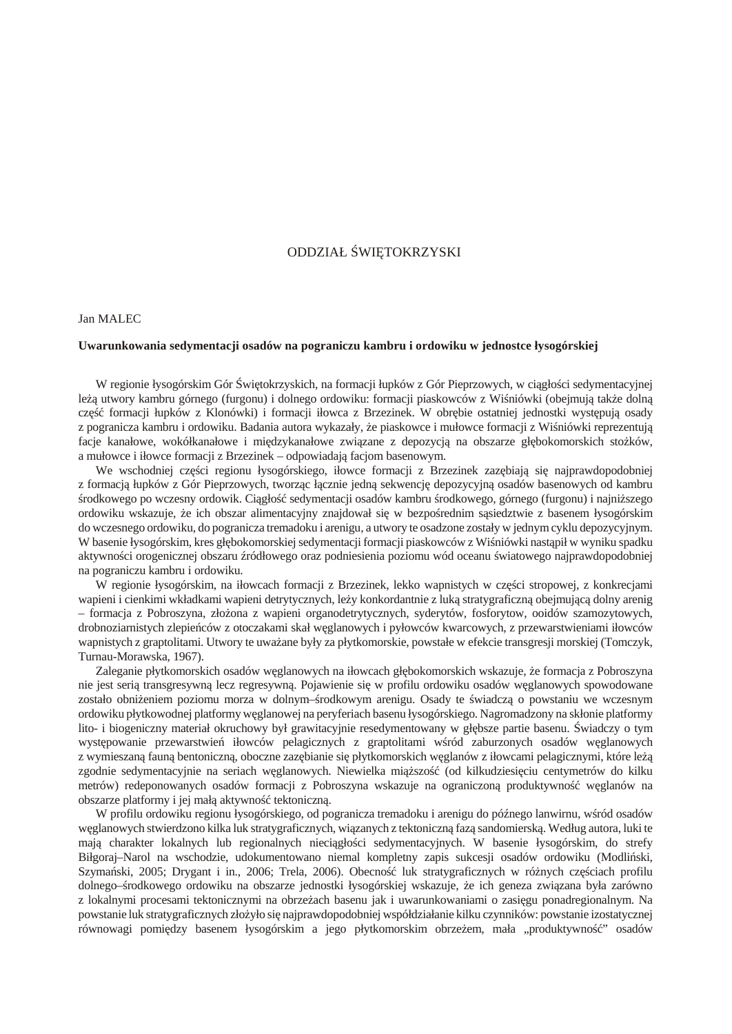# ODDZIAŁ ŚWIĘTOKRZYSKI

Jan MALEC

**Uwarunkowania sedymentacji osadów na pograniczu kambru i ordowiku w jednostce łysogórskiej**

W regionie łysogórskim Gór Świętokrzyskich, na formacji łupków z Gór Pieprzowych, w ciągłości sedymentacyjnej leżą utwory kambru górnego (furgonu) i dolnego ordowiku: formacji piaskowców z Wiśniówki (obejmują także dolną część formacji łupków z Klonówki) i formacji iłowca z Brzezinek. W obrębie ostatniej jednostki występują osady z pogranicza kambru i ordowiku. Badania autora wykazały, że piaskowce i mułowce formacji z Wiśniówki reprezentują facje kanałowe, wokółkanałowe i międzykanałowe związane z depozycją na obszarze głębokomorskich stożków, a mułowce i iłowce formacji z Brzezinek – odpowiadają facjom basenowym.

We wschodniej części regionu łysogórskiego, iłowce formacji z Brzezinek zazębiają się najprawdopodobniej z formacją łupków z Gór Pieprzowych, tworząc łącznie jedną sekwencję depozycyjną osadów basenowych od kambru środkowego po wczesny ordowik. Ciągłość sedymentacji osadów kambru środkowego, górnego (furgonu) i najniższego ordowiku wskazuje, że ich obszar alimentacyjny znajdował się w bezpośrednim sąsiedztwie z basenem łysogórskim do wczesnego ordowiku, do pogranicza tremadoku i arenigu, a utwory te osadzone zostały w jednym cyklu depozycyjnym. W basenie łysogórskim, kres głębokomorskiej sedymentacji formacji piaskowców z Wiśniówki nastąpił w wyniku spadku aktywności orogenicznej obszaru źródłowego oraz podniesienia poziomu wód oceanu światowego najprawdopodobniej na pograniczu kambru i ordowiku.

W regionie łysogórskim, na iłowcach formacji z Brzezinek, lekko wapnistych w części stropowej, z konkrecjami wapieni i cienkimi wkładkami wapieni detrytycznych, leży konkordantnie z luką stratygraficzną obejmującą dolny arenig – formacja z Pobroszyna, złożona z wapieni organodetrytycznych, syderytów, fosforytów, ooidów szamozytowych, drobnoziarnistych zlepieńców z otoczakami skał węglanowych i pyłowców kwarcowych, z przewarstwieniami iłowców wapnistych z graptolitami. Utwory te uważane były za płytkomorskie, powstałe w efekcie transgresji morskiej (Tomczyk, Turnau-Morawska, 1967).

Zaleganie płytkomorskich osadów węglanowych na iłowcach głębokomorskich wskazuje, że formacja z Pobroszyna nie jest serią transgresywną lecz regresywną. Pojawienie się w profilu ordowiku osadów węglanowych spowodowane zostało obniżeniem poziomu morza w dolnym–środkowym arenigu. Osady te świadczą o powstaniu we wczesnym ordowiku płytkowodnej platformy węglanowej na peryferiach basenu łysogórskiego. Nagromadzony na skłonie platformy lito- i biogeniczny materiał okruchowy był grawitacyjnie resedymentowany w głębsze partie basenu. Świadczy o tym występowanie przewarstwień iłowców pelagicznych z graptolitami wśród zaburzonych osadów węglanowych z wymieszaną fauną bentoniczną, oboczne zazębianie się płytkomorskich węglanów z iłowcami pelagicznymi, które leżą zgodnie sedymentacyjnie na seriach węglanowych. Niewielka miąższość (od kilkudziesięciu centymetrów do kilku metrów) redeponowanych osadów formacji z Pobroszyna wskazuje na ograniczoną produktywność węglanów na obszarze platformy i jej małą aktywność tektoniczną.

W profilu ordowiku regionu łysogórskiego, od pogranicza tremadoku i arenigu do późnego lanwirnu, wśród osadów węglanowych stwierdzono kilka luk stratygraficznych, wiązanych z tektoniczną fazą sandomierską. Według autora, luki te mają charakter lokalnych lub regionalnych nieciągłości sedymentacyjnych. W basenie łysogórskim, do strefy Biłgoraj–Narol na wschodzie, udokumentowano niemal kompletny zapis sukcesji osadów ordowiku (Modliński, Szymański, 2005; Drygant i in., 2006; Trela, 2006). Obecność luk stratygraficznych w różnych częściach profilu dolnego–środkowego ordowiku na obszarze jednostki łysogórskiej wskazuje, że ich geneza związana była zarówno z lokalnymi procesami tektonicznymi na obrzeżach basenu jak i uwarunkowaniami o zasięgu ponadregionalnym. Na powstanie luk stratygraficznych złożyło się najprawdopodobniej współdziałanie kilku czynników: powstanie izostatycznej równowagi pomiędzy basenem łysogórskim a jego płytkomorskim obrzeżem, mała „produktywność" osadów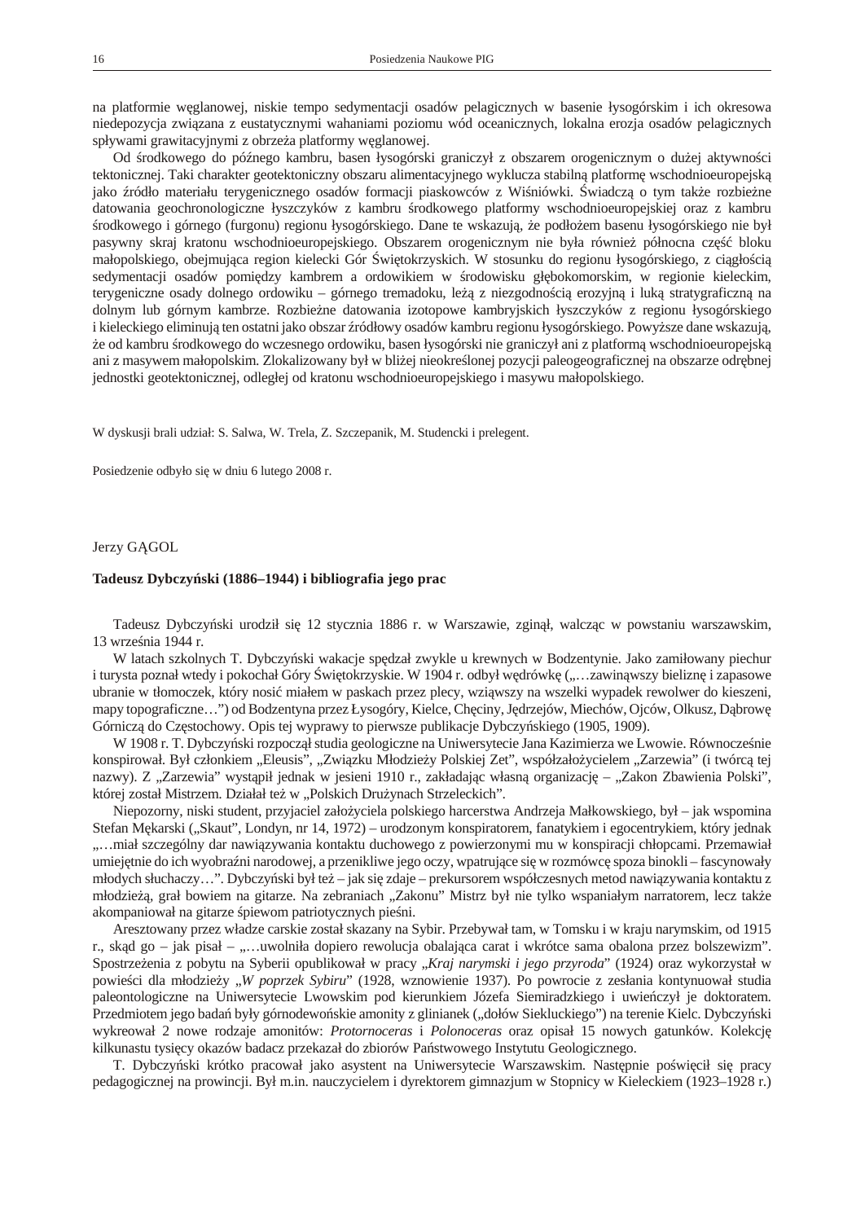na platformie węglanowej, niskie tempo sedymentacji osadów pelagicznych w basenie łysogórskim i ich okresowa niedepozycja związana z eustatycznymi wahaniami poziomu wód oceanicznych, lokalna erozja osadów pelagicznych spływami grawitacyjnymi z obrzeża platformy węglanowej.

Od środkowego do późnego kambru, basen łysogórski graniczył z obszarem orogenicznym o dużej aktywności tektonicznej. Taki charakter geotektoniczny obszaru alimentacyjnego wyklucza stabilną platformę wschodnioeuropejską jako źródło materiału terygenicznego osadów formacji piaskowców z Wiśniówki. Świadczą o tym także rozbieżne datowania geochronologiczne łyszczyków z kambru środkowego platformy wschodnioeuropejskiej oraz z kambru środkowego i górnego (furgonu) regionu łysogórskiego. Dane te wskazują, że podłożem basenu łysogórskiego nie był pasywny skraj kratonu wschodnioeuropejskiego. Obszarem orogenicznym nie była również północna część bloku małopolskiego, obejmująca region kielecki Gór Świętokrzyskich. W stosunku do regionu łysogórskiego, z ciągłością sedymentacji osadów pomiędzy kambrem a ordowikiem w środowisku głębokomorskim, w regionie kieleckim, terygeniczne osady dolnego ordowiku – górnego tremadoku, leżą z niezgodnością erozyjną i luką stratygraficzną na dolnym lub górnym kambrze. Rozbieżne datowania izotopowe kambryjskich łyszczyków z regionu łysogórskiego i kieleckiego eliminują ten ostatni jako obszar źródłowy osadów kambru regionu łysogórskiego. Powyższe dane wskazują, że od kambru środkowego do wczesnego ordowiku, basen łysogórski nie graniczył ani z platformą wschodnioeuropejską ani z masywem małopolskim. Zlokalizowany był w bliżej nieokreślonej pozycji paleogeograficznej na obszarze odrębnej jednostki geotektonicznej, odległej od kratonu wschodnioeuropejskiego i masywu małopolskiego.

W dyskusji brali udział: S. Salwa, W. Trela, Z. Szczepanik, M. Studencki i prelegent.

Posiedzenie odbyło się w dniu 6 lutego 2008 r.

Jerzy GĄGOL

## Tadeusz Dybczyński (1886–1944) i bibliografia jego prac

Tadeusz Dybczyński urodził się 12 stycznia 1886 r. w Warszawie, zginął, walcząc w powstaniu warszawskim, 13 września 1944 r.

W latach szkolnych T. Dybczyński wakacje spędzał zwykle u krewnych w Bodzentynie. Jako zamiłowany piechur i turysta poznał wtedy i pokochał Góry Świętokrzyskie. W 1904 r. odbył wędrówkę („…zawinąwszy bieliznę i zapasowe ubranie w tłomoczek, który nosić miałem w paskach przez plecy, wziąwszy na wszelki wypadek rewolwer do kieszeni, mapy topograficzne…") od Bodzentyna przez Łysogóry, Kielce, Chęciny, Jędrzejów, Miechów, Ojców, Olkusz, Dąbrowę Górniczą do Częstochowy. Opis tej wyprawy to pierwsze publikacje Dybczyńskiego (1905, 1909).

W 1908 r. T. Dybczyński rozpoczął studia geologiczne na Uniwersytecie Jana Kazimierza we Lwowie. Równocześnie konspirował. Był członkiem „Eleusis", „Związku Młodzieży Polskiej Zet", współzałożycielem „Zarzewia" (i twórcą tej nazwy). Z „Zarzewia" wystąpił jednak w jesieni 1910 r., zakładając własną organizację – „Zakon Zbawienia Polski", której został Mistrzem. Działał też w „Polskich Drużynach Strzeleckich".

Niepozorny, niski student, przyjaciel założyciela polskiego harcerstwa Andrzeja Małkowskiego, był – jak wspomina Stefan Mękarski („Skaut", Londyn, nr 14, 1972) – urodzonym konspiratorem, fanatykiem i egocentrykiem, który jednak „…miał szczególny dar nawiązywania kontaktu duchowego z powierzonymi mu w konspiracji chłopcami. Przemawiał umiejętnie do ich wyobraźni narodowej, a przenikliwe jego oczy, wpatrujące się w rozmówcę spoza binokli – fascynowały młodych słuchaczy…". Dybczyński był też – jak się zdaje – prekursorem współczesnych metod nawiązywania kontaktu z młodzieżą, grał bowiem na gitarze. Na zebraniach „Zakonu" Mistrz był nie tylko wspaniałym narratorem, lecz także akompaniował na gitarze śpiewom patriotycznych pieśni.

Aresztowany przez władze carskie został skazany na Sybir. Przebywał tam, w Tomsku i w kraju narymskim, od 1915 r., skąd go – jak pisał – „…uwolniła dopiero rewolucja obalająca carat i wkrótce sama obalona przez bolszewizm". Spostrzeżenia z pobytu na Syberii opublikował w pracy „*Kraj narymski i jego przyroda*" (1924) oraz wykorzystał w powieści dla młodzieży „*W poprzek Sybiru*" (1928, wznowienie 1937). Po powrocie z zesłania kontynuował studia paleontologiczne na Uniwersytecie Lwowskim pod kierunkiem Józefa Siemiradzkiego i uwieńczył je doktoratem. Przedmiotem jego badań były górnodewońskie amonity z glinianek („dołów Siekluckiego") na terenie Kielc. Dybczyński wykreował 2 nowe rodzaje amonitów: *Protornoceras* i *Polonoceras* oraz opisał 15 nowych gatunków. Kolekcję kilkunastu tysięcy okazów badacz przekazał do zbiorów Państwowego Instytutu Geologicznego.

T. Dybczyński krótko pracował jako asystent na Uniwersytecie Warszawskim. Następnie poświęcił się pracy pedagogicznej na prowincji. Był m.in. nauczycielem i dyrektorem gimnazjum w Stopnicy w Kieleckiem (1923–1928 r.)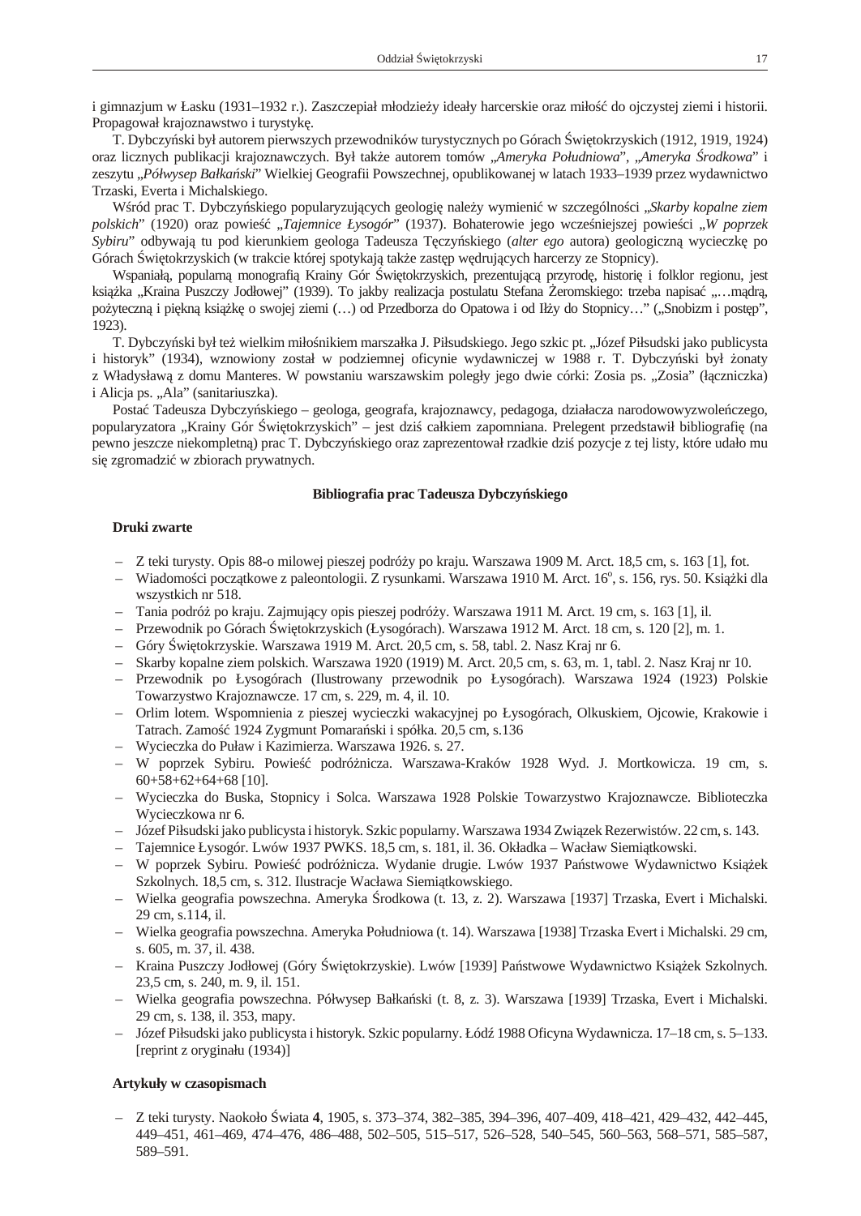i gimnazjum w Łasku (1931–1932 r.). Zaszczepiał młodzieży ideały harcerskie oraz miłość do ojczystej ziemi i historii. Propagował krajoznawstwo i turystykę.

T. Dybczyński był autorem pierwszych przewodników turystycznych po Górach Świętokrzyskich (1912, 1919, 1924) oraz licznych publikacji krajoznawczych. Był także autorem tomów „*Ameryka Południowa*", „*Ameryka Środkowa*" i zeszytu „*Półwysep Bałkański*" Wielkiej Geografii Powszechnej, opublikowanej w latach 1933–1939 przez wydawnictwo Trzaski, Everta i Michalskiego.

Wśród prac T. Dybczyńskiego popularyzujących geologię należy wymienić w szczególności „*Skarby kopalne ziem polskich*" (1920) oraz powieść „*Tajemnice Łysogór*" (1937). Bohaterowie jego wcześniejszej powieści „*W poprzek Sybiru*" odbywają tu pod kierunkiem geologa Tadeusza Tęczyńskiego (*alter ego* autora) geologiczną wycieczkę po Górach Świętokrzyskich (w trakcie której spotykają także zastęp wędrujących harcerzy ze Stopnicy).

Wspaniałą, popularną monografią Krainy Gór Świętokrzyskich, prezentującą przyrodę, historię i folklor regionu, jest książka „Kraina Puszczy Jodłowej" (1939). To jakby realizacja postulatu Stefana Żeromskiego: trzeba napisać „…mądrą, pożyteczną i piękną książkę o swojej ziemi (…) od Przedborza do Opatowa i od Iłży do Stopnicy…" („Snobizm i postęp", 1923).

T. Dybczyński był też wielkim miłośnikiem marszałka J. Piłsudskiego. Jego szkic pt. „Józef Piłsudski jako publicysta i historyk" (1934), wznowiony został w podziemnej oficynie wydawniczej w 1988 r. T. Dybczyński był żonaty z Władysławą z domu Manteres. W powstaniu warszawskim poległy jego dwie córki: Zosia ps. „Zosia" (łączniczka) i Alicja ps. „Ala" (sanitariuszka).

Postać Tadeusza Dybczyńskiego – geologa, geografa, krajoznawcy, pedagoga, działacza narodowowyzwoleńczego, popularyzatora „Krainy Gór Świętokrzyskich" – jest dziś całkiem zapomniana. Prelegent przedstawił bibliografię (na pewno jeszcze niekompletną) prac T. Dybczyńskiego oraz zaprezentował rzadkie dziś pozycje z tej listy, które udało mu się zgromadzić w zbiorach prywatnych.

## Bibliografia prac Tadeusza Dybczyńskiego

### Druki zwarte

- Z teki turysty. Opis 88-o milowej pieszej podróży po kraju. Warszawa 1909 M. Arct. 18,5 cm, s. 163 [1], fot.
- Wiadomości początkowe z paleontologii. Z rysunkami. Warszawa 1910 M. Arct. 16°, s. 156, rys. 50. Książki dla wszystkich nr 518.
- Tania podróż po kraju. Zajmujący opis pieszej podróży. Warszawa 1911 M. Arct. 19 cm, s. 163 [1], il.
- Przewodnik po Górach Świętokrzyskich (Łysogórach). Warszawa 1912 M. Arct. 18 cm, s. 120 [2], m. 1.
- Góry Świętokrzyskie. Warszawa 1919 M. Arct. 20,5 cm, s. 58, tabl. 2. Nasz Kraj nr 6.
- Skarby kopalne ziem polskich. Warszawa 1920 (1919) M. Arct. 20,5 cm, s. 63, m. 1, tabl. 2. Nasz Kraj nr 10.
- Przewodnik po Łysogórach (Ilustrowany przewodnik po Łysogórach). Warszawa 1924 (1923) Polskie Towarzystwo Krajoznawcze. 17 cm, s. 229, m. 4, il. 10.
- Orlim lotem. Wspomnienia z pieszej wycieczki wakacyjnej po Łysogórach, Olkuskiem, Ojcowie, Krakowie i Tatrach. Zamość 1924 Zygmunt Pomarański i spółka. 20,5 cm, s.136
- Wycieczka do Puław i Kazimierza. Warszawa 1926. s. 27.
- W poprzek Sybiru. Powieść podróżnicza. Warszawa-Kraków 1928 Wyd. J. Mortkowicza. 19 cm, s. 60+58+62+64+68 [10].
- Wycieczka do Buska, Stopnicy i Solca. Warszawa 1928 Polskie Towarzystwo Krajoznawcze. Biblioteczka Wycieczkowa nr 6.
- Józef Piłsudski jako publicysta i historyk. Szkic popularny. Warszawa 1934 Związek Rezerwistów. 22 cm, s. 143.
- Tajemnice Łysogór. Lwów 1937 PWKS. 18,5 cm, s. 181, il. 36. Okładka – Wacław Siemiątkowski.
- W poprzek Sybiru. Powieść podróżnicza. Wydanie drugie. Lwów 1937 Państwowe Wydawnictwo Książek Szkolnych. 18,5 cm, s. 312. Ilustracje Wacława Siemiątkowskiego.
- Wielka geografia powszechna. Ameryka Środkowa (t. 13, z. 2). Warszawa [1937] Trzaska, Evert i Michalski. 29 cm, s.114, il.
- Wielka geografia powszechna. Ameryka Południowa (t. 14). Warszawa [1938] Trzaska Evert i Michalski. 29 cm, s. 605, m. 37, il. 438.
- Kraina Puszczy Jodłowej (Góry Świętokrzyskie). Lwów [1939] Państwowe Wydawnictwo Książek Szkolnych. 23,5 cm, s. 240, m. 9, il. 151.
- Wielka geografia powszechna. Półwysep Bałkański (t. 8, z. 3). Warszawa [1939] Trzaska, Evert i Michalski. 29 cm, s. 138, il. 353, mapy.
- Józef Piłsudski jako publicysta i historyk. Szkic popularny. Łódź 1988 Oficyna Wydawnicza. 17–18 cm, s. 5–133. [reprint z oryginału (1934)]

### Artykuły w czasopismach

- Z teki turysty. Naokoło Świata **4**, 1905, s. 373–374, 382–385, 394–396, 407–409, 418–421, 429–432, 442–445, 449–451, 461–469, 474–476, 486–488, 502–505, 515–517, 526–528, 540–545, 560–563, 568–571, 585–587, 589–591.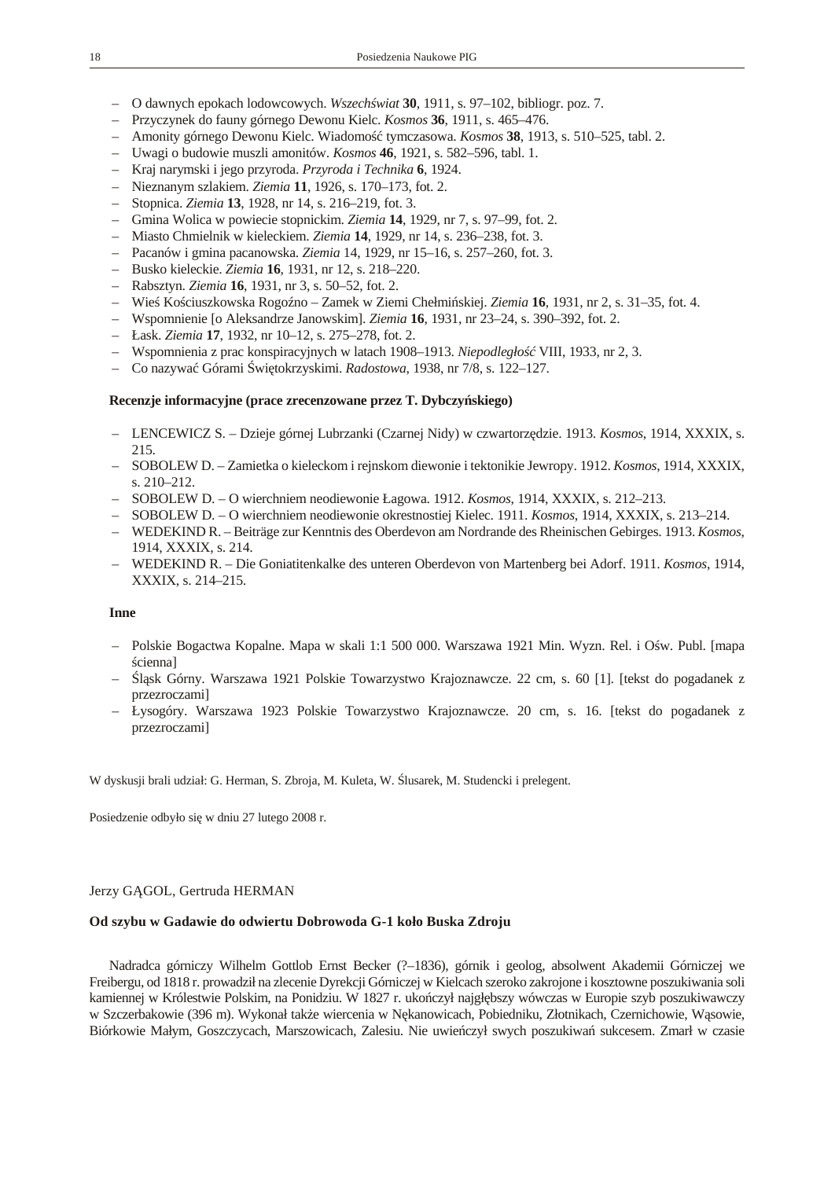- O dawnych epokach lodowcowych. *Wszechświat* **30**, 1911, s. 97–102, bibliogr. poz. 7.
- Przyczynek do fauny górnego Dewonu Kielc. *Kosmos* **36**, 1911, s. 465–476.
- Amonity górnego Dewonu Kielc. Wiadomość tymczasowa. *Kosmos* **38**, 1913, s. 510–525, tabl. 2.
- Uwagi o budowie muszli amonitów. *Kosmos* **46**, 1921, s. 582–596, tabl. 1.
- Kraj narymski i jego przyroda. *Przyroda i Technika* **6**, 1924.
- Nieznanym szlakiem. *Ziemia* **11**, 1926, s. 170–173, fot. 2.
- Stopnica. *Ziemia* **13**, 1928, nr 14, s. 216–219, fot. 3.
- Gmina Wolica w powiecie stopnickim. *Ziemia* **14**, 1929, nr 7, s. 97–99, fot. 2.
- Miasto Chmielnik w kieleckiem. *Ziemia* **14**, 1929, nr 14, s. 236–238, fot. 3.
- Pacanów i gmina pacanowska. *Ziemia* 14, 1929, nr 15–16, s. 257–260, fot. 3.
- Busko kieleckie. *Ziemia* **16**, 1931, nr 12, s. 218–220.
- Rabsztyn. *Ziemia* **16**, 1931, nr 3, s. 50–52, fot. 2.
- Wieś Kościuszkowska Rogoźno – Zamek w Ziemi Chełmińskiej. *Ziemia* **16**, 1931, nr 2, s. 31–35, fot. 4.
- Wspomnienie [o Aleksandrze Janowskim]. *Ziemia* **16**, 1931, nr 23–24, s. 390–392, fot. 2.
- Łask. *Ziemia* **17**, 1932, nr 10–12, s. 275–278, fot. 2.
- Wspomnienia z prac konspiracyjnych w latach 1908–1913. *Niepodległość* VIII, 1933, nr 2, 3.
- Co nazywać Górami Świętokrzyskimi. *Radostowa*, 1938, nr 7/8, s. 122–127.

**Recenzje informacyjne (prace zrecenzowane przez T. Dybczyńskiego)**

- LENCEWICZ S. – Dzieje górnej Lubrzanki (Czarnej Nidy) w czwartorzędzie. 1913. *Kosmos*, 1914, XXXIX, s. 215.
- SOBOLEW D. – Zamietka o kieleckom i rejnskom diewonie i tektonikie Jewropy. 1912. *Kosmos*, 1914, XXXIX, s. 210–212.
- SOBOLEW D. – O wierchniem neodiewonie Łagowa. 1912. *Kosmos*, 1914, XXXIX, s. 212–213.
- SOBOLEW D. – O wierchniem neodiewonie okrestnostiej Kielec. 1911. *Kosmos*, 1914, XXXIX, s. 213–214.
- WEDEKIND R. – Beiträge zur Kenntnis des Oberdevon am Nordrande des Rheinischen Gebirges. 1913. *Kosmos*, 1914, XXXIX, s. 214.
- WEDEKIND R. – Die Goniatitenkalke des unteren Oberdevon von Martenberg bei Adorf. 1911. *Kosmos*, 1914, XXXIX, s. 214–215.

**Inne**

- Polskie Bogactwa Kopalne. Mapa w skali 1:1 500 000. Warszawa 1921 Min. Wyzn. Rel. i Ośw. Publ. [mapa ścienna]
- Śląsk Górny. Warszawa 1921 Polskie Towarzystwo Krajoznawcze. 22 cm, s. 60 [1]. [tekst do pogadanek z przezroczami]
- Łysogóry. Warszawa 1923 Polskie Towarzystwo Krajoznawcze. 20 cm, s. 16. [tekst do pogadanek z przezroczami]

W dyskusji brali udział: G. Herman, S. Zbroja, M. Kuleta, W. Ślusarek, M. Studencki i prelegent.

Posiedzenie odbyło się w dniu 27 lutego 2008 r.

Jerzy GĄGOL, Gertruda HERMAN

## Od szybu w Gadawie do odwiertu Dobrowoda G-1 koło Buska Zdroju

Nadradca górniczy Wilhelm Gottlob Ernst Becker (?–1836), górnik i geolog, absolwent Akademii Górniczej we Freibergu, od 1818 r. prowadził na zlecenie Dyrekcji Górniczej w Kielcach szeroko zakrojone i kosztowne poszukiwania soli kamiennej w Królestwie Polskim, na Ponidziu. W 1827 r. ukończył najgłębszy wówczas w Europie szyb poszukiwawczy w Szczerbakowie (396 m). Wykonał także wiercenia w Nękanowicach, Pobiedniku, Złotnikach, Czernichowie, Wąsowie, Biórkowie Małym, Goszczycach, Marszowicach, Zalesiu. Nie uwieńczył swych poszukiwań sukcesem. Zmarł w czasie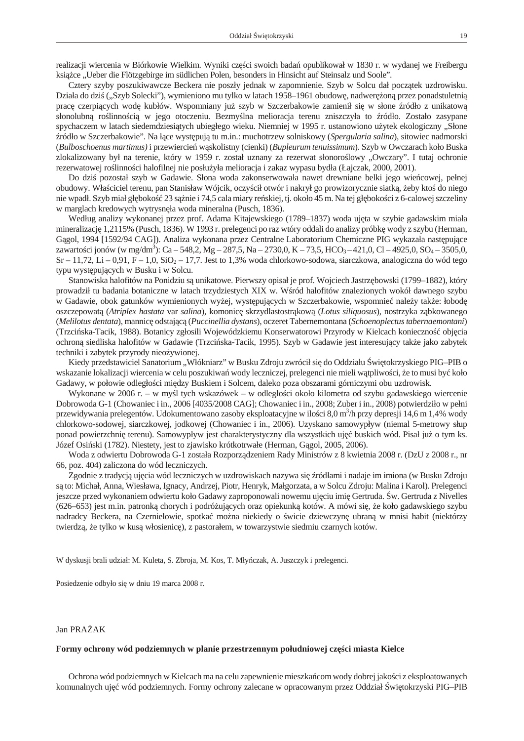realizacji wiercenia w Biórkowie Wielkim. Wyniki części swoich badań opublikował w 1830 r. w wydanej we Freibergu książce „Ueber die Flötzgebirge im südlichen Polen, besonders in Hinsicht auf Steinsalz und Soole".

Cztery szyby poszukiwawcze Beckera nie poszły jednak w zapomnienie. Szyb w Solcu dał początek uzdrowisku. Działa do dziś („Szyb Solecki"), wymieniono mu tylko w latach 1958–1961 obudowę, nadwerężoną przez ponadstuletnią pracę czerpiących wodę kubłów. Wspomniany już szyb w Szczerbakowie zamienił się w słone źródło z unikatową słonolubną roślinnością w jego otoczeniu. Bezmyślna melioracja terenu zniszczyła to źródło. Zostało zasypane spychaczem w latach siedemdziesiątych ubiegłego wieku. Niemniej w 1995 r. ustanowiono użytek ekologiczny „Słone źródło w Szczerbakowie". Na łące występują tu m.in.: muchotrzew solniskowy (*Spergularia salina*), sitowiec nadmorski (*Bulboschoenus martimus)* i przewiercień wąskolistny (cienki) (*Bupleurum tenuissimum*). Szyb w Owczarach koło Buska zlokalizowany był na terenie, który w 1959 r. został uznany za rezerwat słonoroślowy „Owczary". I tutaj ochronie rezerwatowej roślinności halofilnej nie posłużyła melioracja i zakaz wypasu bydła (Łajczak, 2000, 2001).

Do dziś pozostał szyb w Gadawie. Słona woda zakonserwowała nawet drewniane belki jego wieńcowej, pełnej obudowy. Właściciel terenu, pan Stanisław Wójcik, oczyścił otwór i nakrył go prowizorycznie siatką, żeby ktoś do niego nie wpadł. Szyb miał głębokość 23 sążnie i 74,5 cala miary reńskiej, tj. około 45 m. Na tej głębokości z 6-calowej szczeliny w marglach kredowych wytrysnęła woda mineralna (Pusch, 1836).

Według analizy wykonanej przez prof. Adama Kitajewskiego (1789–1837) woda ujęta w szybie gadawskim miała mineralizację 1,2115% (Pusch, 1836). W 1993 r. prelegenci po raz wtóry oddali do analizy próbkę wody z szybu (Herman, Gągol, 1994 [1592/94 CAG]). Analiza wykonana przez Centralne Laboratorium Chemiczne PIG wykazała następujące zawartości jonów (w mg/dm$^3$): Ca – 548,2, Mg – 287,5, Na – 2730,0, K – 73,5, $HCO_3$ – 421,0, Cl – 4925,0, $SO_4$ – 3505,0, Sr – 11,72, Li – 0,91, F – 1,0, $SiO_2$ – 17,7. Jest to 1,3% woda chlorkowo-sodowa, siarczkowa, analogiczna do wód tego typu występujących w Busku i w Solcu.

Stanowiska halofitów na Ponidziu są unikatowe. Pierwszy opisał je prof. Wojciech Jastrzębowski (1799–1882), który prowadził tu badania botaniczne w latach trzydziestych XIX w. Wśród halofitów znalezionych wokół dawnego szybu w Gadawie, obok gatunków wymienionych wyżej, występujących w Szczerbakowie, wspomnieć należy także: łobodę oszczepowatą (*Atriplex hastata* var *salina*), komonicę skrzydlastostrąkową (*Lotus siliquosus*), nostrzyka ząbkowanego (*Melilotus dentata*), mannicę odstającą (*Puccinellia dystans*), oczeret Tabernemontana (*Schoenoplectus tabernaemontani*) (Trzcińska-Tacik, 1988). Botanicy zgłosili Wojewódzkiemu Konserwatorowi Przyrody w Kielcach konieczność objęcia ochroną siedliska halofitów w Gadawie (Trzcińska-Tacik, 1995). Szyb w Gadawie jest interesujący także jako zabytek techniki i zabytek przyrody nieożywionej.

Kiedy przedstawiciel Sanatorium „Włókniarz" w Busku Zdroju zwrócił się do Oddziału Świętokrzyskiego PIG–PIB o wskazanie lokalizacji wiercenia w celu poszukiwań wody leczniczej, prelegenci nie mieli wątpliwości, że to musi być koło Gadawy, w połowie odległości między Buskiem i Solcem, daleko poza obszarami górniczymi obu uzdrowisk.

Wykonane w 2006 r. – w myśl tych wskazówek – w odległości około kilometra od szybu gadawskiego wiercenie Dobrowoda G-1 (Chowaniec i in., 2006 [4035/2008 CAG]; Chowaniec i in., 2008; Zuber i in., 2008) potwierdziło w pełni przewidywania prelegentów. Udokumentowano zasoby eksploatacyjne w ilości 8,0 m$^3$/h przy depresji 14,6 m 1,4% wody chlorkowo-sodowej, siarczkowej, jodkowej (Chowaniec i in., 2006). Uzyskano samowypływ (niemal 5-metrowy słup ponad powierzchnię terenu). Samowypływ jest charakterystyczny dla wszystkich ujęć buskich wód. Pisał już o tym ks. Józef Osiński (1782). Niestety, jest to zjawisko krótkotrwałe (Herman, Gągol, 2005, 2006).

Woda z odwiertu Dobrowoda G-1 została Rozporządzeniem Rady Ministrów z 8 kwietnia 2008 r. (DzU z 2008 r., nr 66, poz. 404) zaliczona do wód leczniczych.

Zgodnie z tradycją ujęcia wód leczniczych w uzdrowiskach nazywa się źródłami i nadaje im imiona (w Busku Zdroju są to: Michał, Anna, Wiesława, Ignacy, Andrzej, Piotr, Henryk, Małgorzata, a w Solcu Zdroju: Malina i Karol). Prelegenci jeszcze przed wykonaniem odwiertu koło Gadawy zaproponowali nowemu ujęciu imię Gertruda. Św. Gertruda z Nivelles (626–653) jest m.in. patronką chorych i podróżujących oraz opiekunką kotów. A mówi się, że koło gadawskiego szybu nadradcy Beckera, na Czernielowie, spotkać można niekiedy o świcie dziewczynę ubraną w mnisi habit (niektórzy twierdzą, że tylko w kusą włosienicę), z pastorałem, w towarzystwie siedmiu czarnych kotów.

W dyskusji brali udział: M. Kuleta, S. Zbroja, M. Kos, T. Młyńczak, A. Juszczyk i prelegenci.

Posiedzenie odbyło się w dniu 19 marca 2008 r.

Jan PRAŻAK

**Formy ochrony wód podziemnych w planie przestrzennym południowej części miasta Kielce**

Ochrona wód podziemnych w Kielcach ma na celu zapewnienie mieszkańcom wody dobrej jakości z eksploatowanych komunalnych ujęć wód podziemnych. Formy ochrony zalecane w opracowanym przez Oddział Świętokrzyski PIG–PIB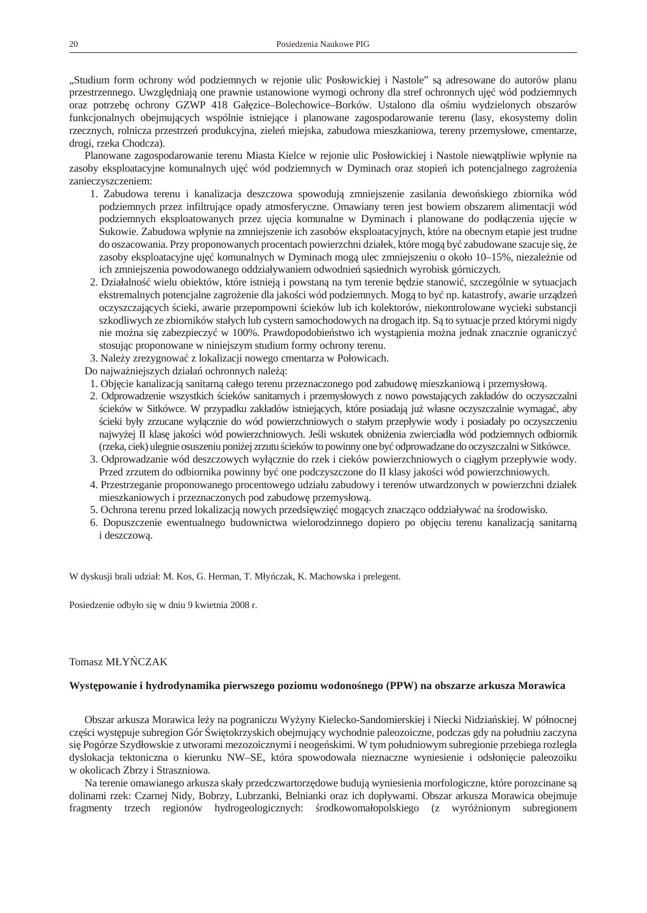„Studium form ochrony wód podziemnych w rejonie ulic Posłowickiej i Nastole" są adresowane do autorów planu przestrzennego. Uwzględniają one prawnie ustanowione wymogi ochrony dla stref ochronnych ujęć wód podziemnych oraz potrzebę ochrony GZWP 418 Gałęzice–Bolechowice–Borków. Ustalono dla ośmiu wydzielonych obszarów funkcjonalnych obejmujących wspólnie istniejące i planowane zagospodarowanie terenu (lasy, ekosystemy dolin rzecznych, rolnicza przestrzeń produkcyjna, zieleń miejska, zabudowa mieszkaniowa, tereny przemysłowe, cmentarze, drogi, rzeka Chodcza).

Planowane zagospodarowanie terenu Miasta Kielce w rejonie ulic Posłowickiej i Nastole niewątpliwie wpłynie na zasoby eksploatacyjne komunalnych ujęć wód podziemnych w Dyminach oraz stopień ich potencjalnego zagrożenia zanieczyszczeniem:

1. Zabudowa terenu i kanalizacja deszczowa spowodują zmniejszenie zasilania dewońskiego zbiornika wód podziemnych przez infiltrujące opady atmosferyczne. Omawiany teren jest bowiem obszarem alimentacji wód podziemnych eksploatowanych przez ujęcia komunalne w Dyminach i planowane do podłączenia ujęcie w Sukowie. Zabudowa wpłynie na zmniejszenie ich zasobów eksploatacyjnych, które na obecnym etapie jest trudne do oszacowania. Przy proponowanych procentach powierzchni działek, które mogą być zabudowane szacuje się, że zasoby eksploatacyjne ujęć komunalnych w Dyminach mogą ulec zmniejszeniu o około 10–15%, niezależnie od ich zmniejszenia powodowanego oddziaływaniem odwodnień sąsiednich wyrobisk górniczych.
2. Działalność wielu obiektów, które istnieją i powstaną na tym terenie będzie stanowić, szczególnie w sytuacjach ekstremalnych potencjalne zagrożenie dla jakości wód podziemnych. Mogą to być np. katastrofy, awarie urządzeń oczyszczających ścieki, awarie przepompowni ścieków lub ich kolektorów, niekontrolowane wycieki substancji szkodliwych ze zbiorników stałych lub cystern samochodowych na drogach itp. Są to sytuacje przed którymi nigdy nie można się zabezpieczyć w 100%. Prawdopodobieństwo ich wystąpienia można jednak znacznie ograniczyć stosując proponowane w niniejszym studium formy ochrony terenu.
3. Należy zrezygnować z lokalizacji nowego cmentarza w Połowicach.

Do najważniejszych działań ochronnych należą:

1. Objęcie kanalizacją sanitarną całego terenu przeznaczonego pod zabudowę mieszkaniową i przemysłową.
2. Odprowadzenie wszystkich ścieków sanitarnych i przemysłowych z nowo powstających zakładów do oczyszczalni ścieków w Sitkówce. W przypadku zakładów istniejących, które posiadają już własne oczyszczalnie wymagać, aby ścieki były zrzucane wyłącznie do wód powierzchniowych o stałym przepływie wody i posiadały po oczyszczeniu najwyżej II klasę jakości wód powierzchniowych. Jeśli wskutek obniżenia zwierciadła wód podziemnych odbiornik (rzeka, ciek) ulegnie osuszeniu poniżej zrzutu ścieków to powinny one być odprowadzane do oczyszczalni w Sitkówce.
3. Odprowadzanie wód deszczowych wyłącznie do rzek i cieków powierzchniowych o ciągłym przepływie wody. Przed zrzutem do odbiornika powinny być one podczyszczone do II klasy jakości wód powierzchniowych.
4. Przestrzeganie proponowanego procentowego udziału zabudowy i terenów utwardzonych w powierzchni działek mieszkaniowych i przeznaczonych pod zabudowę przemysłową.
5. Ochrona terenu przed lokalizacją nowych przedsięwzięć mogących znacząco oddziaływać na środowisko.
6. Dopuszczenie ewentualnego budownictwa wielorodzinnego dopiero po objęciu terenu kanalizacją sanitarną i deszczową.

W dyskusji brali udział: M. Kos, G. Herman, T. Młyńczak, K. Machowska i prelegent.

Posiedzenie odbyło się w dniu 9 kwietnia 2008 r.

Tomasz MŁYŃCZAK

**Występowanie i hydrodynamika pierwszego poziomu wodonośnego (PPW) na obszarze arkusza Morawica**

Obszar arkusza Morawica leży na pograniczu Wyżyny Kielecko-Sandomierskiej i Niecki Nidziańskiej. W północnej części występuje subregion Gór Świętokrzyskich obejmujący wychodnie paleozoiczne, podczas gdy na południu zaczyna się Pogórze Szydłowskie z utworami mezozoicznymi i neogeńskimi. W tym południowym subregionie przebiega rozległa dyslokacja tektoniczna o kierunku NW–SE, która spowodowała nieznaczne wyniesienie i odsłonięcie paleozoiku w okolicach Zbrzy i Straszniowa.

Na terenie omawianego arkusza skały przedczwartorzędowe budują wyniesienia morfologiczne, które porozcinane są dolinami rzek: Czarnej Nidy, Bobrzy, Lubrzanki, Belnianki oraz ich dopływami. Obszar arkusza Morawica obejmuje fragmenty trzech regionów hydrogeologicznych: środkowomałopolskiego (z wyróżnionym subregionem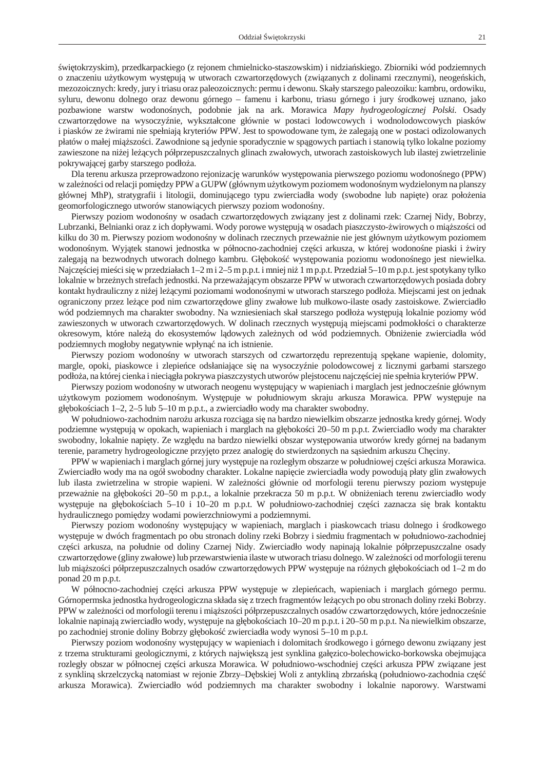świętokrzyskim), przedkarpackiego (z rejonem chmielnicko-staszowskim) i nidziańskiego. Zbiorniki wód podziemnych o znaczeniu użytkowym występują w utworach czwartorzędowych (związanych z dolinami rzecznymi), neogeńskich, mezozoicznych: kredy, jury i triasu oraz paleozoicznych: permu i dewonu. Skały starszego paleozoiku: kambru, ordowiku, syluru, dewonu dolnego oraz dewonu górnego – famenu i karbonu, triasu górnego i jury środkowej uznano, jako pozbawione warstw wodonośnych, podobnie jak na ark. Morawica *Mapy hydrogeologicznej Polski*. Osady czwartorzędowe na wysoczyźnie, wykształcone głównie w postaci lodowcowych i wodnolodowcowych piasków i piasków ze żwirami nie spełniają kryteriów PPW. Jest to spowodowane tym, że zalegają one w postaci odizolowanych płatów o małej miąższości. Zawodnione są jedynie sporadycznie w spągowych partiach i stanowią tylko lokalne poziomy zawieszone na niżej leżących półprzepuszczalnych glinach zwałowych, utworach zastoiskowych lub ilastej zwietrzelinie pokrywającej garby starszego podłoża.

Dla terenu arkusza przeprowadzono rejonizację warunków występowania pierwszego poziomu wodonośnego (PPW) w zależności od relacji pomiędzy PPW a GUPW (głównym użytkowym poziomem wodonośnym wydzielonym na planszy głównej MhP), stratygrafii i litologii, dominującego typu zwierciadła wody (swobodne lub napięte) oraz położenia geomorfologicznego utworów stanowiących pierwszy poziom wodonośny.

Pierwszy poziom wodonośny w osadach czwartorzędowych związany jest z dolinami rzek: Czarnej Nidy, Bobrzy, Lubrzanki, Belnianki oraz z ich dopływami. Wody porowe występują w osadach piaszczysto-żwirowych o miąższości od kilku do 30 m. Pierwszy poziom wodonośny w dolinach rzecznych przeważnie nie jest głównym użytkowym poziomem wodonośnym. Wyjątek stanowi jednostka w północno-zachodniej części arkusza, w której wodonośne piaski i żwiry zalegają na bezwodnych utworach dolnego kambru. Głębokość występowania poziomu wodonośnego jest niewielka. Najczęściej mieści się w przedziałach 1–2 m i 2–5 m p.p.t. i mniej niż 1 m p.p.t. Przedział 5–10 m p.p.t. jest spotykany tylko lokalnie w brzeżnych strefach jednostki. Na przeważającym obszarze PPW w utworach czwartorzędowych posiada dobry kontakt hydrauliczny z niżej leżącymi poziomami wodonośnymi w utworach starszego podłoża. Miejscami jest on jednak ograniczony przez leżące pod nim czwartorzędowe gliny zwałowe lub mułkowo-ilaste osady zastoiskowe. Zwierciadło wód podziemnych ma charakter swobodny. Na wzniesieniach skał starszego podłoża występują lokalnie poziomy wód zawieszonych w utworach czwartorzędowych. W dolinach rzecznych występują miejscami podmokłości o charakterze okresowym, które należą do ekosystemów lądowych zależnych od wód podziemnych. Obniżenie zwierciadła wód podziemnych mogłoby negatywnie wpłynąć na ich istnienie.

Pierwszy poziom wodonośny w utworach starszych od czwartorzędu reprezentują spękane wapienie, dolomity, margle, opoki, piaskowce i zlepieńce odsłaniające się na wysoczyźnie polodowcowej z licznymi garbami starszego podłoża, na której cienka i nieciągła pokrywa piaszczystych utworów plejstocenu najczęściej nie spełnia kryteriów PPW.

Pierwszy poziom wodonośny w utworach neogenu występujący w wapieniach i marglach jest jednocześnie głównym użytkowym poziomem wodonośnym. Występuje w południowym skraju arkusza Morawica. PPW występuje na głębokościach 1–2, 2–5 lub 5–10 m p.p.t., a zwierciadło wody ma charakter swobodny.

W południowo-zachodnim narożu arkusza rozciąga się na bardzo niewielkim obszarze jednostka kredy górnej. Wody podziemne występują w opokach, wapieniach i marglach na głębokości 20–50 m p.p.t. Zwierciadło wody ma charakter swobodny, lokalnie napięty. Ze względu na bardzo niewielki obszar występowania utworów kredy górnej na badanym terenie, parametry hydrogeologiczne przyjęto przez analogię do stwierdzonych na sąsiednim arkuszu Chęciny.

PPW w wapieniach i marglach górnej jury występuje na rozległym obszarze w południowej części arkusza Morawica. Zwierciadło wody ma na ogół swobodny charakter. Lokalne napięcie zwierciadła wody powodują płaty glin zwałowych lub ilasta zwietrzelina w stropie wapieni. W zależności głównie od morfologii terenu pierwszy poziom występuje przeważnie na głębokości 20–50 m p.p.t., a lokalnie przekracza 50 m p.p.t. W obniżeniach terenu zwierciadło wody występuje na głębokościach 5–10 i 10–20 m p.p.t. W południowo-zachodniej części zaznacza się brak kontaktu hydraulicznego pomiędzy wodami powierzchniowymi a podziemnymi.

Pierwszy poziom wodonośny występujący w wapieniach, marglach i piaskowcach triasu dolnego i środkowego występuje w dwóch fragmentach po obu stronach doliny rzeki Bobrzy i siedmiu fragmentach w południowo-zachodniej części arkusza, na południe od doliny Czarnej Nidy. Zwierciadło wody napinają lokalnie półprzepuszczalne osady czwartorzędowe (gliny zwałowe) lub przewarstwienia ilaste w utworach triasu dolnego. W zależności od morfologii terenu lub miąższości półprzepuszczalnych osadów czwartorzędowych PPW występuje na różnych głębokościach od 1–2 m do ponad 20 m p.p.t.

W północno-zachodniej części arkusza PPW występuje w zlepieńcach, wapieniach i marglach górnego permu. Górnopermska jednostka hydrogeologiczna składa się z trzech fragmentów leżących po obu stronach doliny rzeki Bobrzy. PPW w zależności od morfologii terenu i miąższości półprzepuszczalnych osadów czwartorzędowych, które jednocześnie lokalnie napinają zwierciadło wody, występuje na głębokościach 10–20 m p.p.t. i 20–50 m p.p.t. Na niewielkim obszarze, po zachodniej stronie doliny Bobrzy głębokość zwierciadła wody wynosi 5–10 m p.p.t.

Pierwszy poziom wodonośny występujący w wapieniach i dolomitach środkowego i górnego dewonu związany jest z trzema strukturami geologicznymi, z których największą jest synklina gałęzico-bolechowicko-borkowska obejmująca rozległy obszar w północnej części arkusza Morawica. W południowo-wschodniej części arkusza PPW związane jest z synkliną skrzelczycką natomiast w rejonie Zbrzy–Dębskiej Woli z antykliną zbrzańską (południowo-zachodnia część arkusza Morawica). Zwierciadło wód podziemnych ma charakter swobodny i lokalnie naporowy. Warstwami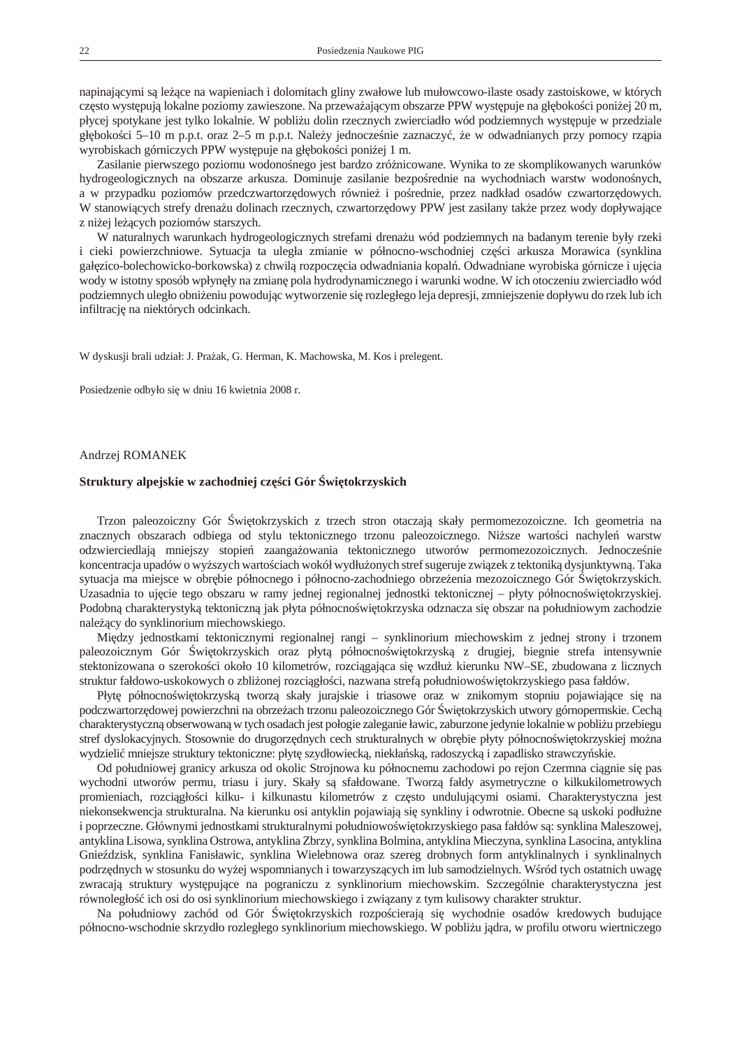napinającymi są leżące na wapieniach i dolomitach gliny zwałowe lub mułowcowo-ilaste osady zastoiskowe, w których często występują lokalne poziomy zawieszone. Na przeważającym obszarze PPW występuje na głębokości poniżej 20 m, płycej spotykane jest tylko lokalnie. W pobliżu dolin rzecznych zwierciadło wód podziemnych występuje w przedziale głębokości 5–10 m p.p.t. oraz 2–5 m p.p.t. Należy jednocześnie zaznaczyć, że w odwadnianych przy pomocy rząpia wyrobiskach górniczych PPW występuje na głębokości poniżej 1 m.

Zasilanie pierwszego poziomu wodonośnego jest bardzo zróżnicowane. Wynika to ze skomplikowanych warunków hydrogeologicznych na obszarze arkusza. Dominuje zasilanie bezpośrednie na wychodniach warstw wodonośnych, a w przypadku poziomów przedczwartorzędowych również i pośrednie, przez nadkład osadów czwartorzędowych. W stanowiących strefy drenażu dolinach rzecznych, czwartorzędowy PPW jest zasilany także przez wody dopływające z niżej leżących poziomów starszych.

W naturalnych warunkach hydrogeologicznych strefami drenażu wód podziemnych na badanym terenie były rzeki i cieki powierzchniowe. Sytuacja ta uległa zmianie w północno-wschodniej części arkusza Morawica (synklina gałęzico-bolechowicko-borkowska) z chwilą rozpoczęcia odwadniania kopalń. Odwadniane wyrobiska górnicze i ujęcia wody w istotny sposób wpłynęły na zmianę pola hydrodynamicznego i warunki wodne. W ich otoczeniu zwierciadło wód podziemnych uległo obniżeniu powodując wytworzenie się rozległego leja depresji, zmniejszenie dopływu do rzek lub ich infiltrację na niektórych odcinkach.

W dyskusji brali udział: J. Prażak, G. Herman, K. Machowska, M. Kos i prelegent.

Posiedzenie odbyło się w dniu 16 kwietnia 2008 r.

Andrzej ROMANEK

## Struktury alpejskie w zachodniej części Gór Świętokrzyskich

Trzon paleozoiczny Gór Świętokrzyskich z trzech stron otaczają skały permomezozoiczne. Ich geometria na znacznych obszarach odbiega od stylu tektonicznego trzonu paleozoicznego. Niższe wartości nachyleń warstw odzwierciedlają mniejszy stopień zaangażowania tektonicznego utworów permomezozoicznych. Jednocześnie koncentracja upadów o wyższych wartościach wokół wydłużonych stref sugeruje związek z tektoniką dysjunktywną. Taka sytuacja ma miejsce w obrębie północnego i północno-zachodniego obrzeżenia mezozoicznego Gór Świętokrzyskich. Uzasadnia to ujęcie tego obszaru w ramy jednej regionalnej jednostki tektonicznej – płyty północnoświętokrzyskiej. Podobną charakterystyką tektoniczną jak płyta północnoświętokrzyska odznacza się obszar na południowym zachodzie należący do synklinorium miechowskiego.

Między jednostkami tektonicznymi regionalnej rangi – synklinorium miechowskim z jednej strony i trzonem paleozoicznym Gór Świętokrzyskich oraz płytą północnoświętokrzyską z drugiej, biegnie strefa intensywnie stektonizowana o szerokości około 10 kilometrów, rozciągająca się wzdłuż kierunku NW–SE, zbudowana z licznych struktur fałdowo-uskokowych o zbliżonej rozciągłości, nazwana strefą południowoświętokrzyskiego pasa fałdów.

Płytę północnoświętokrzyską tworzą skały jurajskie i triasowe oraz w znikomym stopniu pojawiające się na podczwartorzędowej powierzchni na obrzeżach trzonu paleozoicznego Gór Świętokrzyskich utwory górnopermskie. Cechą charakterystyczną obserwowaną w tych osadach jest połogie zaleganie ławic, zaburzone jedynie lokalnie w pobliżu przebiegu stref dyslokacyjnych. Stosownie do drugorzędnych cech strukturalnych w obrębie płyty północnoświętokrzyskiej można wydzielić mniejsze struktury tektoniczne: płytę szydłowiecką, niekłańską, radoszycką i zapadlisko strawczyńskie.

Od południowej granicy arkusza od okolic Strojnowa ku północnemu zachodowi po rejon Czermna ciągnie się pas wychodni utworów permu, triasu i jury. Skały są sfałdowane. Tworzą fałdy asymetryczne o kilkukilometrowych promieniach, rozciągłości kilku- i kilkunastu kilometrów z często undulującymi osiami. Charakterystyczna jest niekonsekwencja strukturalna. Na kierunku osi antyklin pojawiają się synkliny i odwrotnie. Obecne są uskoki podłużne i poprzeczne. Głównymi jednostkami strukturalnymi południowoświętokrzyskiego pasa fałdów są: synklina Maleszowej, antyklina Lisowa, synklina Ostrowa, antyklina Zbrzy, synklina Bolmina, antyklina Mieczyna, synklina Lasocina, antyklina Gnieździsk, synklina Fanisławic, synklina Wielebnowa oraz szereg drobnych form antyklinalnych i synklinalnych podrzędnych w stosunku do wyżej wspomnianych i towarzyszących im lub samodzielnych. Wśród tych ostatnich uwagę zwracają struktury występujące na pograniczu z synklinorium miechowskim. Szczególnie charakterystyczna jest równoległość ich osi do osi synklinorium miechowskiego i związany z tym kulisowy charakter struktur.

Na południowy zachód od Gór Świętokrzyskich rozpościerają się wychodnie osadów kredowych budujące północno-wschodnie skrzydło rozległego synklinorium miechowskiego. W pobliżu jądra, w profilu otworu wiertniczego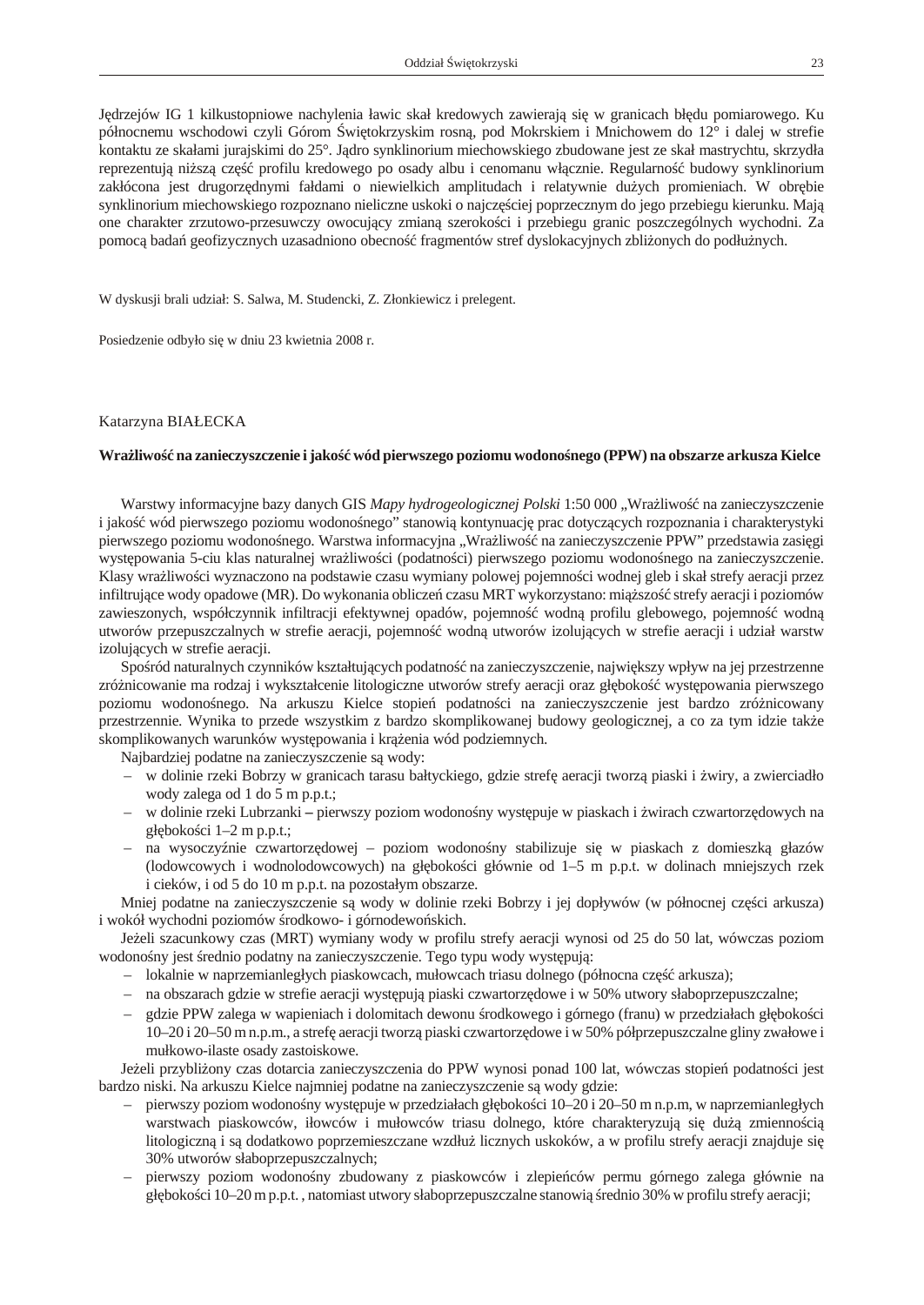Jędrzejów IG 1 kilkustopniowe nachylenia ławic skał kredowych zawierają się w granicach błędu pomiarowego. Ku północnemu wschodowi czyli Górom Świętokrzyskim rosną, pod Mokrskiem i Mnichowem do 12° i dalej w strefie kontaktu ze skałami jurajskimi do 25°. Jądro synklinorium miechowskiego zbudowane jest ze skał mastrychtu, skrzydła reprezentują niższą część profilu kredowego po osady albu i cenomanu włącznie. Regularność budowy synklinorium zakłócona jest drugorzędnymi fałdami o niewielkich amplitudach i relatywnie dużych promieniach. W obrębie synklinorium miechowskiego rozpoznano nieliczne uskoki o najczęściej poprzecznym do jego przebiegu kierunku. Mają one charakter zrzutowo-przesuwczy owocujący zmianą szerokości i przebiegu granic poszczególnych wychodni. Za pomocą badań geofizycznych uzasadniono obecność fragmentów stref dyslokacyjnych zbliżonych do podłużnych.

W dyskusji brali udział: S. Salwa, M. Studencki, Z. Złonkiewicz i prelegent.

Posiedzenie odbyło się w dniu 23 kwietnia 2008 r.

Katarzyna BIAŁECKA

**Wrażliwość na zanieczyszczenie i jakość wód pierwszego poziomu wodonośnego (PPW) na obszarze arkusza Kielce**

Warstwy informacyjne bazy danych GIS *Mapy hydrogeologicznej Polski* 1:50 000 „Wrażliwość na zanieczyszczenie i jakość wód pierwszego poziomu wodonośnego" stanowią kontynuację prac dotyczących rozpoznania i charakterystyki pierwszego poziomu wodonośnego. Warstwa informacyjna „Wrażliwość na zanieczyszczenie PPW" przedstawia zasięgi występowania 5-ciu klas naturalnej wrażliwości (podatności) pierwszego poziomu wodonośnego na zanieczyszczenie. Klasy wrażliwości wyznaczono na podstawie czasu wymiany polowej pojemności wodnej gleb i skał strefy aeracji przez infiltrujące wody opadowe (MR). Do wykonania obliczeń czasu MRT wykorzystano: miąższość strefy aeracji i poziomów zawieszonych, współczynnik infiltracji efektywnej opadów, pojemność wodną profilu glebowego, pojemność wodną utworów przepuszczalnych w strefie aeracji, pojemność wodną utworów izolujących w strefie aeracji i udział warstw izolujących w strefie aeracji.

Spośród naturalnych czynników kształtujących podatność na zanieczyszczenie, największy wpływ na jej przestrzenne zróżnicowanie ma rodzaj i wykształcenie litologiczne utworów strefy aeracji oraz głębokość występowania pierwszego poziomu wodonośnego. Na arkuszu Kielce stopień podatności na zanieczyszczenie jest bardzo zróżnicowany przestrzennie. Wynika to przede wszystkim z bardzo skomplikowanej budowy geologicznej, a co za tym idzie także skomplikowanych warunków występowania i krążenia wód podziemnych.

Najbardziej podatne na zanieczyszczenie są wody:

- w dolinie rzeki Bobrzy w granicach tarasu bałtyckiego, gdzie strefę aeracji tworzą piaski i żwiry, a zwierciadło wody zalega od 1 do 5 m p.p.t.;
- w dolinie rzeki Lubrzanki **–** pierwszy poziom wodonośny występuje w piaskach i żwirach czwartorzędowych na głębokości 1–2 m p.p.t.;
- na wysoczyźnie czwartorzędowej – poziom wodonośny stabilizuje się w piaskach z domieszką głazów (lodowcowych i wodnolodowcowych) na głębokości głównie od 1–5 m p.p.t. w dolinach mniejszych rzek i cieków, i od 5 do 10 m p.p.t. na pozostałym obszarze.

Mniej podatne na zanieczyszczenie są wody w dolinie rzeki Bobrzy i jej dopływów (w północnej części arkusza) i wokół wychodni poziomów środkowo- i górnodewońskich.

Jeżeli szacunkowy czas (MRT) wymiany wody w profilu strefy aeracji wynosi od 25 do 50 lat, wówczas poziom wodonośny jest średnio podatny na zanieczyszczenie. Tego typu wody występują:

- lokalnie w naprzemianległych piaskowcach, mułowcach triasu dolnego (północna część arkusza);
- na obszarach gdzie w strefie aeracji występują piaski czwartorzędowe i w 50% utwory słaboprzepuszczalne;
- gdzie PPW zalega w wapieniach i dolomitach dewonu środkowego i górnego (franu) w przedziałach głębokości 10–20 i 20–50 m n.p.m., a strefę aeracji tworzą piaski czwartorzędowe i w 50% półprzepuszczalne gliny zwałowe i mułkowo-ilaste osady zastoiskowe.

Jeżeli przybliżony czas dotarcia zanieczyszczenia do PPW wynosi ponad 100 lat, wówczas stopień podatności jest bardzo niski. Na arkuszu Kielce najmniej podatne na zanieczyszczenie są wody gdzie:

- pierwszy poziom wodonośny występuje w przedziałach głębokości 10–20 i 20–50 m n.p.m, w naprzemianległych warstwach piaskowców, iłowców i mułowców triasu dolnego, które charakteryzują się dużą zmiennością litologiczną i są dodatkowo poprzemieszczane wzdłuż licznych uskoków, a w profilu strefy aeracji znajduje się 30% utworów słaboprzepuszczalnych;
- pierwszy poziom wodonośny zbudowany z piaskowców i zlepieńców permu górnego zalega głównie na głębokości 10–20 m p.p.t. , natomiast utwory słaboprzepuszczalne stanowią średnio 30% w profilu strefy aeracji;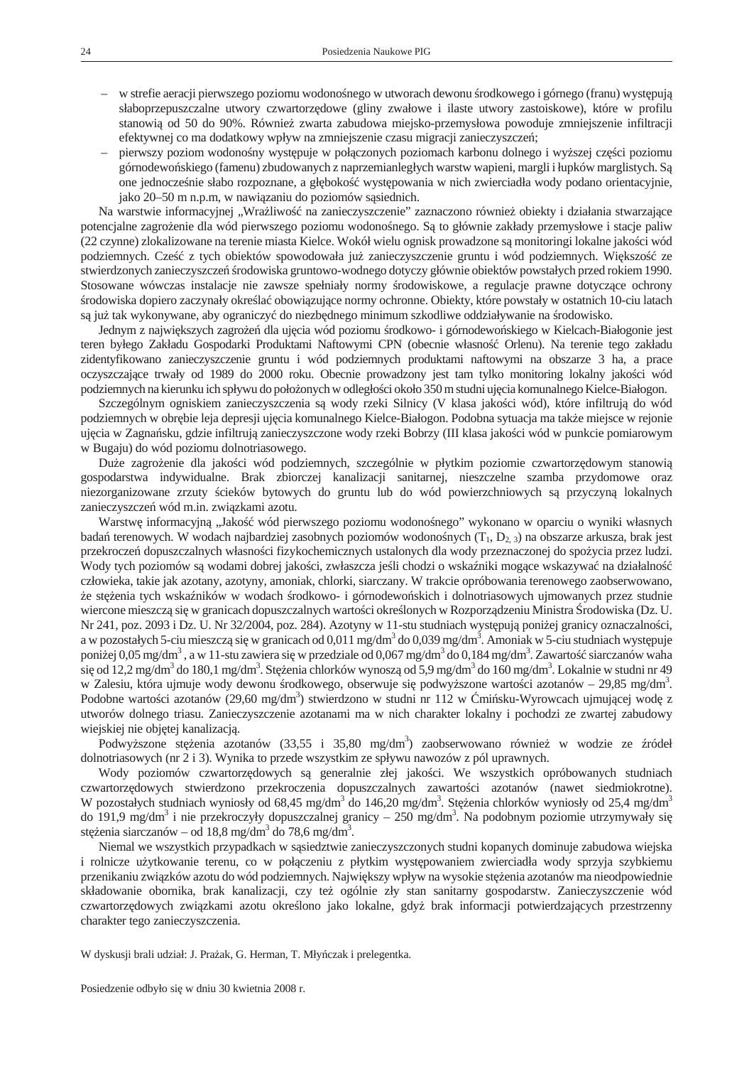- w strefie aeracji pierwszego poziomu wodonośnego w utworach dewonu środkowego i górnego (franu) występują słaboprzepuszczalne utwory czwartorzędowe (gliny zwałowe i ilaste utwory zastoiskowe), które w profilu stanowią od 50 do 90%. Również zwarta zabudowa miejsko-przemysłowa powoduje zmniejszenie infiltracji efektywnej co ma dodatkowy wpływ na zmniejszenie czasu migracji zanieczyszczeń;
- pierwszy poziom wodonośny występuje w połączonych poziomach karbonu dolnego i wyższej części poziomu górnodewońskiego (famenu) zbudowanych z naprzemianległych warstw wapieni, margli i łupków marglistych. Są one jednocześnie słabo rozpoznane, a głębokość występowania w nich zwierciadła wody podano orientacyjnie, jako 20–50 m n.p.m, w nawiązaniu do poziomów sąsiednich.

Na warstwie informacyjnej „Wrażliwość na zanieczyszczenie" zaznaczono również obiekty i działania stwarzające potencjalne zagrożenie dla wód pierwszego poziomu wodonośnego. Są to głównie zakłady przemysłowe i stacje paliw (22 czynne) zlokalizowane na terenie miasta Kielce. Wokół wielu ognisk prowadzone są monitoringi lokalne jakości wód podziemnych. Cześć z tych obiektów spowodowała już zanieczyszczenie gruntu i wód podziemnych. Większość ze stwierdzonych zanieczyszczeń środowiska gruntowo-wodnego dotyczy głównie obiektów powstałych przed rokiem 1990. Stosowane wówczas instalacje nie zawsze spełniały normy środowiskowe, a regulacje prawne dotyczące ochrony środowiska dopiero zaczynały określać obowiązujące normy ochronne. Obiekty, które powstały w ostatnich 10-ciu latach są już tak wykonywane, aby ograniczyć do niezbędnego minimum szkodliwe oddziaływanie na środowisko.

Jednym z największych zagrożeń dla ujęcia wód poziomu środkowo- i górnodewońskiego w Kielcach-Białogonie jest teren byłego Zakładu Gospodarki Produktami Naftowymi CPN (obecnie własność Orlenu). Na terenie tego zakładu zidentyfikowano zanieczyszczenie gruntu i wód podziemnych produktami naftowymi na obszarze 3 ha, a prace oczyszczające trwały od 1989 do 2000 roku. Obecnie prowadzony jest tam tylko monitoring lokalny jakości wód podziemnych na kierunku ich spływu do położonych w odległości około 350 m studni ujęcia komunalnego Kielce-Białogon.

Szczególnym ogniskiem zanieczyszczenia są wody rzeki Silnicy (V klasa jakości wód), które infiltrują do wód podziemnych w obrębie leja depresji ujęcia komunalnego Kielce-Białogon. Podobna sytuacja ma także miejsce w rejonie ujęcia w Zagnańsku, gdzie infiltrują zanieczyszczone wody rzeki Bobrzy (III klasa jakości wód w punkcie pomiarowym w Bugaju) do wód poziomu dolnotriasowego.

Duże zagrożenie dla jakości wód podziemnych, szczególnie w płytkim poziomie czwartorzędowym stanowią gospodarstwa indywidualne. Brak zbiorczej kanalizacji sanitarnej, nieszczelne szamba przydomowe oraz niezorganizowane zrzuty ścieków bytowych do gruntu lub do wód powierzchniowych są przyczyną lokalnych zanieczyszczeń wód m.in. związkami azotu.

Warstwę informacyjną „Jakość wód pierwszego poziomu wodonośnego" wykonano w oparciu o wyniki własnych badań terenowych. W wodach najbardziej zasobnych poziomów wodonośnych ($T_1$, $D_{2,3}$) na obszarze arkusza, brak jest przekroczeń dopuszczalnych własności fizykochemicznych ustalonych dla wody przeznaczonej do spożycia przez ludzi. Wody tych poziomów są wodami dobrej jakości, zwłaszcza jeśli chodzi o wskaźniki mogące wskazywać na działalność człowieka, takie jak azotany, azotyny, amoniak, chlorki, siarczany. W trakcie opróbowania terenowego zaobserwowano, że stężenia tych wskaźników w wodach środkowo- i górnodewońskich i dolnotriasowych ujmowanych przez studnie wiercone mieszczą się w granicach dopuszczalnych wartości określonych w Rozporządzeniu Ministra Środowiska (Dz. U. Nr 241, poz. 2093 i Dz. U. Nr 32/2004, poz. 284). Azotyny w 11-stu studniach występują poniżej granicy oznaczalności, a w pozostałych 5-ciu mieszczą się w granicach od 0,011 mg/dm$^3$ do 0,039 mg/dm$^3$. Amoniak w 5-ciu studniach występuje poniżej 0,05 mg/dm$^3$ , a w 11-stu zawiera się w przedziale od 0,067 mg/dm$^3$ do 0,184 mg/dm$^3$. Zawartość siarczanów waha się od 12,2 mg/dm$^3$ do 180,1 mg/dm$^3$. Stężenia chlorków wynoszą od 5,9 mg/dm$^3$ do 160 mg/dm$^3$. Lokalnie w studni nr 49 w Zalesiu, która ujmuje wody dewonu środkowego, obserwuje się podwyższone wartości azotanów – 29,85 mg/dm$^3$. Podobne wartości azotanów (29,60 mg/dm$^3$) stwierdzono w studni nr 112 w Ćmińsku-Wyrowcach ujmującej wodę z utworów dolnego triasu. Zanieczyszczenie azotanami ma w nich charakter lokalny i pochodzi ze zwartej zabudowy wiejskiej nie objętej kanalizacją.

Podwyższone stężenia azotanów (33,55 i 35,80 mg/dm$^3$) zaobserwowano również w wodzie ze źródeł dolnotriasowych (nr 2 i 3). Wynika to przede wszystkim ze spływu nawozów z pól uprawnych.

Wody poziomów czwartorzędowych są generalnie złej jakości. We wszystkich opróbowanych studniach czwartorzędowych stwierdzono przekroczenia dopuszczalnych zawartości azotanów (nawet siedmiokrotne). W pozostałych studniach wyniosły od 68,45 mg/dm$^3$ do 146,20 mg/dm$^3$. Stężenia chlorków wyniosły od 25,4 mg/dm$^3$ do 191,9 mg/dm$^3$ i nie przekroczyły dopuszczalnej granicy – 250 mg/dm$^3$. Na podobnym poziomie utrzymywały się stężenia siarczanów – od 18,8 mg/dm$^3$ do 78,6 mg/dm$^3$.

Niemal we wszystkich przypadkach w sąsiedztwie zanieczyszczonych studni kopanych dominuje zabudowa wiejska i rolnicze użytkowanie terenu, co w połączeniu z płytkim występowaniem zwierciadła wody sprzyja szybkiemu przenikaniu związków azotu do wód podziemnych. Największy wpływ na wysokie stężenia azotanów ma nieodpowiednie składowanie obornika, brak kanalizacji, czy też ogólnie zły stan sanitarny gospodarstw. Zanieczyszczenie wód czwartorzędowych związkami azotu określono jako lokalne, gdyż brak informacji potwierdzających przestrzenny charakter tego zanieczyszczenia.

W dyskusji brali udział: J. Prażak, G. Herman, T. Młyńczak i prelegentka.

Posiedzenie odbyło się w dniu 30 kwietnia 2008 r.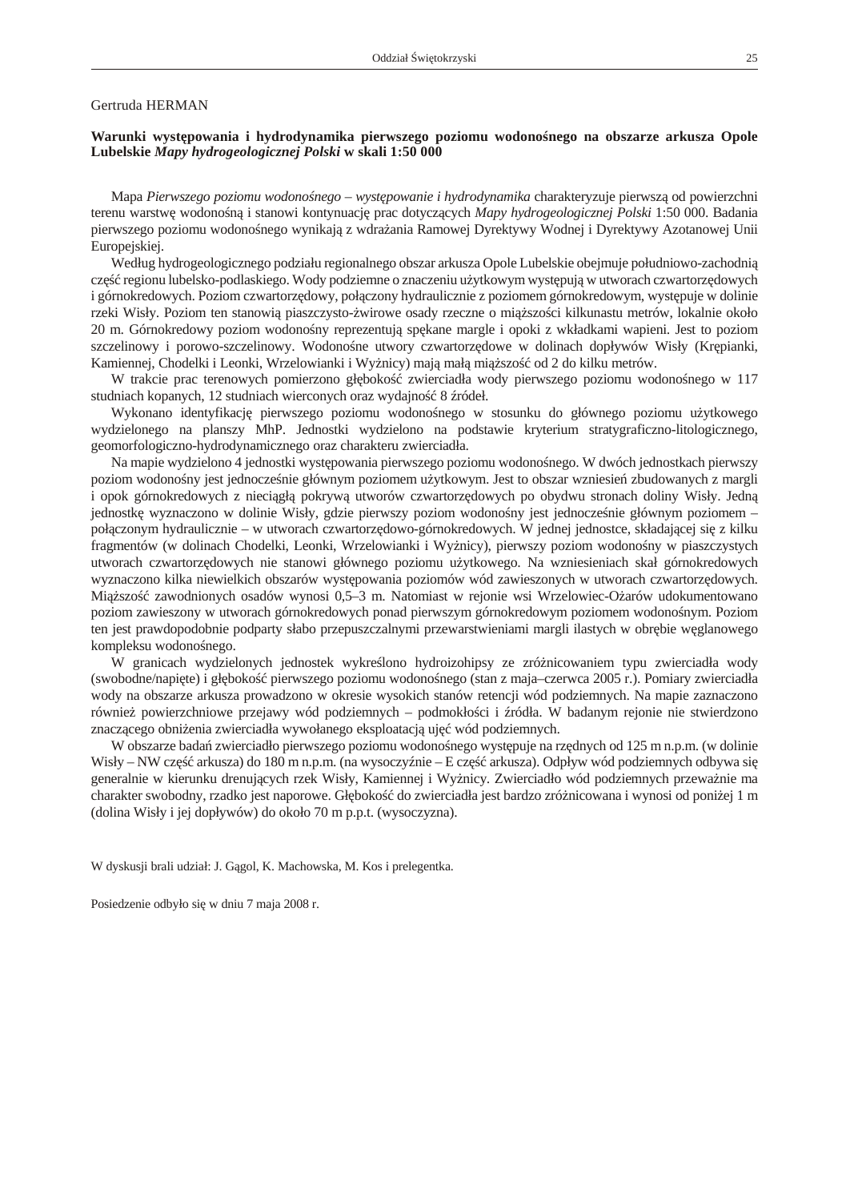Gertruda HERMAN

**Warunki występowania i hydrodynamika pierwszego poziomu wodonośnego na obszarze arkusza Opole Lubelskie *Mapy hydrogeologicznej Polski* w skali 1:50 000**

Mapa *Pierwszego poziomu wodonośnego – występowanie i hydrodynamika* charakteryzuje pierwszą od powierzchni terenu warstwę wodonośną i stanowi kontynuację prac dotyczących *Mapy hydrogeologicznej Polski* 1:50 000. Badania pierwszego poziomu wodonośnego wynikają z wdrażania Ramowej Dyrektywy Wodnej i Dyrektywy Azotanowej Unii Europejskiej.

Według hydrogeologicznego podziału regionalnego obszar arkusza Opole Lubelskie obejmuje południowo-zachodnią część regionu lubelsko-podlaskiego. Wody podziemne o znaczeniu użytkowym występują w utworach czwartorzędowych i górnokredowych. Poziom czwartorzędowy, połączony hydraulicznie z poziomem górnokredowym, występuje w dolinie rzeki Wisły. Poziom ten stanowią piaszczysto-żwirowe osady rzeczne o miąższości kilkunastu metrów, lokalnie około 20 m. Górnokredowy poziom wodonośny reprezentują spękane margle i opoki z wkładkami wapieni. Jest to poziom szczelinowy i porowo-szczelinowy. Wodonośne utwory czwartorzędowe w dolinach dopływów Wisły (Krępianki, Kamiennej, Chodelki i Leonki, Wrzelowianki i Wyżnicy) mają małą miąższość od 2 do kilku metrów.

W trakcie prac terenowych pomierzono głębokość zwierciadła wody pierwszego poziomu wodonośnego w 117 studniach kopanych, 12 studniach wierconych oraz wydajność 8 źródeł.

Wykonano identyfikację pierwszego poziomu wodonośnego w stosunku do głównego poziomu użytkowego wydzielonego na planszy MhP. Jednostki wydzielono na podstawie kryterium stratygraficzno-litologicznego, geomorfologiczno-hydrodynamicznego oraz charakteru zwierciadła.

Na mapie wydzielono 4 jednostki występowania pierwszego poziomu wodonośnego. W dwóch jednostkach pierwszy poziom wodonośny jest jednocześnie głównym poziomem użytkowym. Jest to obszar wzniesień zbudowanych z margli i opok górnokredowych z nieciągłą pokrywą utworów czwartorzędowych po obydwu stronach doliny Wisły. Jedną jednostkę wyznaczono w dolinie Wisły, gdzie pierwszy poziom wodonośny jest jednocześnie głównym poziomem – połączonym hydraulicznie – w utworach czwartorzędowo-górnokredowych. W jednej jednostce, składającej się z kilku fragmentów (w dolinach Chodelki, Leonki, Wrzelowianki i Wyżnicy), pierwszy poziom wodonośny w piaszczystych utworach czwartorzędowych nie stanowi głównego poziomu użytkowego. Na wzniesieniach skał górnokredowych wyznaczono kilka niewielkich obszarów występowania poziomów wód zawieszonych w utworach czwartorzędowych. Miąższość zawodnionych osadów wynosi 0,5–3 m. Natomiast w rejonie wsi Wrzelowiec-Ożarów udokumentowano poziom zawieszony w utworach górnokredowych ponad pierwszym górnokredowym poziomem wodonośnym. Poziom ten jest prawdopodobnie podparty słabo przepuszczalnymi przewarstwieniami margli ilastych w obrębie węglanowego kompleksu wodonośnego.

W granicach wydzielonych jednostek wykreślono hydroizohipsy ze zróżnicowaniem typu zwierciadła wody (swobodne/napięte) i głębokość pierwszego poziomu wodonośnego (stan z maja–czerwca 2005 r.). Pomiary zwierciadła wody na obszarze arkusza prowadzono w okresie wysokich stanów retencji wód podziemnych. Na mapie zaznaczono również powierzchniowe przejawy wód podziemnych – podmokłości i źródła. W badanym rejonie nie stwierdzono znaczącego obniżenia zwierciadła wywołanego eksploatacją ujęć wód podziemnych.

W obszarze badań zwierciadło pierwszego poziomu wodonośnego występuje na rzędnych od 125 m n.p.m. (w dolinie Wisły – NW część arkusza) do 180 m n.p.m. (na wysoczyźnie – E część arkusza). Odpływ wód podziemnych odbywa się generalnie w kierunku drenujących rzek Wisły, Kamiennej i Wyżnicy. Zwierciadło wód podziemnych przeważnie ma charakter swobodny, rzadko jest naporowe. Głębokość do zwierciadła jest bardzo zróżnicowana i wynosi od poniżej 1 m (dolina Wisły i jej dopływów) do około 70 m p.p.t. (wysoczyzna).

W dyskusji brali udział: J. Gągol, K. Machowska, M. Kos i prelegentka.

Posiedzenie odbyło się w dniu 7 maja 2008 r.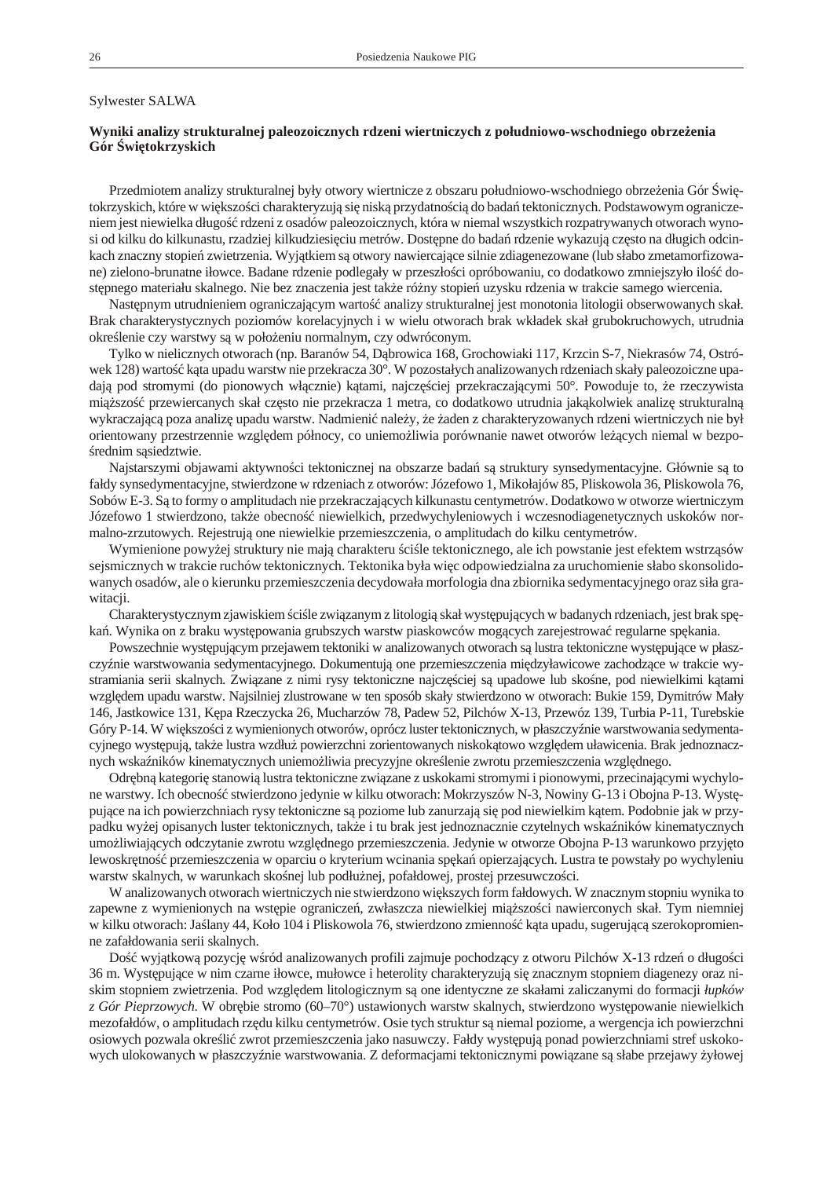Sylwester SALWA

### Wyniki analizy strukturalnej paleozoicznych rdzeni wiertniczych z południowo-wschodniego obrzeżenia Gór Świętokrzyskich

Przedmiotem analizy strukturalnej były otwory wiertnicze z obszaru południowo-wschodniego obrzeżenia Gór Świętokrzyskich, które w większości charakteryzują się niską przydatnością do badań tektonicznych. Podstawowym ograniczeniem jest niewielka długość rdzeni z osadów paleozoicznych, która w niemal wszystkich rozpatrywanych otworach wynosi od kilku do kilkunastu, rzadziej kilkudziesięciu metrów. Dostępne do badań rdzenie wykazują często na długich odcinkach znaczny stopień zwietrzenia. Wyjątkiem są otwory nawiercające silnie zdiagenezowane (lub słabo zmetamorfizowane) zielono-brunatne iłowce. Badane rdzenie podlegały w przeszłości opróbowaniu, co dodatkowo zmniejszyło ilość dostępnego materiału skalnego. Nie bez znaczenia jest także różny stopień uzysku rdzenia w trakcie samego wiercenia.

Następnym utrudnieniem ograniczającym wartość analizy strukturalnej jest monotonia litologii obserwowanych skał. Brak charakterystycznych poziomów korelacyjnych i w wielu otworach brak wkładek skał grubokruchowych, utrudnia określenie czy warstwy są w położeniu normalnym, czy odwróconym.

Tylko w nielicznych otworach (np. Baranów 54, Dąbrowica 168, Grochowiaki 117, Krzcin S-7, Niekrasów 74, Ostrówek 128) wartość kąta upadu warstw nie przekracza 30°. W pozostałych analizowanych rdzeniach skały paleozoiczne upadają pod stromymi (do pionowych włącznie) kątami, najczęściej przekraczającymi 50°. Powoduje to, że rzeczywista miąższość przewierconych skał często nie przekracza 1 metra, co dodatkowo utrudnia jakąkolwiek analizę strukturalną wykraczającą poza analizę upadu warstw. Nadmienić należy, że żaden z charakteryzowanych rdzeni wiertniczych nie był orientowany przestrzennie względem północy, co uniemożliwia porównanie nawet otworów leżących niemal w bezpośrednim sąsiedztwie.

Najstarszymi objawami aktywności tektonicznej na obszarze badań są struktury synsedymentacyjne. Głównie są to fałdy synsedymentacyjne, stwierdzone w rdzeniach z otworów: Józefowo 1, Mikołajów 85, Pliskowola 36, Pliskowola 76, Sobów E-3. Są to formy o amplitudach nie przekraczających kilkunastu centymetrów. Dodatkowo w otworze wiertniczym Józefowo 1 stwierdzono, także obecność niewielkich, przedwychyleniowych i wczesnodiagenetycznych uskoków normalno-zrzutowych. Rejestrują one niewielkie przemieszczenia, o amplitudach do kilku centymetrów.

Wymienione powyżej struktury nie mają charakteru ściśle tektonicznego, ale ich powstanie jest efektem wstrząsów sejsmicznych w trakcie ruchów tektonicznych. Tektonika była więc odpowiedzialna za uruchomienie słabo skonsolidowanych osadów, ale o kierunku przemieszczenia decydowała morfologia dna zbiornika sedymentacyjnego oraz siła grawitacji.

Charakterystycznym zjawiskiem ściśle związanym z litologią skał występujących w badanych rdzeniach, jest brak spękań. Wynika on z braku występowania grubszych warstw piaskowców mogących zarejestrować regularne spękania.

Powszechnie występującym przejawem tektoniki w analizowanych otworach są lustra tektoniczne występujące w płaszczyźnie warstwowania sedymentacyjnego. Dokumentują one przemieszczenia międzyławicowe zachodzące w trakcie wystramiania serii skalnych. Związane z nimi rysy tektoniczne najczęściej są upadowe lub skośne, pod niewielkimi kątami względem upadu warstw. Najsilniej zlustrowane w ten sposób skały stwierdzono w otworach: Bukie 159, Dymitrów Mały 146, Jastkowice 131, Kępa Rzeczycka 26, Mucharzów 78, Padew 52, Pilchów X-13, Przewóz 139, Turbia P-11, Turebskie Góry P-14. W większości z wymienionych otworów, oprócz luster tektonicznych, w płaszczyźnie warstwowania sedymentacyjnego występują, także lustra wzdłuż powierzchni zorientowanych niskokątowo względem uławicenia. Brak jednoznacznych wskaźników kinematycznych uniemożliwia precyzyjne określenie zwrotu przemieszczenia względnego.

Odrębną kategorię stanowią lustra tektoniczne związane z uskokami stromymi i pionowymi, przecinającymi wychylone warstwy. Ich obecność stwierdzono jedynie w kilku otworach: Mokrzyszów N-3, Nowiny G-13 i Obojna P-13. Występujące na ich powierzchniach rysy tektoniczne są poziome lub zanurzają się pod niewielkim kątem. Podobnie jak w przypadku wyżej opisanych luster tektonicznych, także i tu brak jest jednoznacznie czytelnych wskaźników kinematycznych umożliwiających odczytanie zwrotu względnego przemieszczenia. Jedynie w otworze Obojna P-13 warunkowo przyjęto lewoskrętność przemieszczenia w oparciu o kryterium wcinania spękań opierzających. Lustra te powstały po wychyleniu warstw skalnych, w warunkach skośnej lub podłużnej, pofałdowej, prostej przesuwczości.

W analizowanych otworach wiertniczych nie stwierdzono większych form fałdowych. W znacznym stopniu wynika to zapewne z wymienionych na wstępie ograniczeń, zwłaszcza niewielkiej miąższości nawierconych skał. Tym niemniej w kilku otworach: Jaślany 44, Koło 104 i Pliskowola 76, stwierdzono zmienność kąta upadu, sugerującą szerokopromienne zafałdowania serii skalnych.

Dość wyjątkową pozycję wśród analizowanych profili zajmuje pochodzący z otworu Pilchów X-13 rdzeń o długości 36 m. Występujące w nim czarne iłowce, mułowce i heterolity charakteryzują się znacznym stopniem diagenezy oraz niskim stopniem zwietrzenia. Pod względem litologicznym są one identyczne ze skałami zaliczanymi do formacji *łupków z Gór Pieprzowych*. W obrębie stromo (60–70°) ustawionych warstw skalnych, stwierdzono występowanie niewielkich mezofałdów, o amplitudach rzędu kilku centymetrów. Osie tych struktur są niemal poziome, a wergencja ich powierzchni osiowych pozwala określić zwrot przemieszczenia jako nasuwczy. Fałdy występują ponad powierzchniami stref uskokowych ulokowanych w płaszczyźnie warstwowania. Z deformacjami tektonicznymi powiązane są słabe przejawy żyłowej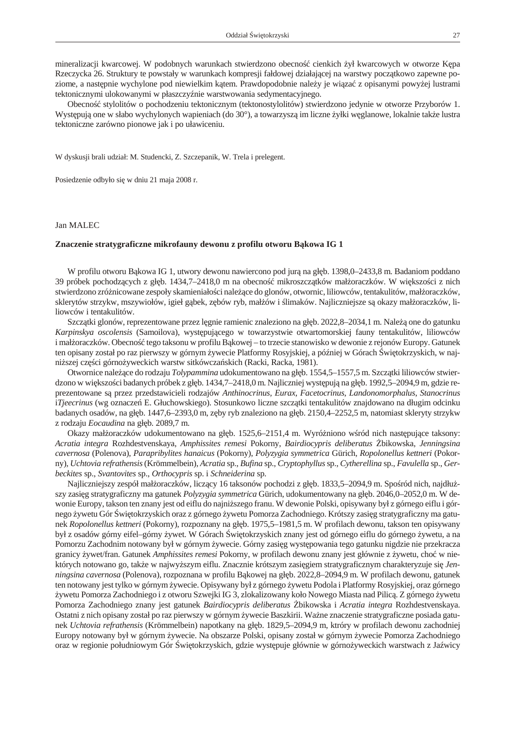mineralizacji kwarcowej. W podobnych warunkach stwierdzono obecność cienkich żył kwarcowych w otworze Kępa Rzeczycka 26. Struktury te powstały w warunkach kompresji fałdowej działającej na warstwy początkowo zapewne poziome, a następnie wychylone pod niewielkim kątem. Prawdopodobnie należy je wiązać z opisanymi powyżej lustrami tektonicznymi ulokowanymi w płaszczyźnie warstwowania sedymentacyjnego.

Obecność stylolitów o pochodzeniu tektonicznym (tektonostylolitów) stwierdzono jedynie w otworze Przyborów 1. Występują one w słabo wychylonych wapieniach (do 30°), a towarzyszą im liczne żyłki węglanowe, lokalnie także lustra tektoniczne zarówno pionowe jak i po uławiceniu.

W dyskusji brali udział: M. Studencki, Z. Szczepanik, W. Trela i prelegent.

Posiedzenie odbyło się w dniu 21 maja 2008 r.

Jan MALEC

**Znaczenie stratygraficzne mikrofauny dewonu z profilu otworu Bąkowa IG 1**

W profilu otworu Bąkowa IG 1, utwory dewonu nawiercono pod jurą na głęb. 1398,0–2433,8 m. Badaniom poddano 39 próbek pochodzących z głęb. 1434,7–2418,0 m na obecność mikroszczątków małżoraczków. W większości z nich stwierdzono zróżnicowane zespoły skamieniałości należące do glonów, otwornic, liliowców, tentakulitów, małżoraczków, sklerytów strzykw, mszywiołów, igieł gąbek, zębów ryb, małżów i ślimaków. Najliczniejsze są okazy małżoraczków, liliowców i tentakulitów.

Szczątki glonów, reprezentowane przez lęgnie ramienic znaleziono na głęb. 2022,8–2034,1 m. Należą one do gatunku *Karpinskya oscolensis* (Samoilova), występującego w towarzystwie otwartomorskiej fauny tentakulitów, liliowców i małżoraczków. Obecność tego taksonu w profilu Bąkowej – to trzecie stanowisko w dewonie z rejonów Europy. Gatunek ten opisany został po raz pierwszy w górnym żywecie Platformy Rosyjskiej, a później w Górach Świętokrzyskich, w najniższej części górnożyweckich warstw sitkówczańskich (Racki, Racka, 1981).

Otwornice należące do rodzaju *Tolypammina* udokumentowano na głęb. 1554,5–1557,5 m. Szczątki liliowców stwierdzono w większości badanych próbek z głęb. 1434,7–2418,0 m. Najliczniej występują na głęb. 1992,5–2094,9 m, gdzie reprezentowane są przez przedstawicieli rodzajów *Anthinocrinus, Eurax, Facetocrinus, Landonomorphalus, Stanocrinus* i*Tjeecrinus* (wg oznaczeń E. Głuchowskiego). Stosunkowo liczne szczątki tentakulitów znajdowano na długim odcinku badanych osadów, na głęb. 1447,6–2393,0 m, zęby ryb znaleziono na głęb. 2150,4–2252,5 m, natomiast skleryty strzykw z rodzaju *Eocaudina* na głęb. 2089,7 m.

Okazy małżoraczków udokumentowano na głęb. 1525,6–2151,4 m. Wyróżniono wśród nich następujące taksony: *Acratia integra* Rozhdestvenskaya, *Amphissites remesi* Pokorny, *Bairdiocypris deliberatus* Żbikowska, *Jenningsina cavernosa* (Polenova), *Parapribylites hanaicus* (Pokorny), *Polyzygia symmetrica* Gürich, *Ropolonellus kettneri* (Pokorny), *Uchtovia refrathensis* (Krömmelbein), *Acratia* sp., *Bufina* sp., *Cryptophyllus* sp., *Cytherellina* sp., *Favulella* sp., *Gerbeckites* sp., *Svantovites* sp., *Orthocypris* sp. i *Schneiderina* sp.

Najliczniejszy zespół małżoraczków, liczący 16 taksonów pochodzi z głęb. 1833,5–2094,9 m. Spośród nich, najdłuższy zasięg stratygraficzny ma gatunek *Polyzygia symmetrica* Gürich, udokumentowany na głęb. 2046,0–2052,0 m. W dewonie Europy, takson ten znany jest od eiflu do najniższego franu. W dewonie Polski, opisywany był z górnego eiflu i górnego żywetu Gór Świętokrzyskich oraz z górnego żywetu Pomorza Zachodniego. Krótszy zasięg stratygraficzny ma gatunek *Ropolonellus kettneri* (Pokorny), rozpoznany na głęb. 1975,5–1981,5 m. W profilach dewonu, takson ten opisywany był z osadów górny eifel–górny żywet. W Górach Świętokrzyskich znany jest od górnego eiflu do górnego żywetu, a na Pomorzu Zachodnim notowany był w górnym żywecie. Górny zasięg występowania tego gatunku nigdzie nie przekracza granicy żywet/fran. Gatunek *Amphissites remesi* Pokorny, w profilach dewonu znany jest głównie z żywetu, choć w niektórych notowano go, także w najwyższym eiflu. Znacznie krótszym zasięgiem stratygraficznym charakteryzuje się *Jenningsina cavernosa* (Polenova), rozpoznana w profilu Bąkowej na głęb. 2022,8–2094,9 m. W profilach dewonu, gatunek ten notowany jest tylko w górnym żywecie. Opisywany był z górnego żywetu Podola i Platformy Rosyjskiej, oraz górnego żywetu Pomorza Zachodniego i z otworu Szwejki IG 3, zlokalizowany koło Nowego Miasta nad Pilicą. Z górnego żywetu Pomorza Zachodniego znany jest gatunek *Bairdiocypris deliberatus* Żbikowska i *Acratia integra* Rozhdestvenskaya. Ostatni z nich opisany został po raz pierwszy w górnym żywecie Baszkirii. Ważne znaczenie stratygraficzne posiada gatunek *Uchtovia refrathensis* (Krömmelbein) napotkany na głęb. 1829,5–2094,9 m, króry w profilach dewonu zachodniej Europy notowany był w górnym żywecie. Na obszarze Polski, opisany został w górnym żywecie Pomorza Zachodniego oraz w regionie południowym Gór Świętokrzyskich, gdzie występuje głównie w górnożyweckich warstwach z Jaźwicy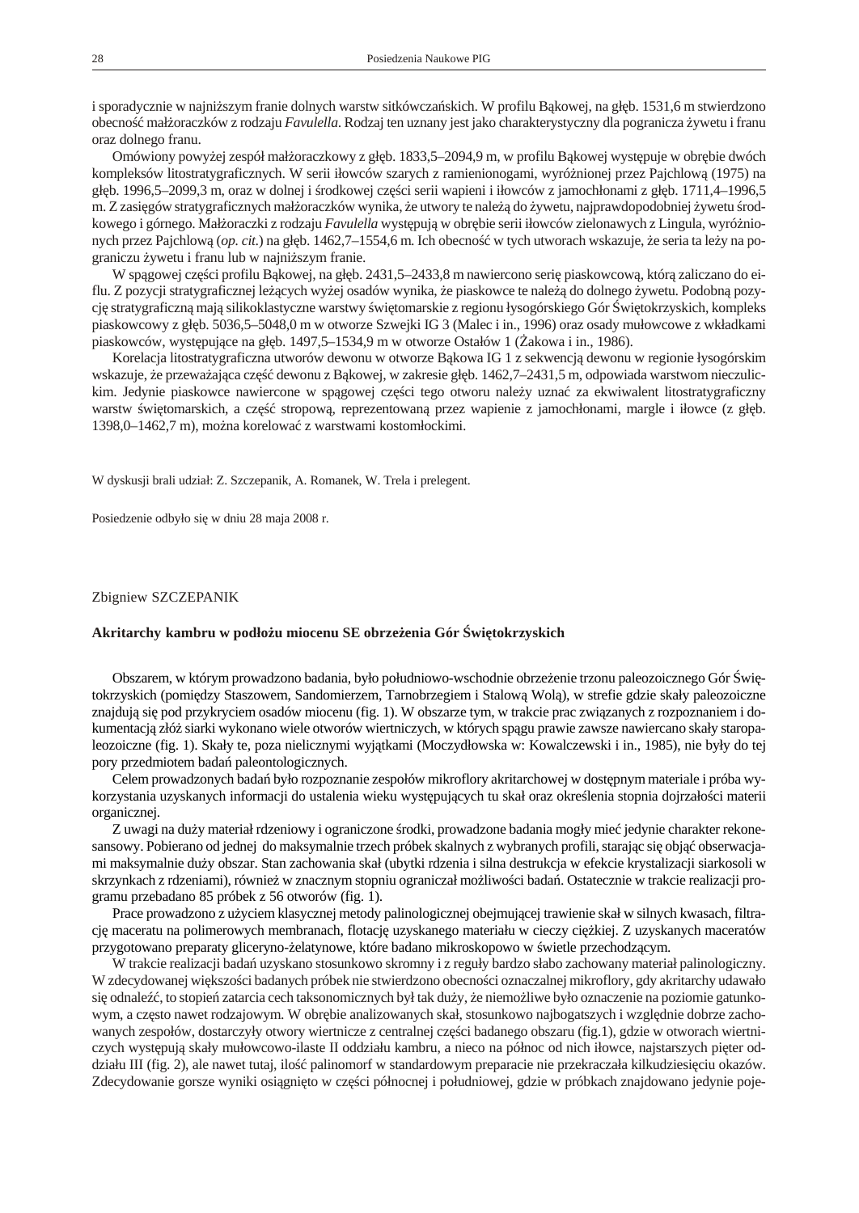i sporadycznie w najniższym franie dolnych warstw sitkówczańskich. W profilu Bąkowej, na głęb. 1531,6 m stwierdzono obecność małżoraczków z rodzaju *Favulella*. Rodzaj ten uznany jest jako charakterystyczny dla pogranicza żywetu i franu oraz dolnego franu.

Omówiony powyżej zespół małżoraczkowy z głęb. 1833,5–2094,9 m, w profilu Bąkowej występuje w obrębie dwóch kompleksów litostratygraficznych. W serii iłowców szarych z ramienionogami, wyróżnionej przez Pajchlową (1975) na głęb. 1996,5–2099,3 m, oraz w dolnej i środkowej części serii wapieni i iłowców z jamochłonami z głęb. 1711,4–1996,5 m. Z zasięgów stratygraficznych małżoraczków wynika, że utwory te należą do żywetu, najprawdopodobniej żywetu środkowego i górnego. Małżoraczki z rodzaju *Favulella* występują w obrębie serii iłowców zielonawych z Lingula, wyróżnionych przez Pajchlową (*op. cit.*) na głęb. 1462,7–1554,6 m. Ich obecność w tych utworach wskazuje, że seria ta leży na pograniczu żywetu i franu lub w najniższym franie.

W spągowej części profilu Bąkowej, na głęb. 2431,5–2433,8 m nawiercono serię piaskowcową, którą zaliczano do eiflu. Z pozycji stratygraficznej leżących wyżej osadów wynika, że piaskowce te należą do dolnego żywetu. Podobną pozycję stratygraficzną mają silikoklastyczne warstwy świętomarskie z regionu łysogórskiego Gór Świętokrzyskich, kompleks piaskowcowy z głęb. 5036,5–5048,0 m w otworze Szwejki IG 3 (Malec i in., 1996) oraz osady mułowcowe z wkładkami piaskowców, występujące na głęb. 1497,5–1534,9 m w otworze Ostałów 1 (Żakowa i in., 1986).

Korelacja litostratygraficzna utworów dewonu w otworze Bąkowa IG 1 z sekwencją dewonu w regionie łysogórskim wskazuje, że przeważająca część dewonu z Bąkowej, w zakresie głęb. 1462,7–2431,5 m, odpowiada warstwom nieczulickim. Jedynie piaskowce nawiercone w spągowej części tego otworu należy uznać za ekwiwalent litostratygraficzny warstw świętomarskich, a część stropową, reprezentowaną przez wapienie z jamochłonami, margle i iłowce (z głęb. 1398,0–1462,7 m), można korelować z warstwami kostomłockimi.

W dyskusji brali udział: Z. Szczepanik, A. Romanek, W. Trela i prelegent.

Posiedzenie odbyło się w dniu 28 maja 2008 r.

Zbigniew SZCZEPANIK

## Akritarchy kambru w podłożu miocenu SE obrzeżenia Gór Świętokrzyskich

Obszarem, w którym prowadzono badania, było południowo-wschodnie obrzeżenie trzonu paleozoicznego Gór Świętokrzyskich (pomiędzy Staszowem, Sandomierzem, Tarnobrzegiem i Stalową Wolą), w strefie gdzie skały paleozoiczne znajdują się pod przykryciem osadów miocenu (fig. 1). W obszarze tym, w trakcie prac związanych z rozpoznaniem i dokumentacją złóż siarki wykonano wiele otworów wiertniczych, w których spągu prawie zawsze nawiercano skały staropaleozoiczne (fig. 1). Skały te, poza nielicznymi wyjątkami (Moczydłowska w: Kowalczewski i in., 1985), nie były do tej pory przedmiotem badań paleontologicznych.

Celem prowadzonych badań było rozpoznanie zespołów mikroflory akritarchowej w dostępnym materiale i próba wykorzystania uzyskanych informacji do ustalenia wieku występujących tu skał oraz określenia stopnia dojrzałości materii organicznej.

Z uwagi na duży materiał rdzeniowy i ograniczone środki, prowadzone badania mogły mieć jedynie charakter rekonesansowy. Pobierano od jednej do maksymalnie trzech próbek skalnych z wybranych profili, starając się objąć obserwacjami maksymalnie duży obszar. Stan zachowania skał (ubytki rdzenia i silna destrukcja w efekcie krystalizacji siarkosoli w skrzynkach z rdzeniami), również w znacznym stopniu ograniczał możliwości badań. Ostatecznie w trakcie realizacji programu przebadano 85 próbek z 56 otworów (fig. 1).

Prace prowadzono z użyciem klasycznej metody palinologicznej obejmującej trawienie skał w silnych kwasach, filtrację maceratu na polimerowych membranach, flotację uzyskanego materiału w cieczy ciężkiej. Z uzyskanych maceratów przygotowano preparaty gliceryno-żelatynowe, które badano mikroskopowo w świetle przechodzącym.

W trakcie realizacji badań uzyskano stosunkowo skromny i z reguły bardzo słabo zachowany materiał palinologiczny. W zdecydowanej większości badanych próbek nie stwierdzono obecności oznaczalnej mikroflory, gdy akritarchy udawało się odnaleźć, to stopień zatarcia cech taksonomicznych był tak duży, że niemożliwe było oznaczenie na poziomie gatunkowym, a często nawet rodzajowym. W obrębie analizowanych skał, stosunkowo najbogatszych i względnie dobrze zachowanych zespołów, dostarczyły otwory wiertnicze z centralnej części badanego obszaru (fig.1), gdzie w otworach wiertniczych występują skały mułowcowo-ilaste II oddziału kambru, a nieco na północ od nich iłowce, najstarszych pięter oddziału III (fig. 2), ale nawet tutaj, ilość palinomorf w standardowym preparacie nie przekraczała kilkudziesięciu okazów. Zdecydowanie gorsze wyniki osiągnięto w części północnej i południowej, gdzie w próbkach znajdowano jedynie poje-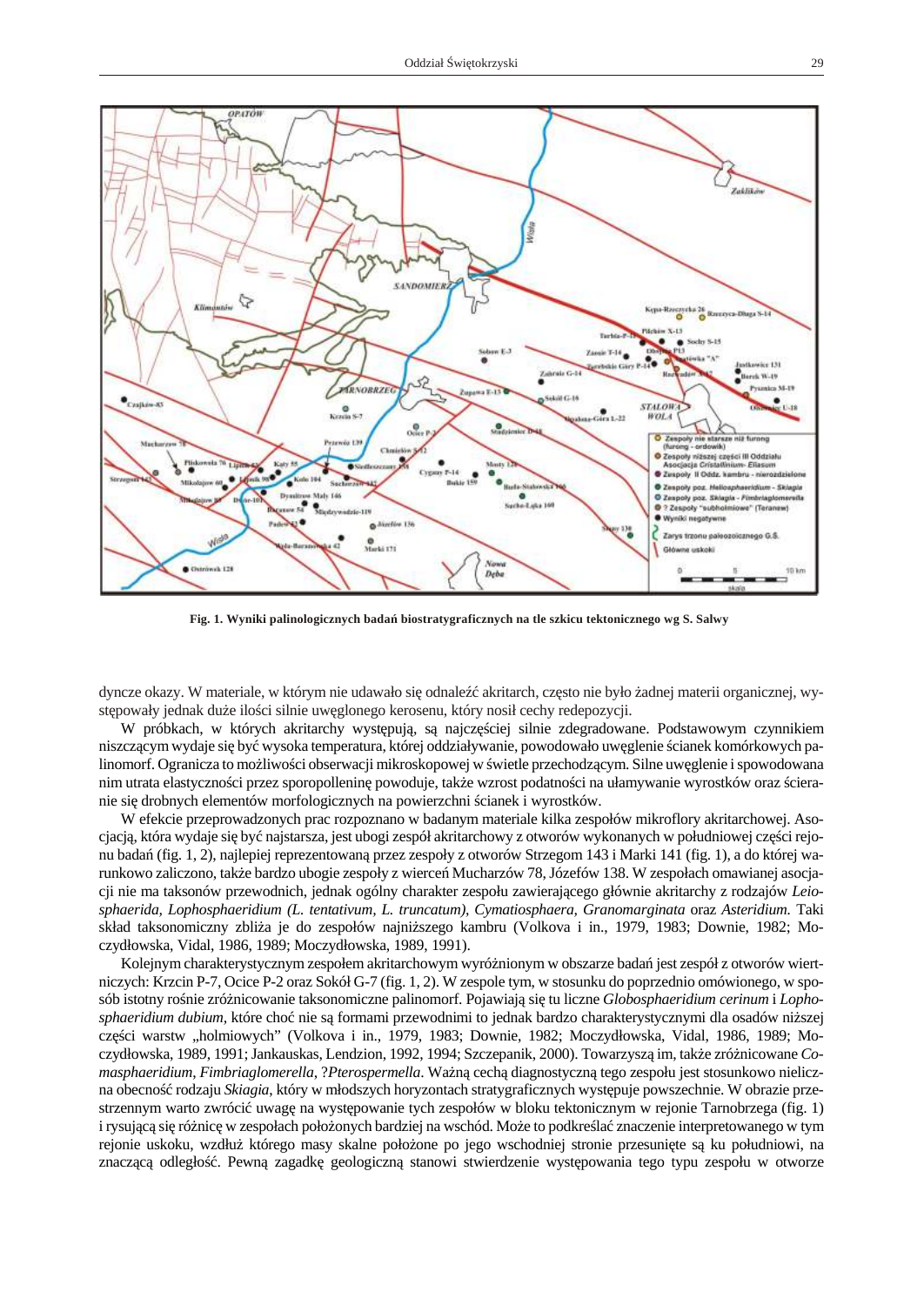**Fig. 1. Wyniki palinologicznych badań biostratygraficznych na tle szkicu tektonicznego wg S. Salwy**

dyncze okazy. W materiale, w którym nie udawało się odnaleźć akritarch, często nie było żadnej materii organicznej, występowały jednak duże ilości silnie uwęglonego kerosenu, który nosił cechy redepozycji.

W próbkach, w których akritarchy występują, są najczęściej silnie zdegradowane. Podstawowym czynnikiem niszczącym wydaje się być wysoka temperatura, której oddziaływanie, powodowało uwęglenie ścianek komórkowych palinomorf. Ogranicza to możliwości obserwacji mikroskopowej w świetle przechodzącym. Silne uwęglenie i spowodowana nim utrata elastyczności przez sporopolleninę powoduje, także wzrost podatności na ułamywanie wyrostków oraz ścieranie się drobnych elementów morfologicznych na powierzchni ścianek i wyrostków.

W efekcie przeprowadzonych prac rozpoznano w badanym materiale kilka zespołów mikroflory akritarchowej. Asocjacją, która wydaje się być najstarsza, jest ubogi zespół akritarchowy z otworów wykonanych w południowej części rejonu badań (fig. 1, 2), najlepiej reprezentowaną przez zespoły z otworów Strzegom 143 i Marki 141 (fig. 1), a do której warunkowo zaliczono, także bardzo ubogie zespoły z wierceń Mucharzów 78, Józefów 138. W zespołach omawianej asocjacji nie ma taksonów przewodnich, jednak ogólny charakter zespołu zawierającego głównie akritarchy z rodzajów *Leiosphaerida, Lophosphaeridium (L. tentativum, L. truncatum), Cymatiosphaera, Granomarginata* oraz *Asteridium.* Taki skład taksonomiczny zbliża je do zespołów najniższego kambru (Volkova i in., 1979, 1983; Downie, 1982; Moczydłowska, Vidal, 1986, 1989; Moczydłowska, 1989, 1991).

Kolejnym charakterystycznym zespołem akritarchowym wyróżnionym w obszarze badań jest zespół z otworów wiertniczych: Krzcin P-7, Ocice P-2 oraz Sokół G-7 (fig. 1, 2). W zespole tym, w stosunku do poprzednio omówionego, w sposób istotny rośnie zróżnicowanie taksonomiczne palinomorf. Pojawiają się tu liczne *Globosphaeridium cerinum* i *Lophosphaeridium dubium,* które choć nie są formami przewodnimi to jednak bardzo charakterystycznymi dla osadów niższej części warstw „holmiowych" (Volkova i in., 1979, 1983; Downie, 1982; Moczydłowska, Vidal, 1986, 1989; Moczydłowska, 1989, 1991; Jankauskas, Lendzion, 1992, 1994; Szczepanik, 2000). Towarzyszą im, także zróżnicowane *Comasphaeridium*, *Fimbriaglomerella*, ?*Pterospermella*. Ważną cechą diagnostyczną tego zespołu jest stosunkowo nieliczna obecność rodzaju *Skiagia*, który w młodszych horyzontach stratygraficznych występuje powszechnie. W obrazie przestrzennym warto zwrócić uwagę na występowanie tych zespołów w bloku tektonicznym w rejonie Tarnobrzega (fig. 1) i rysującą się różnicę w zespołach położonych bardziej na wschód. Może to podkreślać znaczenie interpretowanego w tym rejonie uskoku, wzdłuż którego masy skalne położone po jego wschodniej stronie przesunięte są ku południowi, na znaczącą odległość. Pewną zagadkę geologiczną stanowi stwierdzenie występowania tego typu zespołu w otworze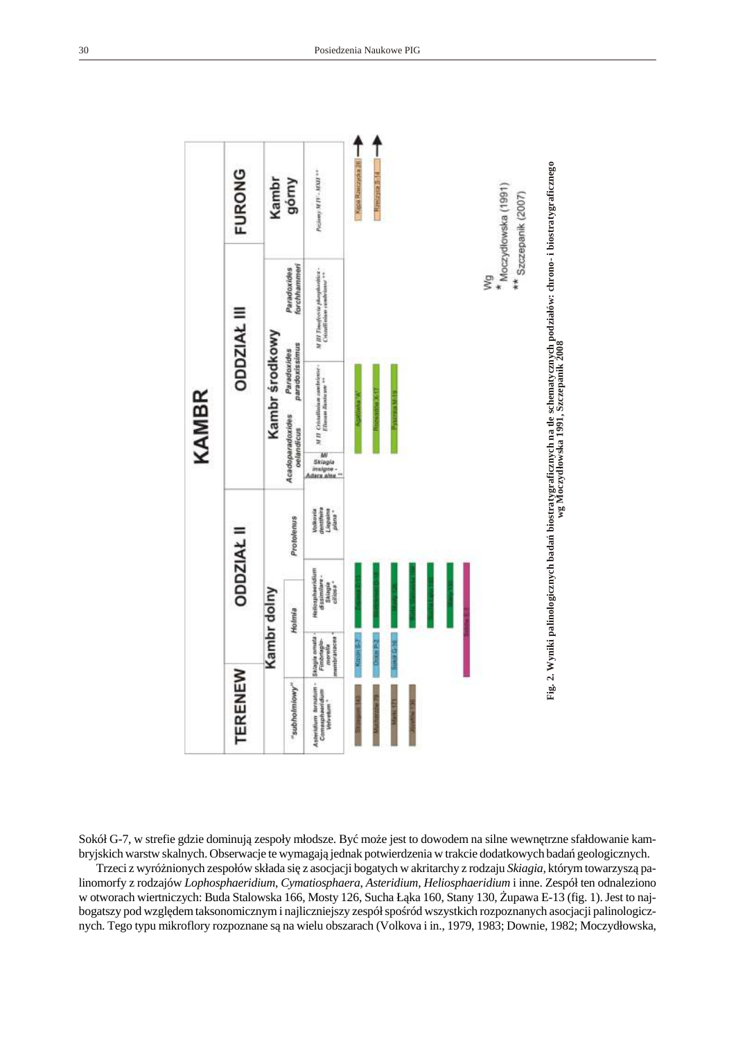Fig. 2. Wyniki palinologicznych badań biostratygraficznych na tle schematycznych podziałów: chrono- i biostratygraficznego wg Moczydłowska 1991, Szczepanik 2008

Sokół G-7, w strefie gdzie dominują zespoły młodsze. Być może jest to dowodem na silne wewnętrzne sfałdowanie kambryjskich warstw skalnych. Obserwacje te wymagają jednak potwierdzenia w trakcie dodatkowych badań geologicznych.

Trzeci z wyróżnionych zespołów składa się z asocjacji bogatych w akritarchy z rodzaju *Skiagia*, którym towarzyszą palinomorfy z rodzajów *Lophosphaeridium*, *Cymatiosphaera*, *Asteridium*, *Heliosphaeridium* i inne. Zespół ten odnaleziono w otworach wiertniczych: Buda Stalowska 166, Mosty 126, Sucha Łąka 160, Stany 130, Żupawa E-13 (fig. 1). Jest to najbogatszy pod względem taksonomicznym i najliczniejszy zespół spośród wszystkich rozpoznanych asocjacji palinologicznych. Tego typu mikroflory rozpoznane są na wielu obszarach (Volkova i in., 1979, 1983; Downie, 1982; Moczydłowska,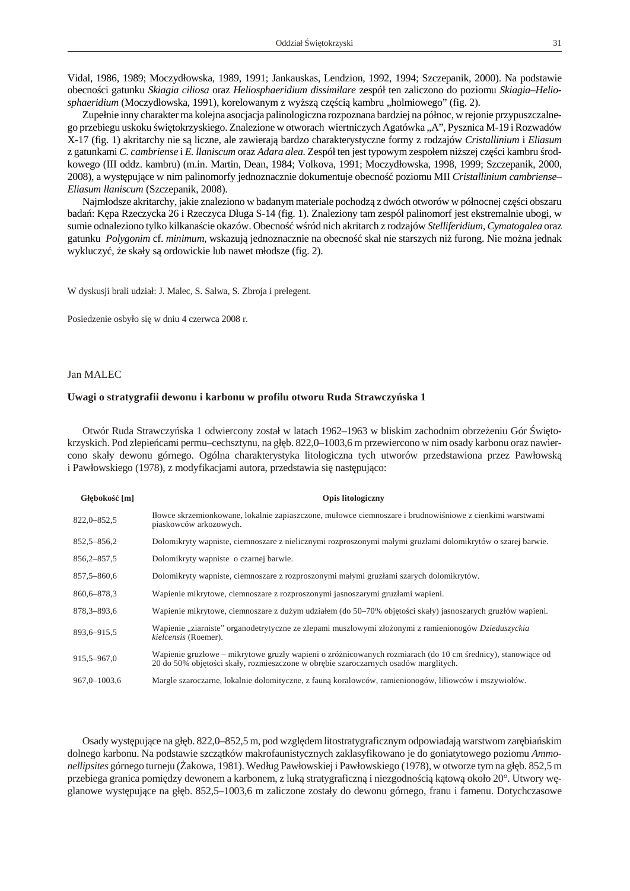Vidal, 1986, 1989; Moczydłowska, 1989, 1991; Jankauskas, Lendzion, 1992, 1994; Szczepanik, 2000). Na podstawie obecności gatunku *Skiagia ciliosa* oraz *Heliosphaeridium dissimilare* zespół ten zaliczono do poziomu *Skiagia–Heliosphaeridium* (Moczydłowska, 1991), korelowanym z wyższą częścią kambru „holmiowego" (fig. 2).

Zupełnie inny charakter ma kolejna asocjacja palinologiczna rozpoznana bardziej na północ, w rejonie przypuszczalnego przebiegu uskoku świętokrzyskiego. Znalezione w otworach wiertniczych Agatówka „A", Pysznica M-19 i Rozwadów X-17 (fig. 1) akritarchy nie są liczne, ale zawierają bardzo charakterystyczne formy z rodzajów *Cristallinium* i *Eliasum* z gatunkami *C. cambriense* i *E. llaniscum* oraz *Adara alea*. Zespół ten jest typowym zespołem niższej części kambru środkowego (III oddz. kambru) (m.in. Martin, Dean, 1984; Volkova, 1991; Moczydłowska, 1998, 1999; Szczepanik, 2000, 2008), a występujące w nim palinomorfy jednoznacznie dokumentuje obecność poziomu MII *Cristallinium cambriense–Eliasum llaniscum* (Szczepanik, 2008).

Najmłodsze akritarchy, jakie znaleziono w badanym materiale pochodzą z dwóch otworów w północnej części obszaru badań: Kępa Rzeczycka 26 i Rzeczyca Długa S-14 (fig. 1). Znaleziony tam zespół palinomorf jest ekstremalnie ubogi, w sumie odnaleziono tylko kilkanaście okazów. Obecność wśród nich akritarch z rodzajów *Stelliferidium, Cymatogalea* oraz gatunku *Polygonim* cf. *minimum*, wskazują jednoznacznie na obecność skał nie starszych niż furong. Nie można jednak wykluczyć, że skały są ordowickie lub nawet młodsze (fig. 2).

W dyskusji brali udział: J. Malec, S. Salwa, S. Zbroja i prelegent.

Posiedzenie osbyło się w dniu 4 czerwca 2008 r.

Jan MALEC

### Uwagi o stratygrafii dewonu i karbonu w profilu otworu Ruda Strawczyńska 1

Otwór Ruda Strawczyńska 1 odwiercony został w latach 1962–1963 w bliskim zachodnim obrzeżeniu Gór Świętokrzyskich. Pod zlepieńcami permu–cechsztynu, na głęb. 822,0–1003,6 m przewiercono w nim osady karbonu oraz nawiercono skały dewonu górnego. Ogólna charakterystyka litologiczna tych utworów przedstawiona przez Pawłowską i Pawłowskiego (1978), z modyfikacjami autora, przedstawia się następująco:

| Głębokość [m] | Opis litologiczny |
|---|---|
| 822,0–852,5 | Iłowce skrzemionkowane, lokalnie zapiaszczone, mułowce ciemnoszare i brudnowiśniowe z cienkimi warstwami piaskowców arkozowych. |
| 852,5–856,2 | Dolomikryty wapniste, ciemnoszare z nielicznymi rozproszonymi małymi gruzłami dolomikrytów o szarej barwie. |
| 856,2–857,5 | Dolomikryty wapniste o czarnej barwie. |
| 857,5–860,6 | Dolomikryty wapniste, ciemnoszare z rozproszonymi małymi gruzłami szarych dolomikrytów. |
| 860,6–878,3 | Wapienie mikrytowe, ciemnoszare z rozproszonymi jasnoszarymi gruzłami wapieni. |
| 878,3–893,6 | Wapienie mikrytowe, ciemnoszare z dużym udziałem (do 50–70% objętości skały) jasnoszarych gruzłów wapieni. |
| 893,6–915,5 | Wapienie „ziarniste" organodetrytyczne ze zlepami muszlowymi złożonymi z ramienionogów *Dzieduszyckia kielcensis* (Roemer). |
| 915,5–967,0 | Wapienie gruzłowe – mikrytowe gruzły wapieni o zróżnicowanych rozmiarach (do 10 cm średnicy), stanowiące od 20 do 50% objętości skały, rozmieszczone w obrębie szaroczarnych osadów marglitych. |
| 967,0–1003,6 | Margle szaroczarne, lokalnie dolomityczne, z fauną koralowców, ramienionogów, liliowców i mszywiołów. |

Osady występujące na głęb. 822,0–852,5 m, pod względem litostratygraficznym odpowiadają warstwom zarębiańskim dolnego karbonu. Na podstawie szczątków makrofaunistycznych zaklasyfikowano je do goniatytowego poziomu *Ammonellipsites* górnego turneju (Żakowa, 1981). Według Pawłowskiej i Pawłowskiego (1978), w otworze tym na głęb. 852,5 m przebiega granica pomiędzy dewonem a karbonem, z luką stratygraficzną i niezgodnością kątową około 20°. Utwory węglanowe występujące na głęb. 852,5–1003,6 m zaliczone zostały do dewonu górnego, franu i famenu. Dotychczasowe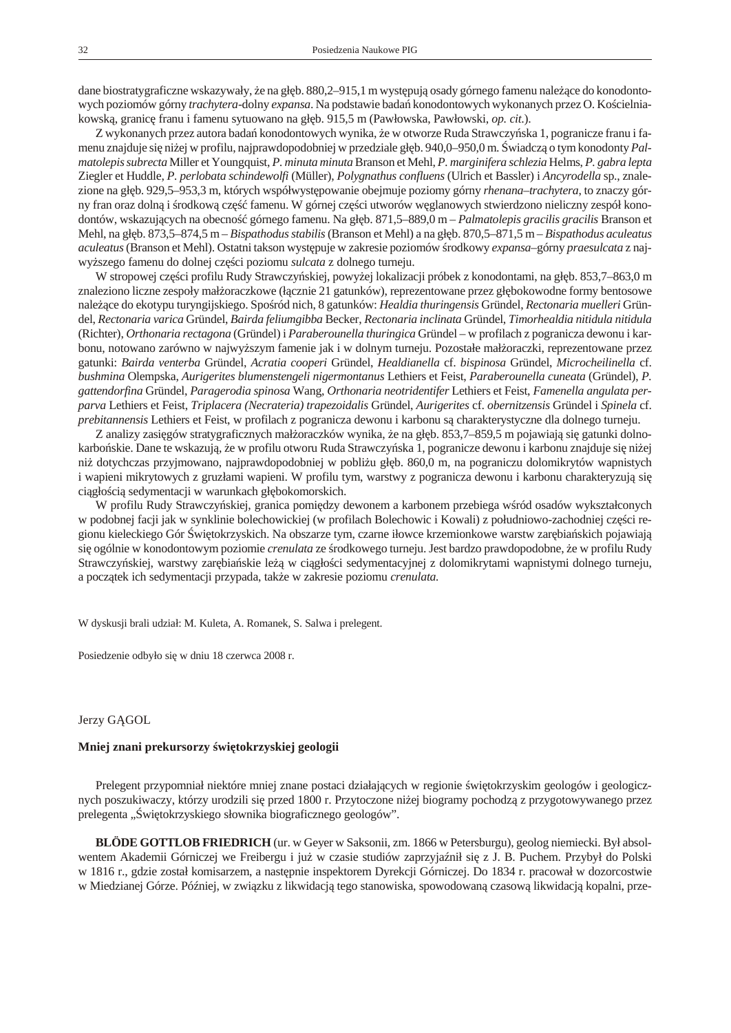dane biostratygraficzne wskazywały, że na głęb. 880,2–915,1 m występują osady górnego famenu należące do konodontowych poziomów górny *trachytera*-dolny *expansa*. Na podstawie badań konodontowych wykonanych przez O. Kościelniakowską, granicę franu i famenu sytuowano na głęb. 915,5 m (Pawłowska, Pawłowski, *op. cit.*).

Z wykonanych przez autora badań konodontowych wynika, że w otworze Ruda Strawczyńska 1, pogranicze franu i famenu znajduje się niżej w profilu, najprawdopodobniej w przedziale głęb. 940,0–950,0 m. Świadczą o tym konodonty *Palmatolepis subrecta* Miller et Youngquist, *P. minuta minuta* Branson et Mehl, *P. marginifera schlezia* Helms, *P. gabra lepta* Ziegler et Huddle, *P. perlobata schindewolfi* (Müller), *Polygnathus confluens* (Ulrich et Bassler) i *Ancyrodella* sp., znalezione na głęb. 929,5–953,3 m, których współwystępowanie obejmuje poziomy górny *rhenana–trachytera*, to znaczy górny fran oraz dolną i środkową część famenu. W górnej części utworów węglanowych stwierdzono nieliczny zespół konodontów, wskazujących na obecność górnego famenu. Na głęb. 871,5–889,0 m – *Palmatolepis gracilis gracilis* Branson et Mehl, na głęb. 873,5–874,5 m – *Bispathodus stabilis* (Branson et Mehl) a na głęb. 870,5–871,5 m – *Bispathodus aculeatus aculeatus* (Branson et Mehl). Ostatni takson występuje w zakresie poziomów środkowy *expansa*–górny *praesulcata* z najwyższego famenu do dolnej części poziomu *sulcata* z dolnego turneju.

W stropowej części profilu Rudy Strawczyńskiej, powyżej lokalizacji próbek z konodontami, na głęb. 853,7–863,0 m znaleziono liczne zespoły małżoraczkowe (łącznie 21 gatunków), reprezentowane przez głębokowodne formy bentosowe należące do ekotypu turyngijskiego. Spośród nich, 8 gatunków: *Healdia thuringensis* Gründel, *Rectonaria muelleri* Gründel, *Rectonaria varica* Gründel, *Bairda feliumgibba* Becker, *Rectonaria inclinata* Gründel, *Timorhealdia nitidula nitidula* (Richter), *Orthonaria rectagona* (Gründel) i *Paraberounella thuringica* Gründel – w profilach z pogranicza dewonu i karbonu, notowano zarówno w najwyższym famenie jak i w dolnym turneju. Pozostałe małżoraczki, reprezentowane przez gatunki: *Bairda venterba* Gründel, *Acratia cooperi* Gründel, *Healdianella* cf. *bispinosa* Gründel, *Microcheilinella* cf. *bushmina* Olempska, *Aurigerites blumenstengeli nigermontanus* Lethiers et Feist, *Paraberounella cuneata* (Gründel), *P. gattendorfina* Gründel, *Paragerodia spinosa* Wang, *Orthonaria neotridentifer* Lethiers et Feist, *Famenella angulata perparva* Lethiers et Feist, *Triplacera (Necrateria) trapezoidalis* Gründel, *Aurigerites* cf. *obernitzensis* Gründel i *Spinela* cf. *prebitannensis* Lethiers et Feist, w profilach z pogranicza dewonu i karbonu są charakterystyczne dla dolnego turneju.

Z analizy zasięgów stratygraficznych małżoraczków wynika, że na głęb. 853,7–859,5 m pojawiają się gatunki dolnokarbońskie. Dane te wskazują, że w profilu otworu Ruda Strawczyńska 1, pogranicze dewonu i karbonu znajduje się niżej niż dotychczas przyjmowano, najprawdopodobniej w pobliżu głęb. 860,0 m, na pograniczu dolomikrytów wapnistych i wapieni mikrytowych z gruzłami wapieni. W profilu tym, warstwy z pogranicza dewonu i karbonu charakteryzują się ciągłością sedymentacji w warunkach głębokomorskich.

W profilu Rudy Strawczyńskiej, granica pomiędzy dewonem a karbonem przebiega wśród osadów wykształconych w podobnej facji jak w synklinie bolechowickiej (w profilach Bolechowic i Kowali) z południowo-zachodniej części regionu kieleckiego Gór Świętokrzyskich. Na obszarze tym, czarne iłowce krzemionkowe warstw zarębiańskich pojawiają się ogólnie w konodontowym poziomie *crenulata* ze środkowego turneju. Jest bardzo prawdopodobne, że w profilu Rudy Strawczyńskiej, warstwy zarębiańskie leżą w ciągłości sedymentacyjnej z dolomikrytami wapnistymi dolnego turneju, a początek ich sedymentacji przypada, także w zakresie poziomu *crenulata.*

W dyskusji brali udział: M. Kuleta, A. Romanek, S. Salwa i prelegent.

Posiedzenie odbyło się w dniu 18 czerwca 2008 r.

Jerzy GĄGOL

## Mniej znani prekursorzy świętokrzyskiej geologii

Prelegent przypomniał niektóre mniej znane postaci działających w regionie świętokrzyskim geologów i geologicznych poszukiwaczy, którzy urodzili się przed 1800 r. Przytoczone niżej biogramy pochodzą z przygotowywanego przez prelegenta „Świętokrzyskiego słownika biograficznego geologów".

**BLÖDE GOTTLOB FRIEDRICH** (ur. w Geyer w Saksonii, zm. 1866 w Petersburgu), geolog niemiecki. Był absolwentem Akademii Górniczej we Freibergu i już w czasie studiów zaprzyjaźnił się z J. B. Puchem. Przybył do Polski w 1816 r., gdzie został komisarzem, a następnie inspektorem Dyrekcji Górniczej. Do 1834 r. pracował w dozorcostwie w Miedzianej Górze. Później, w związku z likwidacją tego stanowiska, spowodowaną czasową likwidacją kopalni, prze-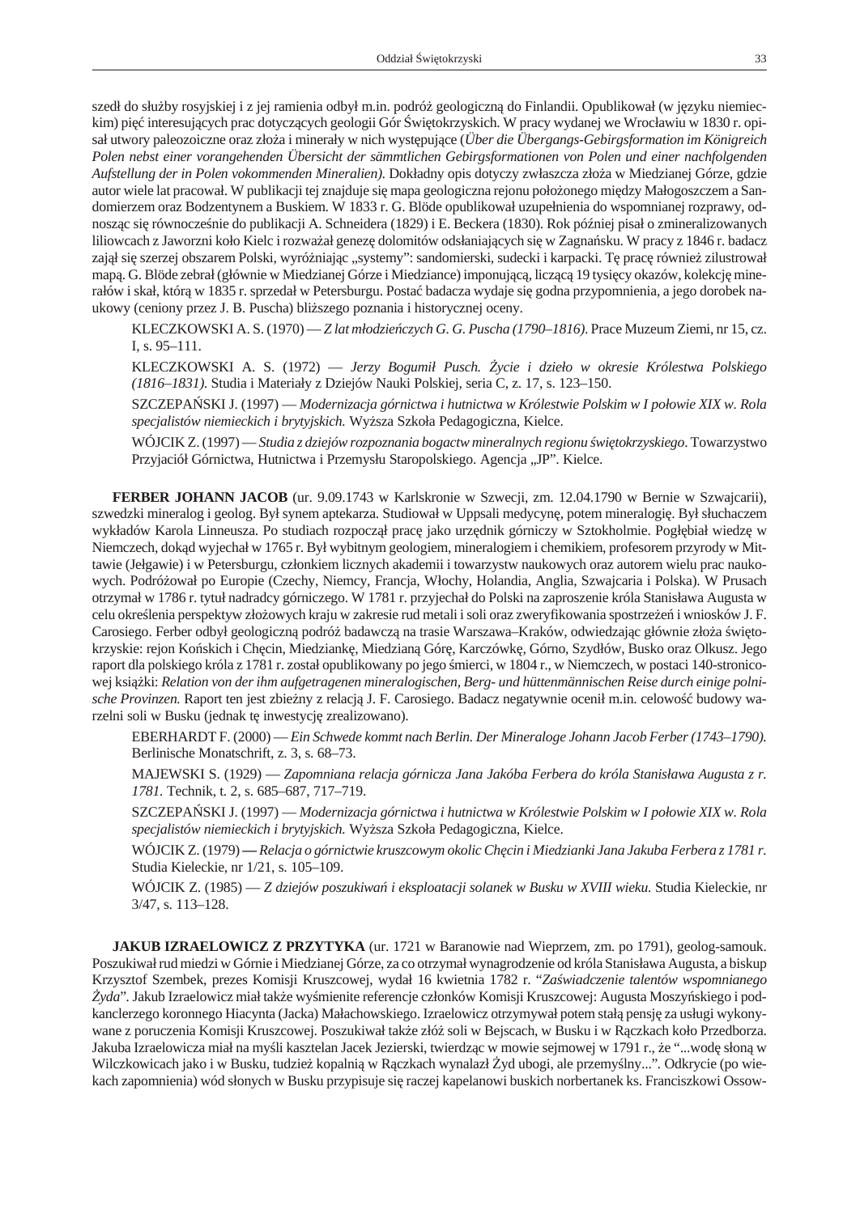szedł do służby rosyjskiej i z jej ramienia odbył m.in. podróż geologiczną do Finlandii. Opublikował (w języku niemieckim) pięć interesujących prac dotyczących geologii Gór Świętokrzyskich. W pracy wydanej we Wrocławiu w 1830 r. opisał utwory paleozoiczne oraz złoża i minerały w nich występujące (*Über die Übergangs-Gebirgsformation im Königreich Polen nebst einer vorangehenden Übersicht der sämmtlichen Gebirgsformationen von Polen und einer nachfolgenden Aufstellung der in Polen vokommenden Mineralien).* Dokładny opis dotyczy zwłaszcza złoża w Miedzianej Górze, gdzie autor wiele lat pracował. W publikacji tej znajduje się mapa geologiczna rejonu położonego między Małogoszczem a Sandomierzem oraz Bodzentynem a Buskiem. W 1833 r. G. Blöde opublikował uzupełnienia do wspomnianej rozprawy, odnosząc się równocześnie do publikacji A. Schneidera (1829) i E. Beckera (1830). Rok później pisał o zmineralizowanych liliowcach z Jaworzni koło Kielc i rozważał genezę dolomitów odsłaniających się w Zagnańsku. W pracy z 1846 r. badacz zajął się szerzej obszarem Polski, wyróżniając „systemy": sandomierski, sudecki i karpacki. Tę pracę również zilustrował mapą. G. Blöde zebrał (głównie w Miedzianej Górze i Miedziance) imponującą, liczącą 19 tysięcy okazów, kolekcję minerałów i skał, którą w 1835 r. sprzedał w Petersburgu. Postać badacza wydaje się godna przypomnienia, a jego dorobek naukowy (ceniony przez J. B. Puscha) bliższego poznania i historycznej oceny.

KLECZKOWSKI A. S. (1970) — *Z lat młodzieńczych G. G. Puscha (1790–1816)*. Prace Muzeum Ziemi, nr 15, cz. I, s. 95–111.

KLECZKOWSKI A. S. (1972) — *Jerzy Bogumił Pusch. Życie i dzieło w okresie Królestwa Polskiego (1816–1831).* Studia i Materiały z Dziejów Nauki Polskiej, seria C, z. 17, s. 123–150.

SZCZEPAŃSKI J. (1997) — *Modernizacja górnictwa i hutnictwa w Królestwie Polskim w I połowie XIX w. Rola specjalistów niemieckich i brytyjskich.* Wyższa Szkoła Pedagogiczna, Kielce.

WÓJCIK Z. (1997) — *Studia z dziejów rozpoznania bogactw mineralnych regionu świętokrzyskiego*. Towarzystwo Przyjaciół Górnictwa, Hutnictwa i Przemysłu Staropolskiego. Agencja „JP". Kielce.

**FERBER JOHANN JACOB** (ur. 9.09.1743 w Karlskronie w Szwecji, zm. 12.04.1790 w Bernie w Szwajcarii), szwedzki mineralog i geolog. Był synem aptekarza. Studiował w Uppsali medycynę, potem mineralogię. Był słuchaczem wykładów Karola Linneusza. Po studiach rozpoczął pracę jako urzędnik górniczy w Sztokholmie. Pogłębiał wiedzę w Niemczech, dokąd wyjechał w 1765 r. Był wybitnym geologiem, mineralogiem i chemikiem, profesorem przyrody w Mittawie (Jełgawie) i w Petersburgu, członkiem licznych akademii i towarzystw naukowych oraz autorem wielu prac naukowych. Podróżował po Europie (Czechy, Niemcy, Francja, Włochy, Holandia, Anglia, Szwajcaria i Polska). W Prusach otrzymał w 1786 r. tytuł nadradcy górniczego. W 1781 r. przyjechał do Polski na zaproszenie króla Stanisława Augusta w celu określenia perspektyw złożowych kraju w zakresie rud metali i soli oraz zweryfikowania spostrzeżeń i wniosków J. F. Carosiego. Ferber odbył geologiczną podróż badawczą na trasie Warszawa–Kraków, odwiedzając głównie złoża świętokrzyskie: rejon Końskich i Chęcin, Miedziankę, Miedzianą Górę, Karczówkę, Górno, Szydłów, Busko oraz Olkusz. Jego raport dla polskiego króla z 1781 r. został opublikowany po jego śmierci, w 1804 r., w Niemczech, w postaci 140-stronicowej książki: *Relation von der ihm aufgetragenen mineralogischen, Berg- und hüttenmännischen Reise durch einige polnische Provinzen.* Raport ten jest zbieżny z relacją J. F. Carosiego. Badacz negatywnie ocenił m.in. celowość budowy warzelni soli w Busku (jednak tę inwestycję zrealizowano).

EBERHARDT F. (2000) — *Ein Schwede kommt nach Berlin. Der Mineraloge Johann Jacob Ferber (1743–1790).* Berlinische Monatschrift, z. 3, s. 68–73.

MAJEWSKI S. (1929) — *Zapomniana relacja górnicza Jana Jakóba Ferbera do króla Stanisława Augusta z r. 1781.* Technik, t. 2, s. 685–687, 717–719.

SZCZEPAŃSKI J. (1997) — *Modernizacja górnictwa i hutnictwa w Królestwie Polskim w I połowie XIX w. Rola specjalistów niemieckich i brytyjskich.* Wyższa Szkoła Pedagogiczna, Kielce.

WÓJCIK Z. (1979) — *Relacja o górnictwie kruszcowym okolic Chęcin i Miedzianki Jana Jakuba Ferbera z 1781 r.* Studia Kieleckie, nr 1/21, s. 105–109.

WÓJCIK Z. (1985) — *Z dziejów poszukiwań i eksploatacji solanek w Busku w XVIII wieku.* Studia Kieleckie, nr 3/47, s. 113–128.

**JAKUB IZRAELOWICZ Z PRZYTYKA** (ur. 1721 w Baranowie nad Wieprzem, zm. po 1791), geolog-samouk. Poszukiwał rud miedzi w Górnie i Miedzianej Górze, za co otrzymał wynagrodzenie od króla Stanisława Augusta, a biskup Krzysztof Szembek, prezes Komisji Kruszcowej, wydał 16 kwietnia 1782 r. "*Zaświadczenie talentów wspomnianego Żyda*". Jakub Izraelowicz miał także wyśmienite referencje członków Komisji Kruszcowej: Augusta Moszyńskiego i podkanclerzego koronnego Hiacynta (Jacka) Małachowskiego. Izraelowicz otrzymywał potem stałą pensję za usługi wykonywane z poruczenia Komisji Kruszcowej. Poszukiwał także złóż soli w Bejscach, w Busku i w Rączkach koło Przedborza. Jakuba Izraelowicza miał na myśli kasztelan Jacek Jezierski, twierdząc w mowie sejmowej w 1791 r., że "...wodę słoną w Wilczkowicach jako i w Busku, tudzież kopalnią w Rączkach wynalazł Żyd ubogi, ale przemyślny...". Odkrycie (po wiekach zapomnienia) wód słonych w Busku przypisuje się raczej kapelanowi buskich norbertanek ks. Franciszkowi Ossow-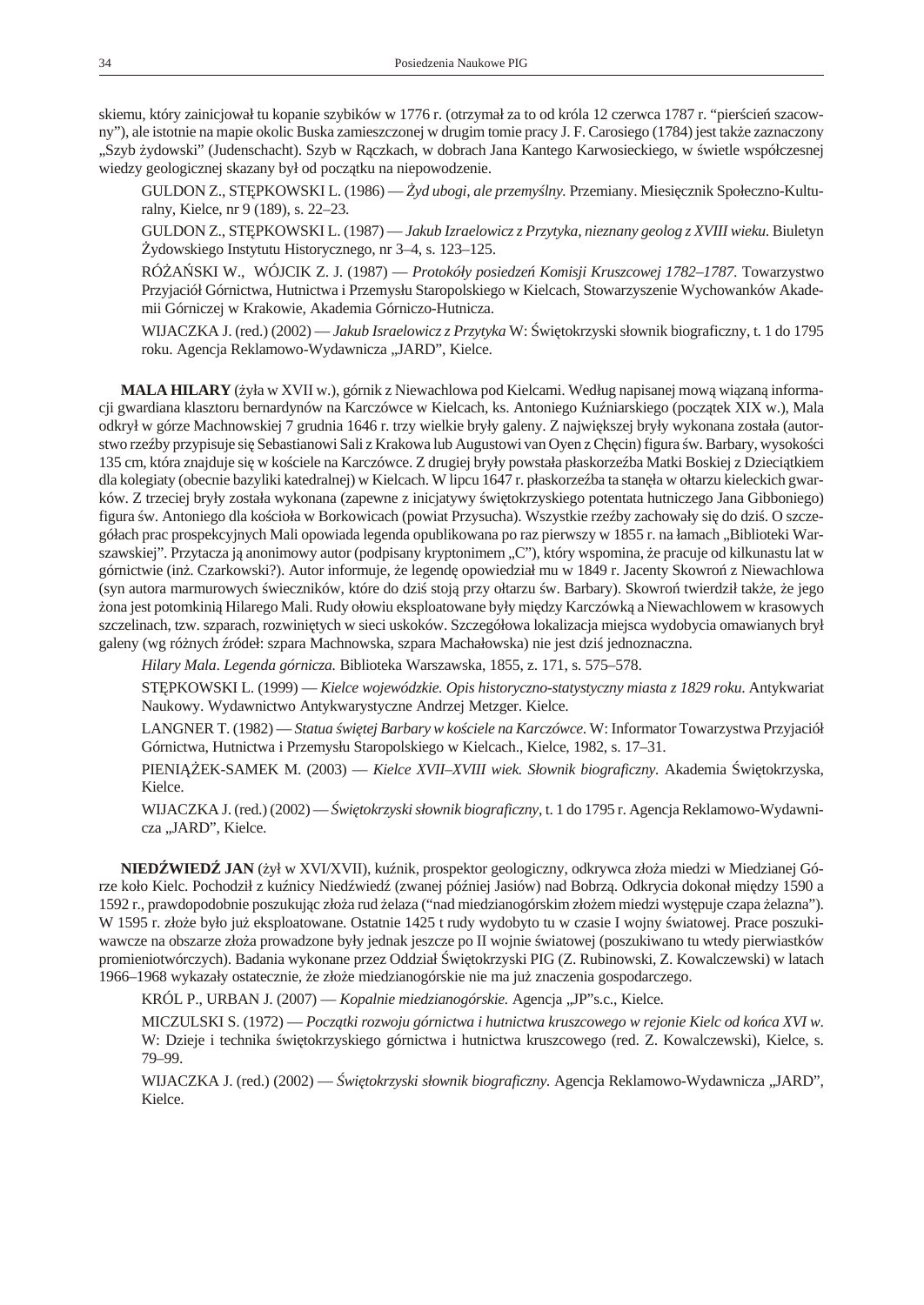skiemu, który zainicjował tu kopanie szybików w 1776 r. (otrzymał za to od króla 12 czerwca 1787 r. "pierścień szacowny"), ale istotnie na mapie okolic Buska zamieszczonej w drugim tomie pracy J. F. Carosiego (1784) jest także zaznaczony „Szyb żydowski" (Judenschacht). Szyb w Rączkach, w dobrach Jana Kantego Karwosieckiego, w świetle współczesnej wiedzy geologicznej skazany był od początku na niepowodzenie.

GULDON Z., STĘPKOWSKI L. (1986) — *Żyd ubogi, ale przemyślny.* Przemiany. Miesięcznik Społeczno-Kulturalny, Kielce, nr 9 (189), s. 22–23.

GULDON Z., STĘPKOWSKI L. (1987) — *Jakub Izraelowicz z Przytyka, nieznany geolog z XVIII wieku.* Biuletyn Żydowskiego Instytutu Historycznego, nr 3–4, s. 123–125.

RÓŻAŃSKI W., WÓJCIK Z. J. (1987) — *Protokóły posiedzeń Komisji Kruszcowej 1782–1787.* Towarzystwo Przyjaciół Górnictwa, Hutnictwa i Przemysłu Staropolskiego w Kielcach, Stowarzyszenie Wychowanków Akademii Górniczej w Krakowie, Akademia Górniczo-Hutnicza.

WIJACZKA J. (red.) (2002) — *Jakub Israelowicz z Przytyka* W: Świętokrzyski słownik biograficzny, t. 1 do 1795 roku. Agencja Reklamowo-Wydawnicza „JARD", Kielce.

**MALA HILARY** (żyła w XVII w.), górnik z Niewachlowa pod Kielcami. Według napisanej mową wiązaną informacji gwardiana klasztoru bernardynów na Karczówce w Kielcach, ks. Antoniego Kuźniarskiego (początek XIX w.), Mala odkrył w górze Machnowskiej 7 grudnia 1646 r. trzy wielkie bryły galeny. Z największej bryły wykonana została (autorstwo rzeźby przypisuje się Sebastianowi Sali z Krakowa lub Augustowi van Oyen z Chęcin) figura św. Barbary, wysokości 135 cm, która znajduje się w kościele na Karczówce. Z drugiej bryły powstała płaskorzeźba Matki Boskiej z Dzieciątkiem dla kolegiaty (obecnie bazyliki katedralnej) w Kielcach. W lipcu 1647 r. płaskorzeźba ta stanęła w ołtarzu kieleckich gwarków. Z trzeciej bryły została wykonana (zapewne z inicjatywy świętokrzyskiego potentata hutniczego Jana Gibboniego) figura św. Antoniego dla kościoła w Borkowicach (powiat Przysucha). Wszystkie rzeźby zachowały się do dziś. O szczegółach prac prospekcyjnych Mali opowiada legenda opublikowana po raz pierwszy w 1855 r. na łamach „Biblioteki Warszawskiej". Przytacza ją anonimowy autor (podpisany kryptonimem „C"), który wspomina, że pracuje od kilkunastu lat w górnictwie (inż. Czarkowski?). Autor informuje, że legendę opowiedział mu w 1849 r. Jacenty Skowroń z Niewachlowa (syn autora marmurowych świeczników, które do dziś stoją przy ołtarzu św. Barbary). Skowroń twierdził także, że jego żona jest potomkinią Hilarego Mali. Rudy ołowiu eksploatowane były między Karczówką a Niewachlowem w krasowych szczelinach, tzw. szparach, rozwiniętych w sieci uskoków. Szczegółowa lokalizacja miejsca wydobycia omawianych brył galeny (wg różnych źródeł: szpara Machnowska, szpara Machałowska) nie jest dziś jednoznaczna.

*Hilary Mala. Legenda górnicza.* Biblioteka Warszawska, 1855, z. 171, s. 575–578.

STĘPKOWSKI L. (1999) — *Kielce wojewódzkie. Opis historyczno-statystyczny miasta z 1829 roku.* Antykwariat Naukowy. Wydawnictwo Antykwarystyczne Andrzej Metzger. Kielce.

LANGNER T. (1982) — *Statua świętej Barbary w kościele na Karczówce.* W: Informator Towarzystwa Przyjaciół Górnictwa, Hutnictwa i Przemysłu Staropolskiego w Kielcach., Kielce, 1982, s. 17–31.

PIENIĄŻEK-SAMEK M. (2003) — *Kielce XVII–XVIII wiek. Słownik biograficzny.* Akademia Świętokrzyska, Kielce.

WIJACZKA J. (red.) (2002) — *Świętokrzyski słownik biograficzny*, t. 1 do 1795 r. Agencja Reklamowo-Wydawnicza „JARD", Kielce.

**NIEDŹWIEDŹ JAN** (żył w XVI/XVII), kuźnik, prospektor geologiczny, odkrywca złoża miedzi w Miedzianej Górze koło Kielc. Pochodził z kuźnicy Niedźwiedź (zwanej później Jasiów) nad Bobrzą. Odkrycia dokonał między 1590 a 1592 r., prawdopodobnie poszukując złoża rud żelaza ("nad miedzianogórskim złożem miedzi występuje czapa żelazna"). W 1595 r. złoże było już eksploatowane. Ostatnie 1425 t rudy wydobyto tu w czasie I wojny światowej. Prace poszukiwawcze na obszarze złoża prowadzone były jednak jeszcze po II wojnie światowej (poszukiwano tu wtedy pierwiastków promieniotwórczych). Badania wykonane przez Oddział Świętokrzyski PIG (Z. Rubinowski, Z. Kowalczewski) w latach 1966–1968 wykazały ostatecznie, że złoże miedzianogórskie nie ma już znaczenia gospodarczego.

KRÓL P., URBAN J. (2007) — *Kopalnie miedzianogórskie.* Agencja „JP"s.c., Kielce.

MICZULSKI S. (1972) — *Początki rozwoju górnictwa i hutnictwa kruszcowego w rejonie Kielc od końca XVI w.* W: Dzieje i technika świętokrzyskiego górnictwa i hutnictwa kruszcowego (red. Z. Kowalczewski), Kielce, s. 79–99.

WIJACZKA J. (red.) (2002) — *Świętokrzyski słownik biograficzny.* Agencja Reklamowo-Wydawnicza „JARD", Kielce.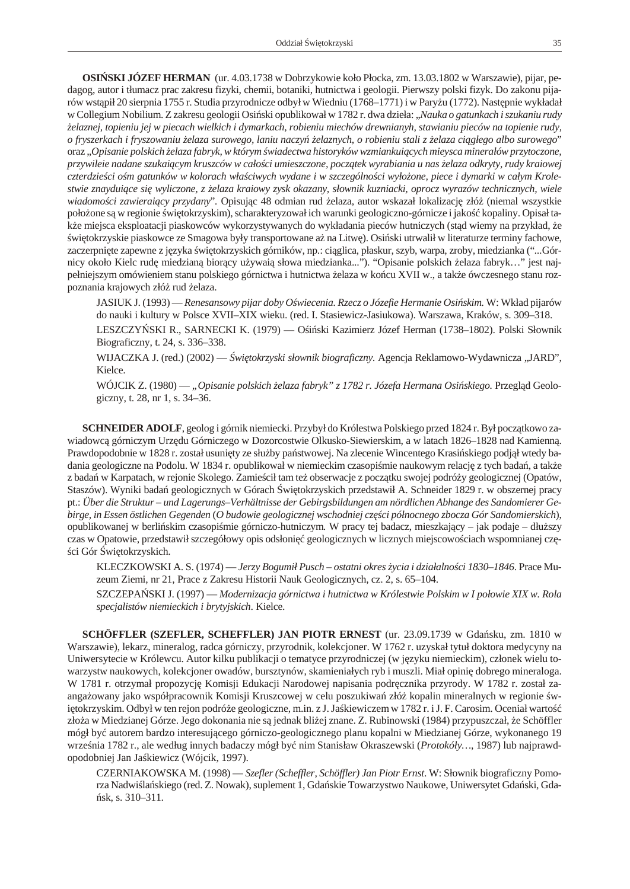**OSIŃSKI JÓZEF HERMAN** (ur. 4.03.1738 w Dobrzykowie koło Płocka, zm. 13.03.1802 w Warszawie), pijar, pedagog, autor i tłumacz prac zakresu fizyki, chemii, botaniki, hutnictwa i geologii. Pierwszy polski fizyk. Do zakonu pijarów wstąpił 20 sierpnia 1755 r. Studia przyrodnicze odbył w Wiedniu (1768–1771) i w Paryżu (1772). Następnie wykładał w Collegium Nobilium. Z zakresu geologii Osiński opublikował w 1782 r. dwa dzieła: „*Nauka o gatunkach i szukaniu rudy żelaznej, topieniu jej w piecach wielkich i dymarkach, robieniu miechów drewnianych, stawianiu pieców na topienie rudy, o fryszerkach i fryszowaniu żelaza surowego, laniu naczyń żelaznych, o robieniu stali z żelaza ciągłego albo surowego*" oraz „*Opisanie polskich żelaza fabryk, w którym świadectwa historyków wzmiankuiących mieysca minerałów przytoczone, przywileie nadane szukaiącym kruszców w całości umieszczone, początek wyrabiania u nas żelaza odkryty, rudy kraiowej czterdzieści ośm gatunków w kolorach właściwych wydane i w szczególności wyłożone, piece i dymarki w całym Krolestwie znayduiące się wyliczone, z żelaza kraiowy zysk okazany, słownik kuzniacki, oprocz wyrazów technicznych, wiele wiadomości zawieraiący przydany*". Opisując 48 odmian rud żelaza, autor wskazał lokalizację złóż (niemal wszystkie położone są w regionie świętokrzyskim), scharakteryzował ich warunki geologiczno-górnicze i jakość kopaliny. Opisał także miejsca eksploatacji piaskowców wykorzystywanych do wykładania pieców hutniczych (stąd wiemy na przykład, że świętokrzyskie piaskowce ze Smagowa były transportowane aż na Litwę). Osiński utrwalił w literaturze terminy fachowe, zaczerpnięte zapewne z języka świętokrzyskich górników, np.: ciąglica, płaskur, szyb, warpa, zroby, miedzianka ("...Górnicy około Kielc rudę miedzianą biorący używaią słowa miedzianka..."). "Opisanie polskich żelaza fabryk…" jest najpełniejszym omówieniem stanu polskiego górnictwa i hutnictwa żelaza w końcu XVII w., a także ówczesnego stanu rozpoznania krajowych złóż rud żelaza.

JASIUK J. (1993) — *Renesansowy pijar doby Oświecenia. Rzecz o Józefie Hermanie Osińskim.* W: Wkład pijarów do nauki i kultury w Polsce XVII–XIX wieku. (red. I. Stasiewicz-Jasiukowa). Warszawa, Kraków, s. 309–318.

LESZCZYŃSKI R., SARNECKI K. (1979) — Ośiński Kazimierz Józef Herman (1738–1802). Polski Słownik Biograficzny, t. 24, s. 336–338.

WIJACZKA J. (red.) (2002) — *Świętokrzyski słownik biograficzny.* Agencja Reklamowo-Wydawnicza „JARD", Kielce.

WÓJCIK Z. (1980) — *„Opisanie polskich żelaza fabryk" z 1782 r. Józefa Hermana Osińskiego.* Przegląd Geologiczny, t. 28, nr 1, s. 34–36.

**SCHNEIDER ADOLF**, geolog i górnik niemiecki. Przybył do Królestwa Polskiego przed 1824 r. Był początkowo zawiadowcą górniczym Urzędu Górniczego w Dozorcostwie Olkusko-Siewierskim, a w latach 1826–1828 nad Kamienną. Prawdopodobnie w 1828 r. został usunięty ze służby państwowej. Na zlecenie Wincentego Krasińskiego podjął wtedy badania geologiczne na Podolu. W 1834 r. opublikował w niemieckim czasopiśmie naukowym relację z tych badań, a także z badań w Karpatach, w rejonie Skolego. Zamieścił tam też obserwacje z początku swojej podróży geologicznej (Opatów, Staszów). Wyniki badań geologicznych w Górach Świętokrzyskich przedstawił A. Schneider 1829 r. w obszernej pracy pt.: *Über die Struktur – und Lagerungs–Verhältnisse der Gebirgsbildungen am nördlichen Abhange des Sandomierer Gebirge, in Essen östlichen Gegenden* (*O budowie geologicznej wschodniej części północnego zbocza Gór Sandomierskich*), opublikowanej w berlińskim czasopiśmie górniczo-hutniczym. W pracy tej badacz, mieszkający – jak podaje – dłuższy czas w Opatowie, przedstawił szczegółowy opis odsłonięć geologicznych w licznych miejscowościach wspomnianej części Gór Świętokrzyskich.

KLECZKOWSKI A. S. (1974) — *Jerzy Bogumił Pusch – ostatni okres życia i działalności 1830–1846*. Prace Muzeum Ziemi, nr 21, Prace z Zakresu Historii Nauk Geologicznych, cz. 2, s. 65–104.

SZCZEPAŃSKI J. (1997) — *Modernizacja górnictwa i hutnictwa w Królestwie Polskim w I połowie XIX w. Rola specjalistów niemieckich i brytyjskich*. Kielce.

**SCHÖFFLER (SZEFLER, SCHEFFLER) JAN PIOTR ERNEST** (ur. 23.09.1739 w Gdańsku, zm. 1810 w Warszawie), lekarz, mineralog, radca górniczy, przyrodnik, kolekcjoner. W 1762 r. uzyskał tytuł doktora medycyny na Uniwersytecie w Królewcu. Autor kilku publikacji o tematyce przyrodniczej (w języku niemieckim), członek wielu towarzystw naukowych, kolekcjoner owadów, bursztynów, skamieniałych ryb i muszli. Miał opinię dobrego mineraloga. W 1781 r. otrzymał propozycję Komisji Edukacji Narodowej napisania podręcznika przyrody. W 1782 r. został zaangażowany jako współpracownik Komisji Kruszcowej w celu poszukiwań złóż kopalin mineralnych w regionie świętokrzyskim. Odbył w ten rejon podróże geologiczne, m.in. z J. Jaśkiewiczem w 1782 r. i J. F. Carosim. Oceniał wartość złoża w Miedzianej Górze. Jego dokonania nie są jednak bliżej znane. Z. Rubinowski (1984) przypuszczał, że Schöffler mógł być autorem bardzo interesującego górniczo-geologicznego planu kopalni w Miedzianej Górze, wykonanego 19 września 1782 r., ale według innych badaczy mógł być nim Stanisław Okraszewski (*Protokóły…*, 1987) lub najprawdopodobniej Jan Jaśkiewicz (Wójcik, 1997).

CZERNIAKOWSKA M. (1998) — *Szefler (Scheffler, Schöffler) Jan Piotr Ernst*. W: Słownik biograficzny Pomorza Nadwiślańskiego (red. Z. Nowak), suplement 1, Gdańskie Towarzystwo Naukowe, Uniwersytet Gdański, Gdańsk, s. 310–311.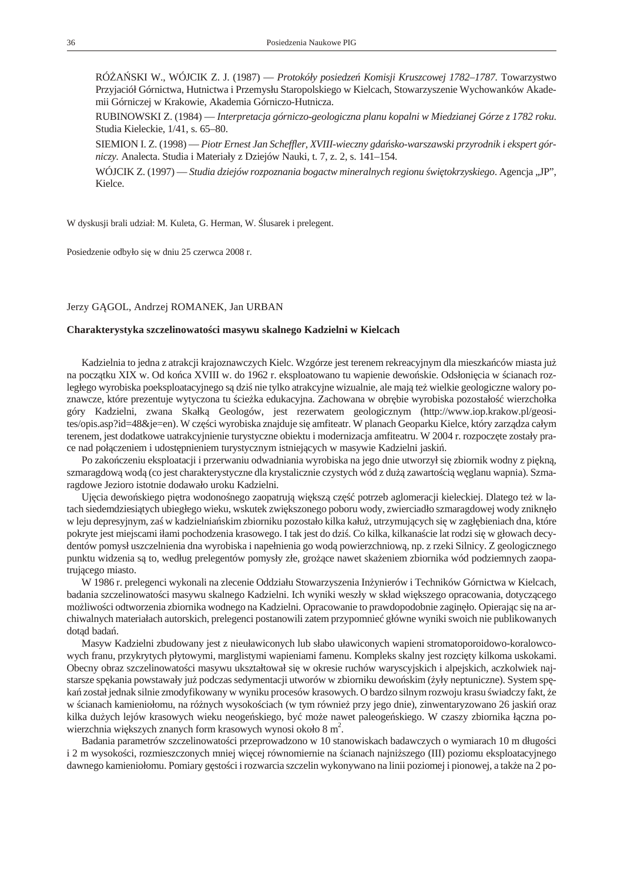RÓŻAŃSKI W., WÓJCIK Z. J. (1987) — *Protokóły posiedzeń Komisji Kruszcowej 1782–1787.* Towarzystwo Przyjaciół Górnictwa, Hutnictwa i Przemysłu Staropolskiego w Kielcach, Stowarzyszenie Wychowanków Akademii Górniczej w Krakowie, Akademia Górniczo-Hutnicza.

RUBINOWSKI Z. (1984) — *Interpretacja górniczo-geologiczna planu kopalni w Miedzianej Górze z 1782 roku.* Studia Kieleckie, 1/41, s. 65–80.

SIEMION I. Z. (1998) — *Piotr Ernest Jan Scheffler, XVIII-wieczny gdańsko-warszawski przyrodnik i ekspert górniczy.* Analecta. Studia i Materiały z Dziejów Nauki, t. 7, z. 2, s. 141–154.

WÓJCIK Z. (1997) — *Studia dziejów rozpoznania bogactw mineralnych regionu świętokrzyskiego*. Agencja „JP", Kielce.

W dyskusji brali udział: M. Kuleta, G. Herman, W. Ślusarek i prelegent.

Posiedzenie odbyło się w dniu 25 czerwca 2008 r.

Jerzy GĄGOL, Andrzej ROMANEK, Jan URBAN

## Charakterystyka szczelinowatości masywu skalnego Kadzielni w Kielcach

Kadzielnia to jedna z atrakcji krajoznawczych Kielc. Wzgórze jest terenem rekreacyjnym dla mieszkańców miasta już na początku XIX w. Od końca XVIII w. do 1962 r. eksploatowano tu wapienie dewońskie. Odsłonięcia w ścianach rozległego wyrobiska poeksploatacyjnego są dziś nie tylko atrakcyjne wizualnie, ale mają też wielkie geologiczne walory poznawcze, które prezentuje wytyczona tu ścieżka edukacyjna. Zachowana w obrębie wyrobiska pozostałość wierzchołka góry Kadzielni, zwana Skałką Geologów, jest rezerwatem geologicznym (http://www.iop.krakow.pl/geosites/opis.asp?id=48&je=en). W części wyrobiska znajduje się amfiteatr. W planach Geoparku Kielce, który zarządza całym terenem, jest dodatkowe uatrakcyjnienie turystyczne obiektu i modernizacja amfiteatru. W 2004 r. rozpoczęte zostały prace nad połączeniem i udostępnieniem turystycznym istniejących w masywie Kadzielni jaskiń.

Po zakończeniu eksploatacji i przerwaniu odwadniania wyrobiska na jego dnie utworzył się zbiornik wodny z piękną, szmaragdową wodą (co jest charakterystyczne dla krystalicznie czystych wód z dużą zawartością węglanu wapnia). Szmaragdowe Jezioro istotnie dodawało uroku Kadzielni.

Ujęcia dewońskiego piętra wodonośnego zaopatrują większą część potrzeb aglomeracji kieleckiej. Dlatego też w latach siedemdziesiątych ubiegłego wieku, wskutek zwiększonego poboru wody, zwierciadło szmaragdowej wody zniknęło w leju depresyjnym, zaś w kadzielniańskim zbiorniku pozostało kilka kałuż, utrzymujących się w zagłębieniach dna, które pokryte jest miejscami iłami pochodzenia krasowego. I tak jest do dziś. Co kilka, kilkanaście lat rodzi się w głowach decydentów pomysł uszczelnienia dna wyrobiska i napełnienia go wodą powierzchniową, np. z rzeki Silnicy. Z geologicznego punktu widzenia są to, według prelegentów pomysły złe, grożące nawet skażeniem zbiornika wód podziemnych zaopatrującego miasto.

W 1986 r. prelegenci wykonali na zlecenie Oddziału Stowarzyszenia Inżynierów i Techników Górnictwa w Kielcach, badania szczelinowatości masywu skalnego Kadzielni. Ich wyniki weszły w skład większego opracowania, dotyczącego możliwości odtworzenia zbiornika wodnego na Kadzielni. Opracowanie to prawdopodobnie zaginęło. Opierając się na archiwalnych materiałach autorskich, prelegenci postanowili zatem przypomnieć główne wyniki swoich nie publikowanych dotąd badań.

Masyw Kadzielni zbudowany jest z nieuławiconych lub słabo uławiconych wapieni stromatoporoidowo-koralowcowych franu, przykrytych płytowymi, marglistymi wapieniami famenu. Kompleks skalny jest rozcięty kilkoma uskokami. Obecny obraz szczelinowatości masywu ukształtował się w okresie ruchów waryscyjskich i alpejskich, aczkolwiek najstarsze spękania powstawały już podczas sedymentacji utworów w zbiorniku dewońskim (żyły neptuniczne). System spękań został jednak silnie zmodyfikowany w wyniku procesów krasowych. O bardzo silnym rozwoju krasu świadczy fakt, że w ścianach kamieniołomu, na różnych wysokościach (w tym również przy jego dnie), zinwentaryzowano 26 jaskiń oraz kilka dużych lejów krasowych wieku neogeńskiego, być może nawet paleogeńskiego. W czaszy zbiornika łączna powierzchnia większych znanych form krasowych wynosi około 8 m$^2$.

Badania parametrów szczelinowatości przeprowadzono w 10 stanowiskach badawczych o wymiarach 10 m długości i 2 m wysokości, rozmieszczonych mniej więcej równomiernie na ścianach najniższego (III) poziomu eksploatacyjnego dawnego kamieniołomu. Pomiary gęstości i rozwarcia szczelin wykonywano na linii poziomej i pionowej, a także na 2 po-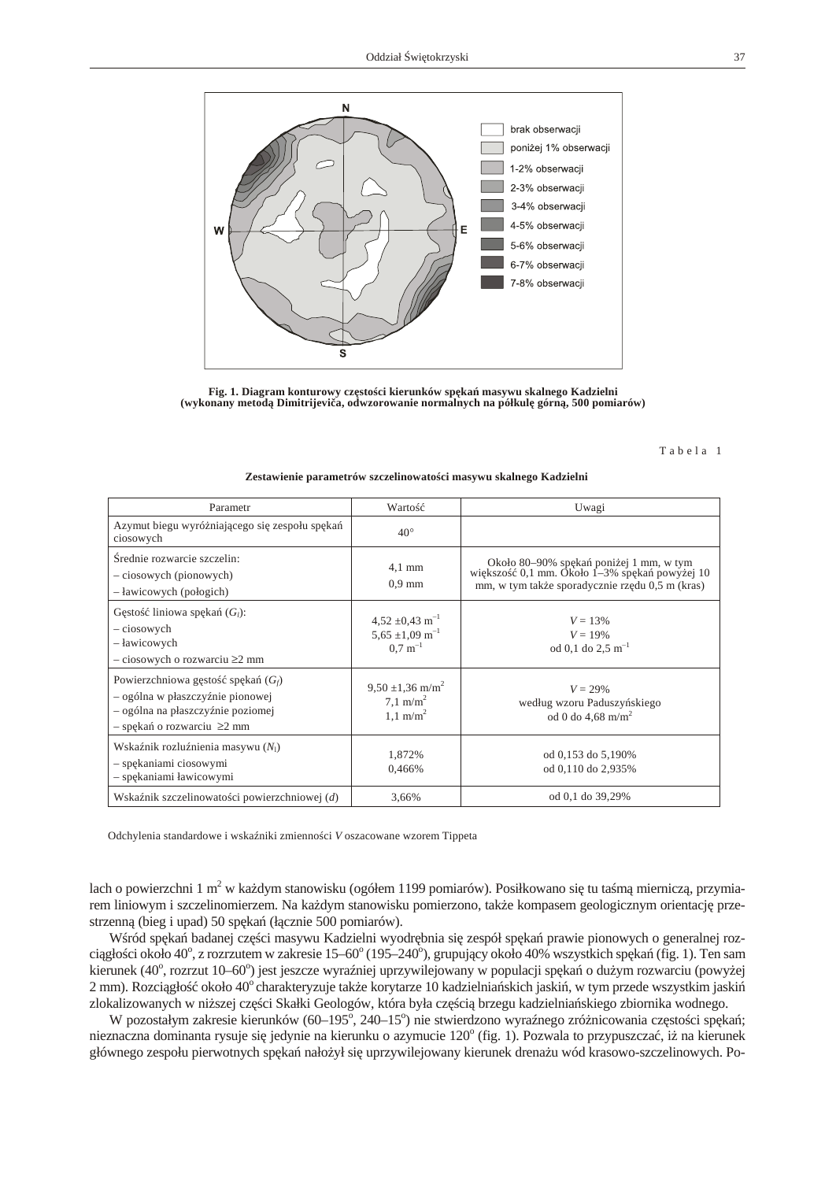Fig. 1. Diagram konturowy częstości kierunków spękań masywu skalnego Kadzielni (wykonany metodą Dimitrijeviča, odwzorowanie normalnych na półkulę górną, 500 pomiarów)

Tabela 1

**Zestawienie parametrów szczelinowatości masywu skalnego Kadzielni**

| Parametr | Wartość | Uwagi |
|---|---|---|
| Azymut biegu wyróżniającego się zespołu spękań ciosowych | 40° | |
| Średnie rozwarcie szczelin:<br>– ciosowych (pionowych)<br>– ławicowych (połogich) | 4,1 mm<br>0,9 mm | Około 80–90% spękań poniżej 1 mm, w tym większość 0,1 mm. Około 1–3% spękań powyżej 10 mm, w tym także sporadycznie rzędu 0,5 m (kras) |
| Gęstość liniowa spękań ($G_l$):<br>– ciosowych<br>– ławicowych<br>– ciosowych o rozwarciu ≥2 mm | $4{,}52 \pm 0{,}43\ m^{-1}$<br>$5{,}65 \pm 1{,}09\ m^{-1}$<br>$0{,}7\ m^{-1}$ | $V = 13\%$<br>$V = 19\%$<br>od 0,1 do $2{,}5\ m^{-1}$ |
| Powierzchniowa gęstość spękań ($G_f$)<br>– ogólna w płaszczyźnie pionowej<br>– ogólna na płaszczyźnie poziomej<br>– spękań o rozwarciu ≥2 mm | $9{,}50 \pm 1{,}36\ m/m^2$<br>$7{,}1\ m/m^2$<br>$1{,}1\ m/m^2$ | $V = 29\%$<br>według wzoru Paduszyńskiego<br>od 0 do $4{,}68\ m/m^2$ |
| Wskaźnik rozluźnienia masywu ($N_l$)<br>– spękaniami ciosowymi<br>– spękaniami ławicowymi | 1,872%<br>0,466% | od 0,153 do 5,190%<br>od 0,110 do 2,935% |
| Wskaźnik szczelinowatości powierzchniowej ($d$) | 3,66% | od 0,1 do 39,29% |

Odchylenia standardowe i wskaźniki zmienności $V$ oszacowane wzorem Tippeta

lach o powierzchni 1 $m^2$ w każdym stanowisku (ogółem 1199 pomiarów). Posiłkowano się tu taśmą mierniczą, przymiarem liniowym i szczelinomierzem. Na każdym stanowisku pomierzono, także kompasem geologicznym orientację przestrzenną (bieg i upad) 50 spękań (łącznie 500 pomiarów).

Wśród spękań badanej części masywu Kadzielni wyodrębnia się zespół spękań prawie pionowych o generalnej rozciągłości około 40°, z rozrzutem w zakresie 15–60° (195–240°), grupujący około 40% wszystkich spękań (fig. 1). Ten sam kierunek (40°, rozrzut 10–60°) jest jeszcze wyraźniej uprzywilejowany w populacji spękań o dużym rozwarciu (powyżej 2 mm). Rozciągłość około 40° charakteryzuje także korytarze 10 kadzielniańskich jaskiń, w tym przede wszystkim jaskiń zlokalizowanych w niższej części Skałki Geologów, która była częścią brzegu kadzielniańskiego zbiornika wodnego.

W pozostałym zakresie kierunków (60–195°, 240–15°) nie stwierdzono wyraźnego zróżnicowania częstości spękań; nieznaczna dominanta rysuje się jedynie na kierunku o azymucie 120° (fig. 1). Pozwala to przypuszczać, iż na kierunek głównego zespołu pierwotnych spękań nałożył się uprzywilejowany kierunek drenażu wód krasowo-szczelinowych. Po-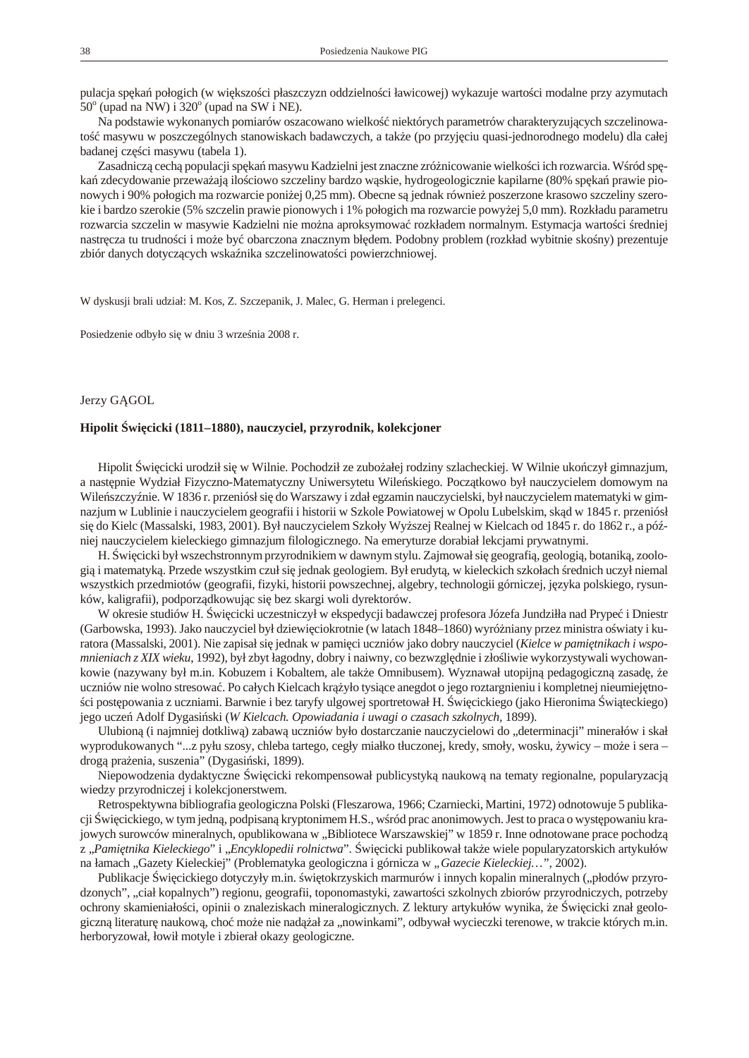pulacja spękań połogich (w większości płaszczyzn oddzielności ławicowej) wykazuje wartości modalne przy azymutach $50^o$ (upad na NW) i $320^o$ (upad na SW i NE).

Na podstawie wykonanych pomiarów oszacowano wielkość niektórych parametrów charakteryzujących szczelinowatość masywu w poszczególnych stanowiskach badawczych, a także (po przyjęciu quasi-jednorodnego modelu) dla całej badanej części masywu (tabela 1).

Zasadniczą cechą populacji spękań masywu Kadzielni jest znaczne zróżnicowanie wielkości ich rozwarcia. Wśród spękań zdecydowanie przeważają ilościowo szczeliny bardzo wąskie, hydrogeologicznie kapilarne (80% spękań prawie pionowych i 90% połogich ma rozwarcie poniżej 0,25 mm). Obecne są jednak również poszerzone krasowo szczeliny szerokie i bardzo szerokie (5% szczelin prawie pionowych i 1% połogich ma rozwarcie powyżej 5,0 mm). Rozkładu parametru rozwarcia szczelin w masywie Kadzielni nie można aproksymować rozkładem normalnym. Estymacja wartości średniej nastręcza tu trudności i może być obarczona znacznym błędem. Podobny problem (rozkład wybitnie skośny) prezentuje zbiór danych dotyczących wskaźnika szczelinowatości powierzchniowej.

W dyskusji brali udział: M. Kos, Z. Szczepanik, J. Malec, G. Herman i prelegenci.

Posiedzenie odbyło się w dniu 3 września 2008 r.

Jerzy GĄGOL

## Hipolit Święcicki (1811–1880), nauczyciel, przyrodnik, kolekcjoner

Hipolit Święcicki urodził się w Wilnie. Pochodził ze zubożałej rodziny szlacheckiej. W Wilnie ukończył gimnazjum, a następnie Wydział Fizyczno-Matematyczny Uniwersytetu Wileńskiego. Początkowo był nauczycielem domowym na Wileńszczyźnie. W 1836 r. przeniósł się do Warszawy i zdał egzamin nauczycielski, był nauczycielem matematyki w gimnazjum w Lublinie i nauczycielem geografii i historii w Szkole Powiatowej w Opolu Lubelskim, skąd w 1845 r. przeniósł się do Kielc (Massalski, 1983, 2001). Był nauczycielem Szkoły Wyższej Realnej w Kielcach od 1845 r. do 1862 r., a później nauczycielem kieleckiego gimnazjum filologicznego. Na emeryturze dorabiał lekcjami prywatnymi.

H. Święcicki był wszechstronnym przyrodnikiem w dawnym stylu. Zajmował się geografią, geologią, botaniką, zoologią i matematyką. Przede wszystkim czuł się jednak geologiem. Był erudytą, w kieleckich szkołach średnich uczył niemal wszystkich przedmiotów (geografii, fizyki, historii powszechnej, algebry, technologii górniczej, języka polskiego, rysunków, kaligrafii), podporządkowując się bez skargi woli dyrektorów.

W okresie studiów H. Święcicki uczestniczył w ekspedycji badawczej profesora Józefa Jundziłła nad Prypeć i Dniestr (Garbowska, 1993). Jako nauczyciel był dziewięciokrotnie (w latach 1848–1860) wyróżniany przez ministra oświaty i kuratora (Massalski, 2001). Nie zapisał się jednak w pamięci uczniów jako dobry nauczyciel (*Kielce w pamiętnikach i wspomnieniach z XIX wieku*, 1992), był zbyt łagodny, dobry i naiwny, co bezwzględnie i złośliwie wykorzystywali wychowankowie (nazywany był m.in. Kobuzem i Kobaltem, ale także Omnibusem). Wyznawał utopijną pedagogiczną zasadę, że uczniów nie wolno stresować. Po całych Kielcach krążyło tysiące anegdot o jego roztargnieniu i kompletnej nieumiejętności postępowania z uczniami. Barwnie i bez taryfy ulgowej sportretował H. Święcickiego (jako Hieronima Świąteckiego) jego uczeń Adolf Dygasiński (*W Kielcach. Opowiadania i uwagi o czasach szkolnych*, 1899).

Ulubioną (i najmniej dotkliwą) zabawą uczniów było dostarczanie nauczycielowi do „determinacji" minerałów i skał wyprodukowanych "...z pyłu szosy, chleba tartego, cegły miałko tłuczonej, kredy, smoły, wosku, żywicy – może i sera – drogą prażenia, suszenia" (Dygasiński, 1899).

Niepowodzenia dydaktyczne Święcicki rekompensował publicystyką naukową na tematy regionalne, popularyzacją wiedzy przyrodniczej i kolekcjonerstwem.

Retrospektywna bibliografia geologiczna Polski (Fleszarowa, 1966; Czarniecki, Martini, 1972) odnotowuje 5 publikacji Święcickiego, w tym jedną, podpisaną kryptonimem H.S., wśród prac anonimowych. Jest to praca o występowaniu krajowych surowców mineralnych, opublikowana w „Bibliotece Warszawskiej" w 1859 r. Inne odnotowane prace pochodzą z „*Pamiętnika Kieleckiego*" i „*Encyklopedii rolnictwa*". Święcicki publikował także wiele popularyzatorskich artykułów na łamach „Gazety Kieleckiej" (Problematyka geologiczna i górnicza w „*Gazecie Kieleckiej…*", 2002).

Publikacje Święcickiego dotyczyły m.in. świętokrzyskich marmurów i innych kopalin mineralnych („płodów przyrodzonych", „ciał kopalnych") regionu, geografii, toponomastyki, zawartości szkolnych zbiorów przyrodniczych, potrzeby ochrony skamieniałości, opinii o znaleziskach mineralogicznych. Z lektury artykułów wynika, że Święcicki znał geologiczną literaturę naukową, choć może nie nadążał za „nowinkami", odbywał wycieczki terenowe, w trakcie których m.in. herboryzował, łowił motyle i zbierał okazy geologiczne.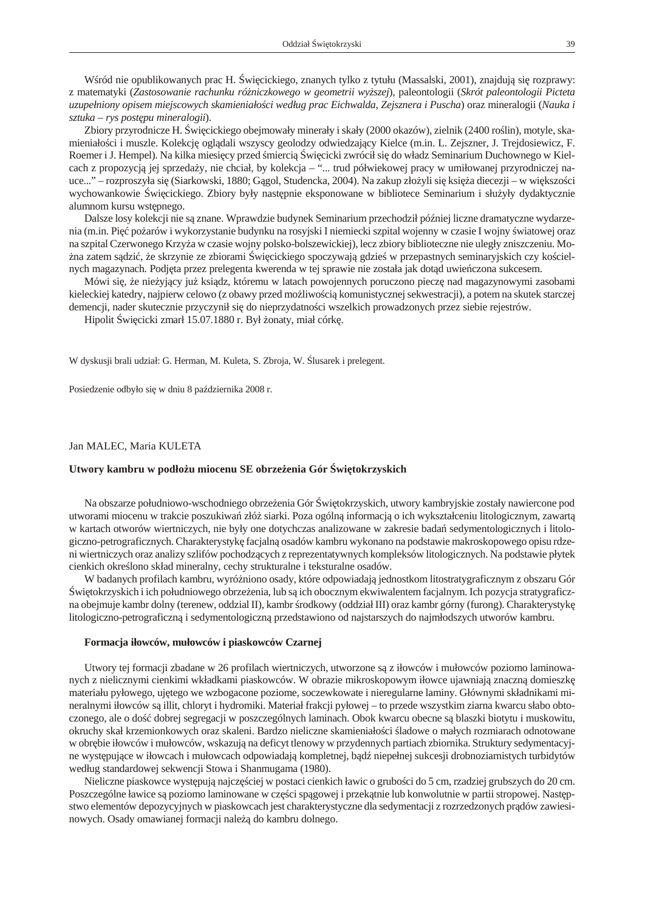Wśród nie opublikowanych prac H. Święcickiego, znanych tylko z tytułu (Massalski, 2001), znajdują się rozprawy: z matematyki (*Zastosowanie rachunku różniczkowego w geometrii wyższej*), paleontologii (*Skrót paleontologii Picteta uzupełniony opisem miejscowych skamieniałości według prac Eichwalda, Zejsznera i Puscha*) oraz mineralogii (*Nauka i sztuka – rys postępu mineralogii*).

Zbiory przyrodnicze H. Święcickiego obejmowały minerały i skały (2000 okazów), zielnik (2400 roślin), motyle, skamieniałości i muszle. Kolekcję oglądali wszyscy geolodzy odwiedzający Kielce (m.in. L. Zejszner, J. Trejdosiewicz, F. Roemer i J. Hempel). Na kilka miesięcy przed śmiercią Święcicki zwrócił się do władz Seminarium Duchownego w Kielcach z propozycją jej sprzedaży, nie chciał, by kolekcja – "... trud półwiekowej pracy w umiłowanej przyrodniczej nauce..." – rozproszyła się (Siarkowski, 1880; Gągol, Studencka, 2004). Na zakup złożyli się księża diecezji – w większości wychowankowie Święcickiego. Zbiory były następnie eksponowane w bibliotece Seminarium i służyły dydaktycznie alumnom kursu wstępnego.

Dalsze losy kolekcji nie są znane. Wprawdzie budynek Seminarium przechodził później liczne dramatyczne wydarzenia (m.in. Pięć pożarów i wykorzystanie budynku na rosyjski I niemiecki szpital wojenny w czasie I wojny światowej oraz na szpital Czerwonego Krzyża w czasie wojny polsko-bolszewickiej), lecz zbiory biblioteczne nie uległy zniszczeniu. Można zatem sądzić, że skrzynie ze zbiorami Święcickiego spoczywają gdzieś w przepastnych seminaryjskich czy kościelnych magazynach. Podjęta przez prelegenta kwerenda w tej sprawie nie została jak dotąd uwieńczona sukcesem.

Mówi się, że nieżyjący już ksiądz, któremu w latach powojennych poruczono pieczę nad magazynowymi zasobami kieleckiej katedry, najpierw celowo (z obawy przed możliwością komunistycznej sekwestracji), a potem na skutek starczej demencji, nader skutecznie przyczynił się do nieprzydatności wszelkich prowadzonych przez siebie rejestrów.

Hipolit Święcicki zmarł 15.07.1880 r. Był żonaty, miał córkę.

W dyskusji brali udział: G. Herman, M. Kuleta, S. Zbroja, W. Ślusarek i prelegent.

Posiedzenie odbyło się w dniu 8 października 2008 r.

Jan MALEC, Maria KULETA

## Utwory kambru w podłożu miocenu SE obrzeżenia Gór Świętokrzyskich

Na obszarze południowo-wschodniego obrzeżenia Gór Świętokrzyskich, utwory kambryjskie zostały nawiercone pod utworami miocenu w trakcie poszukiwań złóż siarki. Poza ogólną informacją o ich wykształceniu litologicznym, zawartą w kartach otworów wiertniczych, nie były one dotychczas analizowane w zakresie badań sedymentologicznych i litologiczno-petrograficznych. Charakterystykę facjalną osadów kambru wykonano na podstawie makroskopowego opisu rdzeni wiertniczych oraz analizy szlifów pochodzących z reprezentatywnych kompleksów litologicznych. Na podstawie płytek cienkich określono skład mineralny, cechy strukturalne i teksturalne osadów.

W badanych profilach kambru, wyróżniono osady, które odpowiadają jednostkom litostratygraficznym z obszaru Gór Świętokrzyskich i ich południowego obrzeżenia, lub są ich obocznym ekwiwalentem facjalnym. Ich pozycja stratygraficzna obejmuje kambr dolny (terenew, oddział II), kambr środkowy (oddział III) oraz kambr górny (furong). Charakterystykę litologiczno-petrograficzną i sedymentologiczną przedstawiono od najstarszych do najmłodszych utworów kambru.

### Formacja iłowców, mułowców i piaskowców Czarnej

Utwory tej formacji zbadane w 26 profilach wiertniczych, utworzone są z iłowców i mułowców poziomo laminowanych z nielicznymi cienkimi wkładkami piaskowców. W obrazie mikroskopowym iłowce ujawniają znaczną domieszkę materiału pyłowego, ujętego we wzbogacone poziome, soczewkowate i nieregularne laminy. Głównymi składnikami mineralnymi iłowców są illit, chloryt i hydromiki. Materiał frakcji pyłowej – to przede wszystkim ziarna kwarcu słabo obtoczonego, ale o dość dobrej segregacji w poszczególnych laminach. Obok kwarcu obecne są blaszki biotytu i muskowitu, okruchy skał krzemionkowych oraz skaleni. Bardzo nieliczne skamieniałości śladowe o małych rozmiarach odnotowane w obrębie iłowców i mułowców, wskazują na deficyt tlenowy w przydennych partiach zbiornika. Struktury sedymentacyjne występujące w iłowcach i mułowcach odpowiadają kompletnej, bądź niepełnej sukcesji drobnoziarnistych turbidytów według standardowej sekwencji Stowa i Shanmugama (1980).

Nieliczne piaskowce występują najczęściej w postaci cienkich ławic o grubości do 5 cm, rzadziej grubszych do 20 cm. Poszczególne ławice są poziomo laminowane w części spągowej i przekątnie lub konwolutnie w partii stropowej. Następstwo elementów depozycyjnych w piaskowcach jest charakterystyczne dla sedymentacji z rozrzedzonych prądów zawiesinowych. Osady omawianej formacji należą do kambru dolnego.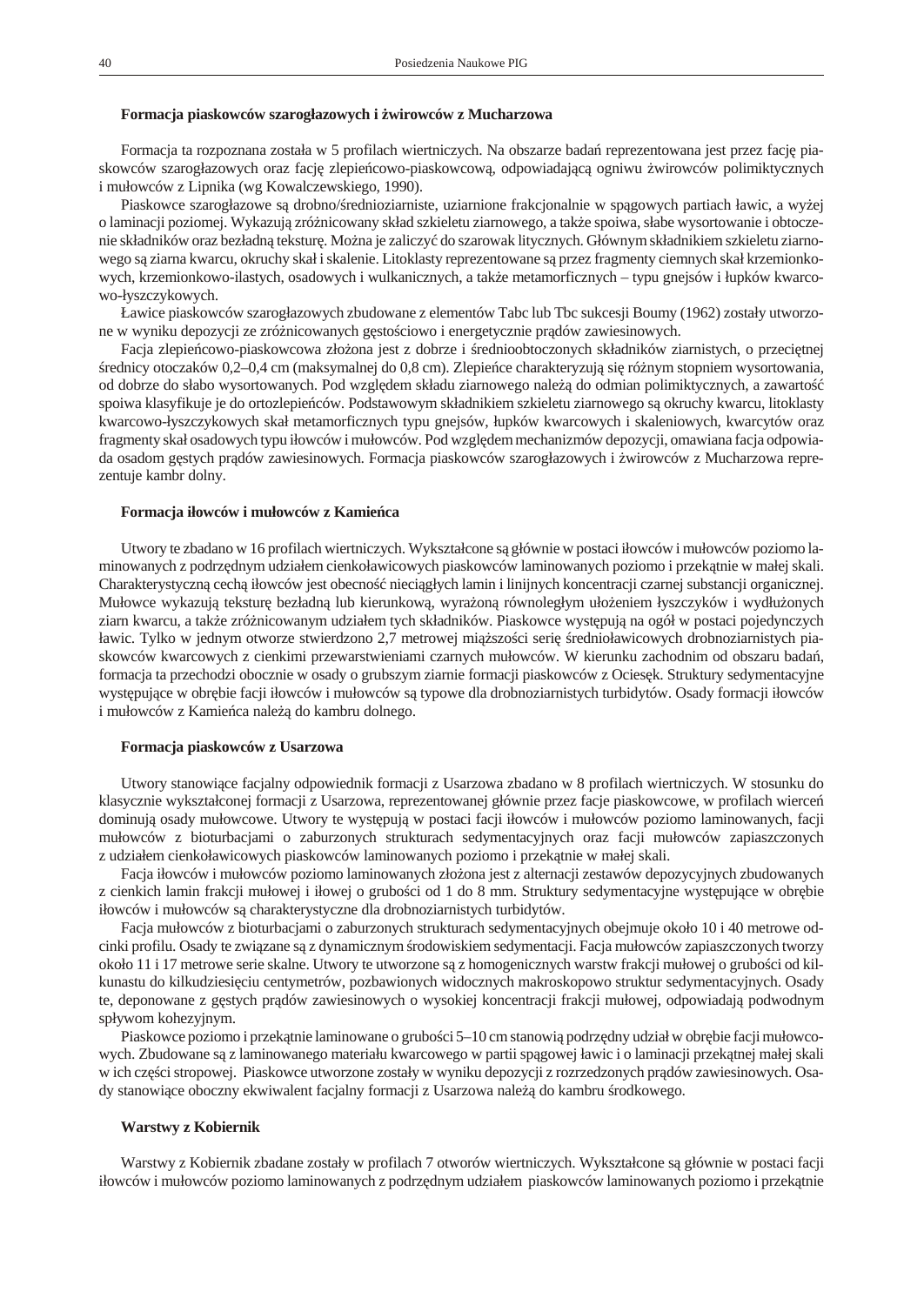#### Formacja piaskowców szarogłazowych i żwirowców z Mucharzowa

Formacja ta rozpoznana została w 5 profilach wiertniczych. Na obszarze badań reprezentowana jest przez fację piaskowców szarogłazowych oraz fację zlepieńcowo-piaskowcową, odpowiadającą ogniwu żwirowców polimiktycznych i mułowców z Lipnika (wg Kowalczewskiego, 1990).

Piaskowce szarogłazowe są drobno/średnioziarniste, uziarnione frakcjonalnie w spągowych partiach ławic, a wyżej o laminacji poziomej. Wykazują zróżnicowany skład szkieletu ziarnowego, a także spoiwa, słabe wysortowanie i obtoczenie składników oraz bezładną teksturę. Można je zaliczyć do szarowak litycznych. Głównym składnikiem szkieletu ziarnowego są ziarna kwarcu, okruchy skał i skalenie. Litoklasty reprezentowane są przez fragmenty ciemnych skał krzemionkowych, krzemionkowo-ilastych, osadowych i wulkanicznych, a także metamorficznych – typu gnejsów i łupków kwarcowo-łyszczykowych.

Ławice piaskowców szarogłazowych zbudowane z elementów Tabc lub Tbc sukcesji Boumy (1962) zostały utworzone w wyniku depozycji ze zróżnicowanych gęstościowo i energetycznie prądów zawiesinowych.

Facja zlepieńcowo-piaskowcowa złożona jest z dobrze i średnioobtoczonych składników ziarnistych, o przeciętnej średnicy otoczaków 0,2–0,4 cm (maksymalnej do 0,8 cm). Zlepieńce charakteryzują się różnym stopniem wysortowania, od dobrze do słabo wysortowanych. Pod względem składu ziarnowego należą do odmian polimiktycznych, a zawartość spoiwa klasyfikuje je do ortozlepieńców. Podstawowym składnikiem szkieletu ziarnowego są okruchy kwarcu, litoklasty kwarcowo-łyszczykowych skał metamorficznych typu gnejsów, łupków kwarcowych i skaleniowych, kwarcytów oraz fragmenty skał osadowych typu iłowców i mułowców. Pod względem mechanizmów depozycji, omawiana facja odpowiada osadom gęstych prądów zawiesinowych. Formacja piaskowców szarogłazowych i żwirowców z Mucharzowa reprezentuje kambr dolny.

#### Formacja iłowców i mułowców z Kamieńca

Utwory te zbadano w 16 profilach wiertniczych. Wykształcone są głównie w postaci iłowców i mułowców poziomo laminowanych z podrzędnym udziałem cienkoławicowych piaskowców laminowanych poziomo i przekątnie w małej skali. Charakterystyczną cechą iłowców jest obecność nieciągłych lamin i linijnych koncentracji czarnej substancji organicznej. Mułowce wykazują teksturę bezładną lub kierunkową, wyrażoną równoległym ułożeniem łyszczyków i wydłużonych ziarn kwarcu, a także zróżnicowanym udziałem tych składników. Piaskowce występują na ogół w postaci pojedynczych ławic. Tylko w jednym otworze stwierdzono 2,7 metrowej miąższości serię średnioławicowych drobnoziarnistych piaskowców kwarcowych z cienkimi przewarstwieniami czarnych mułowców. W kierunku zachodnim od obszaru badań, formacja ta przechodzi obocznie w osady o grubszym ziarnie formacji piaskowców z Ociesęk. Struktury sedymentacyjne występujące w obrębie facji iłowców i mułowców są typowe dla drobnoziarnistych turbidytów. Osady formacji iłowców i mułowców z Kamieńca należą do kambru dolnego.

#### Formacja piaskowców z Usarzowa

Utwory stanowiące facjalny odpowiednik formacji z Usarzowa zbadano w 8 profilach wiertniczych. W stosunku do klasycznie wykształconej formacji z Usarzowa, reprezentowanej głównie przez facje piaskowcowe, w profilach wierceń dominują osady mułowcowe. Utwory te występują w postaci facji iłowców i mułowców poziomo laminowanych, facji mułowców z bioturbacjami o zaburzonych strukturach sedymentacyjnych oraz facji mułowców zapiaszczonych z udziałem cienkoławicowych piaskowców laminowanych poziomo i przekątnie w małej skali.

Facja iłowców i mułowców poziomo laminowanych złożona jest z alternacji zestawów depozycyjnych zbudowanych z cienkich lamin frakcji mułowej i iłowej o grubości od 1 do 8 mm. Struktury sedymentacyjne występujące w obrębie iłowców i mułowców są charakterystyczne dla drobnoziarnistych turbidytów.

Facja mułowców z bioturbacjami o zaburzonych strukturach sedymentacyjnych obejmuje około 10 i 40 metrowe odcinki profilu. Osady te związane są z dynamicznym środowiskiem sedymentacji. Facja mułowców zapiaszczonych tworzy około 11 i 17 metrowe serie skalne. Utwory te utworzone są z homogenicznych warstw frakcji mułowej o grubości od kilkunastu do kilkudziesięciu centymetrów, pozbawionych widocznych makroskopowo struktur sedymentacyjnych. Osady te, deponowane z gęstych prądów zawiesinowych o wysokiej koncentracji frakcji mułowej, odpowiadają podwodnym spływom kohezyjnym.

Piaskowce poziomo i przekątnie laminowane o grubości 5–10 cm stanowią podrzędny udział w obrębie facji mułowcowych. Zbudowane są z laminowanego materiału kwarcowego w partii spągowej ławic i o laminacji przekątnej małej skali w ich części stropowej. Piaskowce utworzone zostały w wyniku depozycji z rozrzedzonych prądów zawiesinowych. Osady stanowiące oboczny ekwiwalent facjalny formacji z Usarzowa należą do kambru środkowego.

#### Warstwy z Kobiernik

Warstwy z Kobiernik zbadane zostały w profilach 7 otworów wiertniczych. Wykształcone są głównie w postaci facji iłowców i mułowców poziomo laminowanych z podrzędnym udziałem piaskowców laminowanych poziomo i przekątnie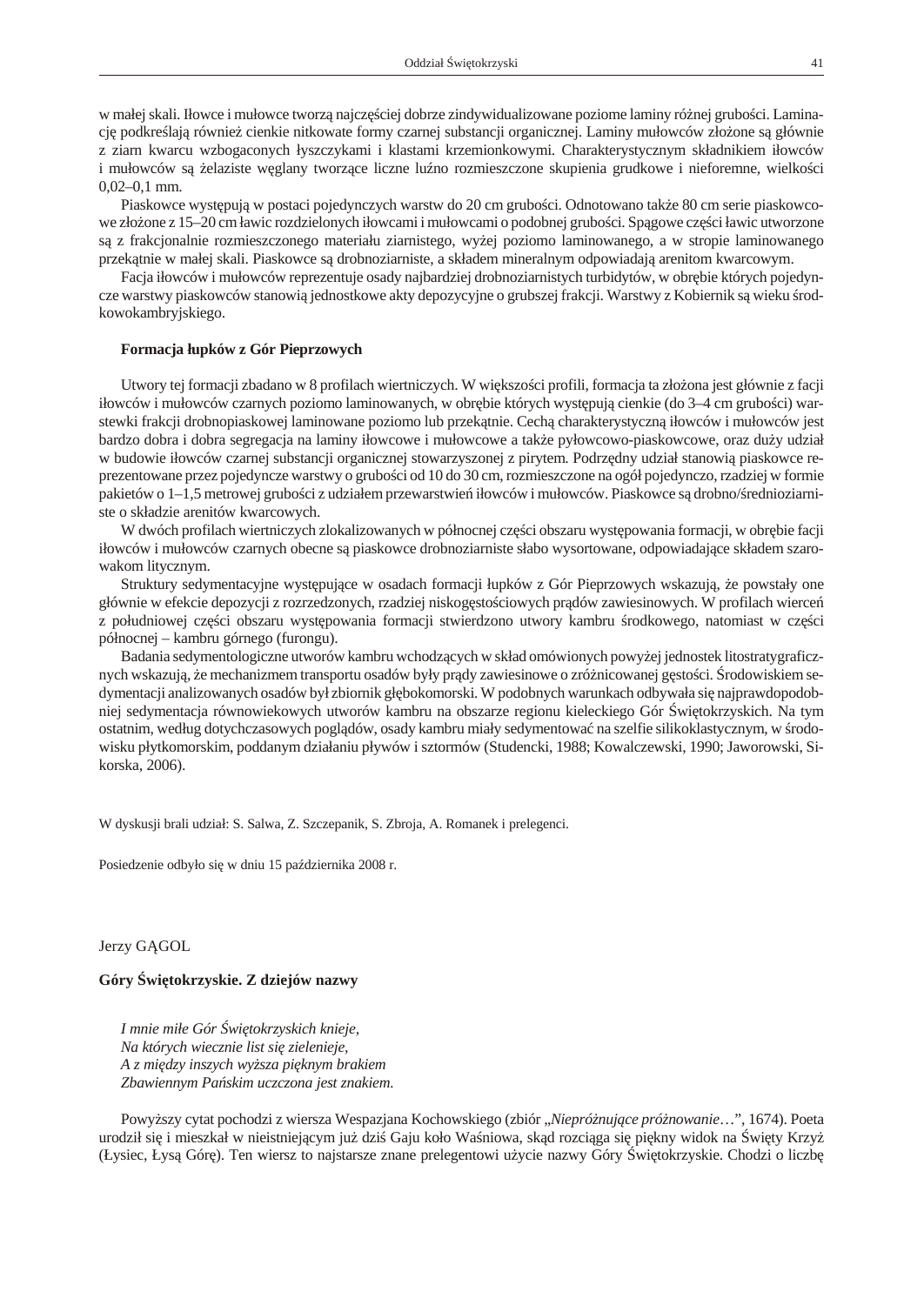w małej skali. Iłowce i mułowce tworzą najczęściej dobrze zindywidualizowane poziome laminy różnej grubości. Laminację podkreślają również cienkie nitkowate formy czarnej substancji organicznej. Laminy mułowców złożone są głównie z ziarn kwarcu wzbogaconych łyszczykami i klastami krzemionkowymi. Charakterystycznym składnikiem iłowców i mułowców są żelaziste węglany tworzące liczne luźno rozmieszczone skupienia grudkowe i nieforemne, wielkości 0,02–0,1 mm.

Piaskowce występują w postaci pojedynczych warstw do 20 cm grubości. Odnotowano także 80 cm serie piaskowcowe złożone z 15–20 cm ławic rozdzielonych iłowcami i mułowcami o podobnej grubości. Spągowe części ławic utworzone są z frakcjonalnie rozmieszczonego materiału ziarnistego, wyżej poziomo laminowanego, a w stropie laminowanego przekątnie w małej skali. Piaskowce są drobnoziarniste, a składem mineralnym odpowiadają arenitom kwarcowym.

Facja iłowców i mułowców reprezentuje osady najbardziej drobnoziarnistych turbidytów, w obrębie których pojedyncze warstwy piaskowców stanowią jednostkowe akty depozycyjne o grubszej frakcji. Warstwy z Kobiernik są wieku środkowokambryjskiego.

### Formacja łupków z Gór Pieprzowych

Utwory tej formacji zbadano w 8 profilach wiertniczych. W większości profili, formacja ta złożona jest głównie z facji iłowców i mułowców czarnych poziomo laminowanych, w obrębie których występują cienkie (do 3–4 cm grubości) warstewki frakcji drobnopiaskowej laminowane poziomo lub przekątnie. Cechą charakterystyczną iłowców i mułowców jest bardzo dobra i dobra segregacja na laminy iłowcowe i mułowcowe a także pyłowcowo-piaskowcowe, oraz duży udział w budowie iłowców czarnej substancji organicznej stowarzyszonej z pirytem. Podrzędny udział stanowią piaskowce reprezentowane przez pojedyncze warstwy o grubości od 10 do 30 cm, rozmieszczone na ogół pojedynczo, rzadziej w formie pakietów o 1–1,5 metrowej grubości z udziałem przewarstwień iłowców i mułowców. Piaskowce są drobno/średnioziarniste o składzie arenitów kwarcowych.

W dwóch profilach wiertniczych zlokalizowanych w północnej części obszaru występowania formacji, w obrębie facji iłowców i mułowców czarnych obecne są piaskowce drobnoziarniste słabo wysortowane, odpowiadające składem szarowakom litycznym.

Struktury sedymentacyjne występujące w osadach formacji łupków z Gór Pieprzowych wskazują, że powstały one głównie w efekcie depozycji z rozrzedzonych, rzadziej niskogęstościowych prądów zawiesinowych. W profilach wierceń z południowej części obszaru występowania formacji stwierdzono utwory kambru środkowego, natomiast w części północnej – kambru górnego (furongu).

Badania sedymentologiczne utworów kambru wchodzących w skład omówionych powyżej jednostek litostratygraficznych wskazują, że mechanizmem transportu osadów były prądy zawiesinowe o zróżnicowanej gęstości. Środowiskiem sedymentacji analizowanych osadów był zbiornik głębokomorski. W podobnych warunkach odbywała się najprawdopodobniej sedymentacja równowiekowych utworów kambru na obszarze regionu kieleckiego Gór Świętokrzyskich. Na tym ostatnim, według dotychczasowych poglądów, osady kambru miały sedymentować na szelfie silikoklastycznym, w środowisku płytkomorskim, poddanym działaniu pływów i sztormów (Studencki, 1988; Kowalczewski, 1990; Jaworowski, Sikorska, 2006).

W dyskusji brali udział: S. Salwa, Z. Szczepanik, S. Zbroja, A. Romanek i prelegenci.

Posiedzenie odbyło się w dniu 15 października 2008 r.

Jerzy GĄGOL

### Góry Świętokrzyskie. Z dziejów nazwy

*I mnie miłe Gór Świętokrzyskich knieje,*
*Na których wiecznie list się zielenieje,*
*A z między inszych wyższa pięknym brakiem*
*Zbawiennym Pańskim uczczona jest znakiem.*

Powyższy cytat pochodzi z wiersza Wespazjana Kochowskiego (zbiór „*Niepróżnujące próżnowanie*…", 1674). Poeta urodził się i mieszkał w nieistniejącym już dziś Gaju koło Waśniowa, skąd rozciąga się piękny widok na Święty Krzyż (Łysiec, Łysą Górę). Ten wiersz to najstarsze znane prelegentowi użycie nazwy Góry Świętokrzyskie. Chodzi o liczbę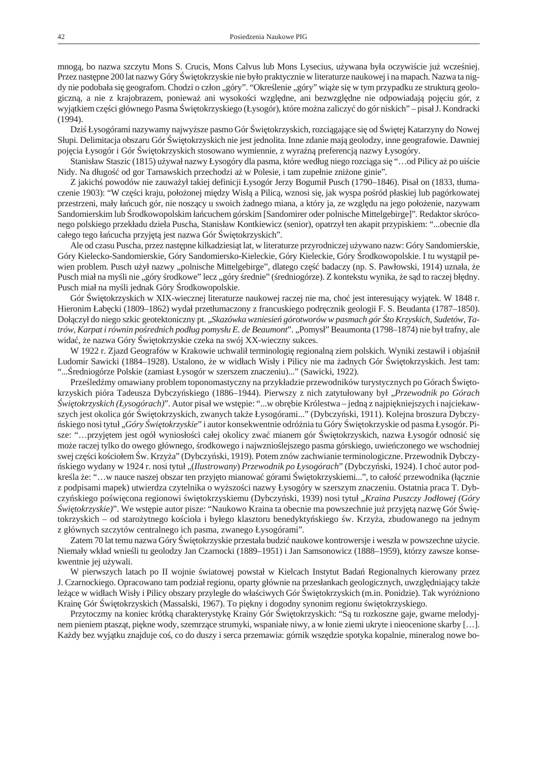mnogą, bo nazwa szczytu Mons S. Crucis, Mons Calvus lub Mons Lysecius, używana była oczywiście już wcześniej. Przez następne 200 lat nazwy Góry Świętokrzyskie nie było praktycznie w literaturze naukowej i na mapach. Nazwa ta nigdy nie podobała się geografom. Chodzi o człon „góry". "Określenie „góry" wiąże się w tym przypadku ze strukturą geologiczną, a nie z krajobrazem, ponieważ ani wysokości względne, ani bezwzględne nie odpowiadają pojęciu gór, z wyjątkiem części głównego Pasma Świętokrzyskiego (Łysogór), które można zaliczyć do gór niskich" – pisał J. Kondracki (1994).

Dziś Łysogórami nazywamy najwyższe pasmo Gór Świętokrzyskich, rozciągające się od Świętej Katarzyny do Nowej Słupi. Delimitacja obszaru Gór Świętokrzyskich nie jest jednolita. Inne zdanie mają geolodzy, inne geografowie. Dawniej pojęcia Łysogór i Gór Świętokrzyskich stosowano wymiennie, z wyraźną preferencją nazwy Łysogóry.

Stanisław Staszic (1815) używał nazwy Łysogóry dla pasma, które według niego rozciąga się "…od Pilicy aż po uiście Nidy. Na długość od gor Tarnawskich przechodzi aż w Polesie, i tam zupełnie zniżone ginie".

Z jakichś powodów nie zauważył takiej definicji Łysogór Jerzy Bogumił Pusch (1790–1846). Pisał on (1833, tłumaczenie 1903): "W części kraju, położonej między Wisłą a Pilicą, wznosi się, jak wyspa pośród płaskiej lub pagórkowatej przestrzeni, mały łańcuch gór, nie noszący u swoich żadnego miana, a który ja, ze względu na jego położenie, nazywam Sandomierskim lub Środkowopolskim łańcuchem górskim [Sandomirer oder polnische Mittelgebirge]". Redaktor skróconego polskiego przekładu dzieła Puscha, Stanisław Kontkiewicz (senior), opatrzył ten akapit przypiskiem: "...obecnie dla całego tego łańcucha przyjętą jest nazwa Gór Świętokrzyskich".

Ale od czasu Puscha, przez następne kilkadziesiąt lat, w literaturze przyrodniczej używano nazw: Góry Sandomierskie, Góry Kielecko-Sandomierskie, Góry Sandomiersko-Kieleckie, Góry Kieleckie, Góry Środkowopolskie. I tu wystąpił pewien problem. Pusch użył nazwy „polnische Mittelgebirge", dlatego część badaczy (np. S. Pawłowski, 1914) uznała, że Pusch miał na myśli nie „góry środkowe" lecz „góry średnie" (średniogórze). Z kontekstu wynika, że sąd to raczej błędny. Pusch miał na myśli jednak Góry Środkowopolskie.

Gór Świętokrzyskich w XIX-wiecznej literaturze naukowej raczej nie ma, choć jest interesujący wyjątek. W 1848 r. Hieronim Łabęcki (1809–1862) wydał przetłumaczony z francuskiego podręcznik geologii F. S. Beudanta (1787–1850). Dołączył do niego szkic geotektoniczny pt. „*Skazówka wzniesień górotworów w pasmach gór Ŝto Krzyskich, Sudetów, Tatrów, Karpat i równin pośrednich podług pomysłu E. de Beaumont*". „Pomysł" Beaumonta (1798–1874) nie był trafny, ale widać, że nazwa Góry Świętokrzyskie czeka na swój XX-wieczny sukces.

W 1922 r. Zjazd Geografów w Krakowie uchwalił terminologię regionalną ziem polskich. Wyniki zestawił i objaśnił Ludomir Sawicki (1884–1928). Ustalono, że w widłach Wisły i Pilicy nie ma żadnych Gór Świętokrzyskich. Jest tam: "...Średniogórze Polskie (zamiast Łysogór w szerszem znaczeniu)..." (Sawicki, 1922).

Prześledźmy omawiany problem toponomastyczny na przykładzie przewodników turystycznych po Górach Świętokrzyskich pióra Tadeusza Dybczyńskiego (1886–1944). Pierwszy z nich zatytułowany był „*Przewodnik po Górach Świętokrzyskich (Łysogórach)*". Autor pisał we wstępie: "...w obrębie Królestwa – jedną z najpiękniejszych i najciekawszych jest okolica gór Świętokrzyskich, zwanych także Łysogórami..." (Dybczyński, 1911). Kolejna broszura Dybczyńskiego nosi tytuł „*Góry Świętokrzyskie*" i autor konsekwentnie odróżnia tu Góry Świętokrzyskie od pasma Łysogór. Pisze: "…przyjętem jest ogół wyniosłości całej okolicy zwać mianem gór Świętokrzyskich, nazwa Łysogór odnosić się może raczej tylko do owego głównego, środkowego i najwznioślejszego pasma górskiego, uwieńczonego we wschodniej swej części kościołem Św. Krzyża" (Dybczyński, 1919). Potem znów zachwianie terminologiczne. Przewodnik Dybczyńskiego wydany w 1924 r. nosi tytuł „(*Ilustrowany*) *Przewodnik po Łysogórach*" (Dybczyński, 1924). I choć autor podkreśla że: "…w nauce naszej obszar ten przyjęto mianować górami Świętokrzyskiemi...", to całość przewodnika (łącznie z podpisami mapek) utwierdza czytelnika o wyższości nazwy Łysogóry w szerszym znaczeniu. Ostatnia praca T. Dybczyńskiego poświęcona regionowi świętokrzyskiemu (Dybczyński, 1939) nosi tytuł „*Kraina Puszczy Jodłowej (Góry Świętokrzyskie)*". We wstępie autor pisze: "Naukowo Kraina ta obecnie ma powszechnie już przyjętą nazwę Gór Świętokrzyskich – od starożytnego kościoła i byłego klasztoru benedyktyńskiego św. Krzyża, zbudowanego na jednym z głównych szczytów centralnego ich pasma, zwanego Łysogórami".

Zatem 70 lat temu nazwa Góry Świętokrzyskie przestała budzić naukowe kontrowersje i weszła w powszechne użycie. Niemały wkład wnieśli tu geolodzy Jan Czarnocki (1889–1951) i Jan Samsonowicz (1888–1959), którzy zawsze konsekwentnie jej używali.

W pierwszych latach po II wojnie światowej powstał w Kielcach Instytut Badań Regionalnych kierowany przez J. Czarnockiego. Opracowano tam podział regionu, oparty głównie na przesłankach geologicznych, uwzględniający także leżące w widłach Wisły i Pilicy obszary przyległe do właściwych Gór Świętokrzyskich (m.in. Ponidzie). Tak wyróżniono Krainę Gór Świętokrzyskich (Massalski, 1967). To piękny i dogodny synonim regionu świętokrzyskiego.

Przytoczmy na koniec krótką charakterystykę Krainy Gór Świętokrzyskich: "Są tu rozkoszne gaje, gwarne melodyjnem pieniem ptasząt, piękne wody, szemrzące strumyki, wspaniałe niwy, a w łonie ziemi ukryte i nieocenione skarby […]. Każdy bez wyjątku znajduje coś, co do duszy i serca przemawia: górnik wszędzie spotyka kopalnie, mineralog nowe bo-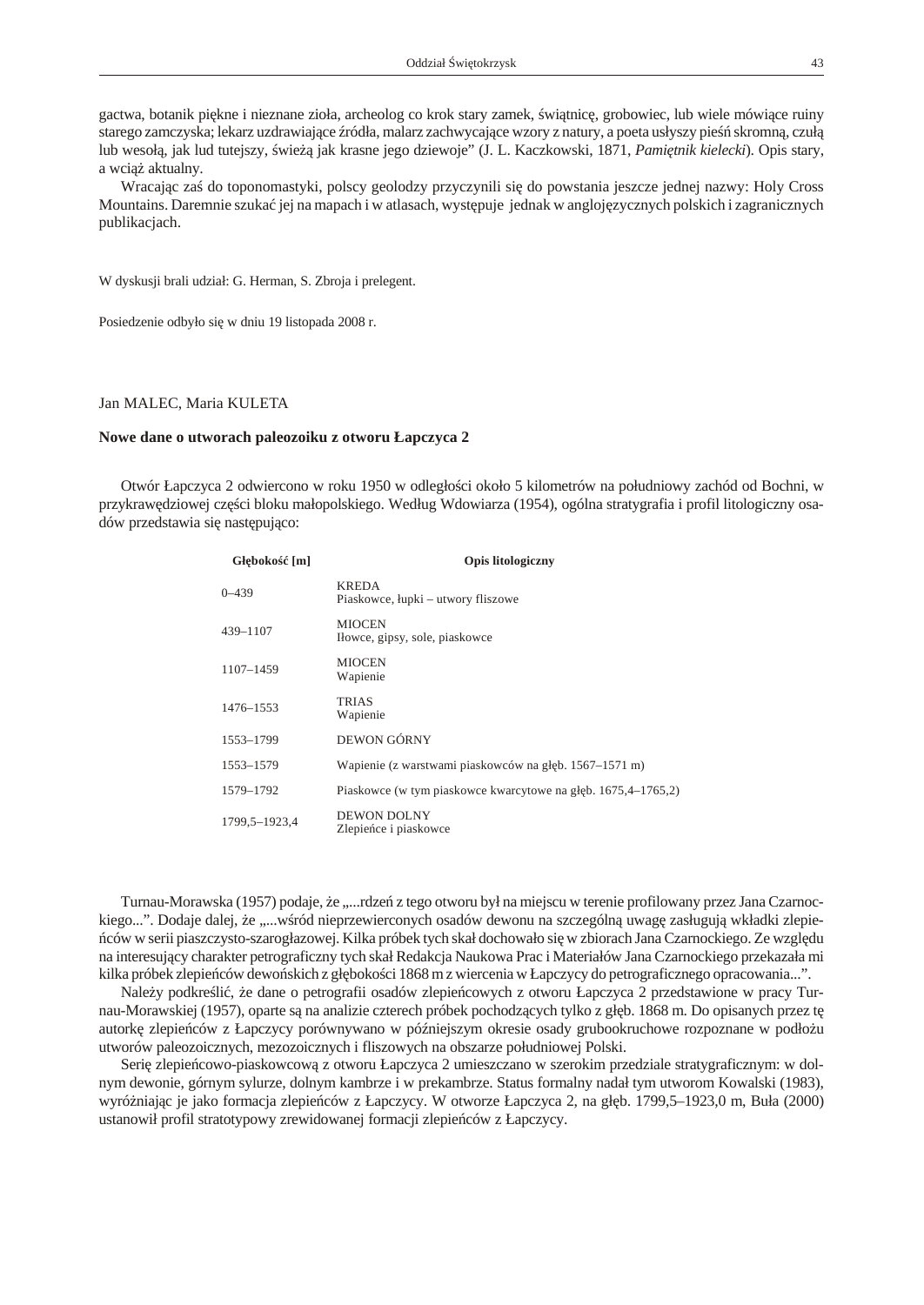gactwa, botanik piękne i nieznane zioła, archeolog co krok stary zamek, świątnicę, grobowiec, lub wiele mówiące ruiny starego zamczyska; lekarz uzdrawiające źródła, malarz zachwycające wzory z natury, a poeta usłyszy pieśń skromną, czułą lub wesołą, jak lud tutejszy, świeżą jak krasne jego dziewoje" (J. L. Kaczkowski, 1871, *Pamiętnik kielecki*). Opis stary, a wciąż aktualny.

Wracając zaś do toponomastyki, polscy geolodzy przyczynili się do powstania jeszcze jednej nazwy: Holy Cross Mountains. Daremnie szukać jej na mapach i w atlasach, występuje jednak w anglojęzycznych polskich i zagranicznych publikacjach.

W dyskusji brali udział: G. Herman, S. Zbroja i prelegent.

Posiedzenie odbyło się w dniu 19 listopada 2008 r.

Jan MALEC, Maria KULETA

## Nowe dane o utworach paleozoiku z otworu Łapczyca 2

Otwór Łapczyca 2 odwiercono w roku 1950 w odległości około 5 kilometrów na południowy zachód od Bochni, w przykrawędziowej części bloku małopolskiego. Według Wdowiarza (1954), ogólna stratygrafia i profil litologiczny osadów przedstawia się następująco:

| Głębokość [m] | Opis litologiczny |
|---|---|
| 0–439 | KREDA<br>Piaskowce, łupki – utwory fliszowe |
| 439–1107 | MIOCEN<br>Iłowce, gipsy, sole, piaskowce |
| 1107–1459 | MIOCEN<br>Wapienie |
| 1476–1553 | TRIAS<br>Wapienie |
| 1553–1799 | DEWON GÓRNY |
| 1553–1579 | Wapienie (z warstwami piaskowców na głęb. 1567–1571 m) |
| 1579–1792 | Piaskowce (w tym piaskowce kwarcytowe na głęb. 1675,4–1765,2) |
| 1799,5–1923,4 | DEWON DOLNY<br>Zlepieńce i piaskowce |

Turnau-Morawska (1957) podaje, że „...rdzeń z tego otworu był na miejscu w terenie profilowany przez Jana Czarnockiego...". Dodaje dalej, że „...wśród nieprzewierconych osadów dewonu na szczególną uwagę zasługują wkładki zlepieńców w serii piaszczysto-szarogłazowej. Kilka próbek tych skał dochowało się w zbiorach Jana Czarnockiego. Ze względu na interesujący charakter petrograficzny tych skał Redakcja Naukowa Prac i Materiałów Jana Czarnockiego przekazała mi kilka próbek zlepieńców dewońskich z głębokości 1868 m z wiercenia w Łapczycy do petrograficznego opracowania...".

Należy podkreślić, że dane o petrografii osadów zlepieńcowych z otworu Łapczyca 2 przedstawione w pracy Turnau-Morawskiej (1957), oparte są na analizie czterech próbek pochodzących tylko z głęb. 1868 m. Do opisanych przez tę autorkę zlepieńców z Łapczycy porównywano w późniejszym okresie osady grubookruchowe rozpoznane w podłożu utworów paleozoicznych, mezozoicznych i fliszowych na obszarze południowej Polski.

Serię zlepieńcowo-piaskowcową z otworu Łapczyca 2 umieszczano w szerokim przedziale stratygraficznym: w dolnym dewonie, górnym sylurze, dolnym kambrze i w prekambrze. Status formalny nadał tym utworom Kowalski (1983), wyróżniając je jako formacja zlepieńców z Łapczycy. W otworze Łapczyca 2, na głęb. 1799,5–1923,0 m, Buła (2000) ustanowił profil stratotypowy zrewidowanej formacji zlepieńców z Łapczycy.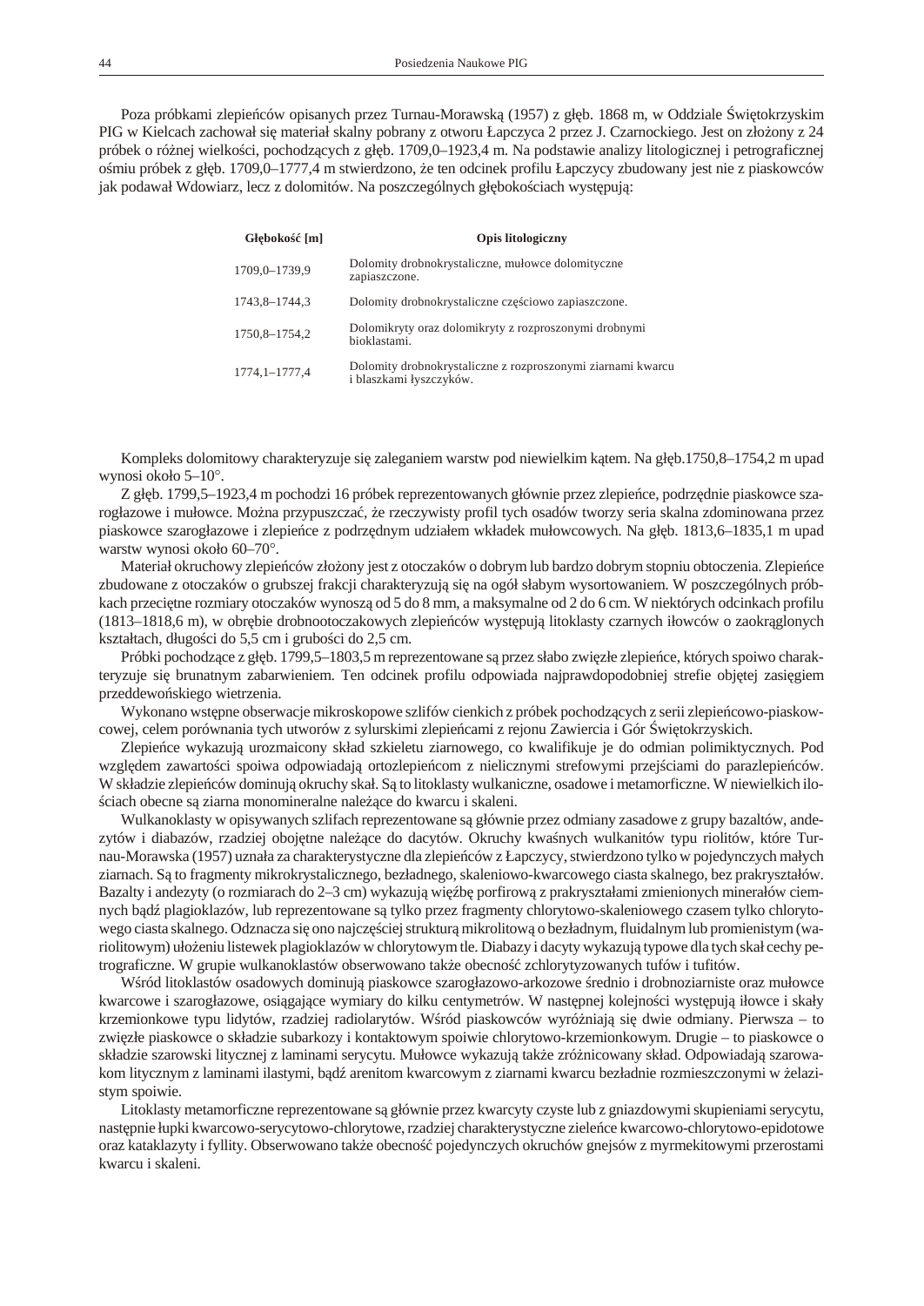Poza próbkami zlepieńców opisanych przez Turnau-Morawską (1957) z głęb. 1868 m, w Oddziale Świętokrzyskim PIG w Kielcach zachował się materiał skalny pobrany z otworu Łapczyca 2 przez J. Czarnockiego. Jest on złożony z 24 próbek o różnej wielkości, pochodzących z głęb. 1709,0–1923,4 m. Na podstawie analizy litologicznej i petrograficznej ośmiu próbek z głęb. 1709,0–1777,4 m stwierdzono, że ten odcinek profilu Łapczycy zbudowany jest nie z piaskowców jak podawał Wdowiarz, lecz z dolomitów. Na poszczególnych głębokościach występują:

| Głębokość [m] | Opis litologiczny |
|---|---|
| 1709,0–1739,9 | Dolomity drobnokrystaliczne, mułowce dolomityczne zapiaszczone. |
| 1743,8–1744,3 | Dolomity drobnokrystaliczne częściowo zapiaszczone. |
| 1750,8–1754,2 | Dolomikryty oraz dolomikryty z rozproszonymi drobnymi bioklastami. |
| 1774,1–1777,4 | Dolomity drobnokrystaliczne z rozproszonymi ziarnami kwarcu i blaszkami łyszczyków. |

Kompleks dolomitowy charakteryzuje się zaleganiem warstw pod niewielkim kątem. Na głęb.1750,8–1754,2 m upad wynosi około 5–10°.

Z głęb. 1799,5–1923,4 m pochodzi 16 próbek reprezentowanych głównie przez zlepieńce, podrzędnie piaskowce szarogłazowe i mułowce. Można przypuszczać, że rzeczywisty profil tych osadów tworzy seria skalna zdominowana przez piaskowce szarogłazowe i zlepieńce z podrzędnym udziałem wkładek mułowcowych. Na głęb. 1813,6–1835,1 m upad warstw wynosi około 60–70°.

Materiał okruchowy zlepieńców złożony jest z otoczaków o dobrym lub bardzo dobrym stopniu obtoczenia. Zlepieńce zbudowane z otoczaków o grubszej frakcji charakteryzują się na ogół słabym wysortowaniem. W poszczególnych próbkach przeciętne rozmiary otoczaków wynoszą od 5 do 8 mm, a maksymalne od 2 do 6 cm. W niektórych odcinkach profilu (1813–1818,6 m), w obrębie drobnootoczakowych zlepieńców występują litoklasty czarnych iłowców o zaokrąglonych kształtach, długości do 5,5 cm i grubości do 2,5 cm.

Próbki pochodzące z głęb. 1799,5–1803,5 m reprezentowane są przez słabo zwięzłe zlepieńce, których spoiwo charakteryzuje się brunatnym zabarwieniem. Ten odcinek profilu odpowiada najprawdopodobniej strefie objętej zasięgiem przeddewońskiego wietrzenia.

Wykonano wstępne obserwacje mikroskopowe szlifów cienkich z próbek pochodzących z serii zlepieńcowo-piaskowcowej, celem porównania tych utworów z sylurskimi zlepieńcami z rejonu Zawiercia i Gór Świętokrzyskich.

Zlepieńce wykazują urozmaicony skład szkieletu ziarnowego, co kwalifikuje je do odmian polimiktycznych. Pod względem zawartości spoiwa odpowiadają ortozlepieńcom z nielicznymi strefowymi przejściami do parazlepieńców. W składzie zlepieńców dominują okruchy skał. Są to litoklasty wulkaniczne, osadowe i metamorficzne. W niewielkich ilościach obecne są ziarna monomineralne należące do kwarcu i skaleni.

Wulkanoklasty w opisywanych szlifach reprezentowane są głównie przez odmiany zasadowe z grupy bazaltów, andezytów i diabazów, rzadziej obojętne należące do dacytów. Okruchy kwaśnych wulkanitów typu riolitów, które Turnau-Morawska (1957) uznała za charakterystyczne dla zlepieńców z Łapczycy, stwierdzono tylko w pojedynczych małych ziarnach. Są to fragmenty mikrokrystalicznego, bezładnego, skaleniowo-kwarcowego ciasta skalnego, bez prakryształów. Bazalty i andezyty (o rozmiarach do 2–3 cm) wykazują więźbę porfirową z prakryształami zmienionych minerałów ciemnych bądź plagioklazów, lub reprezentowane są tylko przez fragmenty chlorytowo-skaleniowego czasem tylko chlorytowego ciasta skalnego. Odznacza się ono najczęściej strukturą mikrolitową o bezładnym, fluidalnym lub promienistym (wariolitowym) ułożeniu listewek plagioklazów w chlorytowym tle. Diabazy i dacyty wykazują typowe dla tych skał cechy petrograficzne. W grupie wulkanoklastów obserwowano także obecność zchlorytyzowanych tufów i tufitów.

Wśród litoklastów osadowych dominują piaskowce szarogłazowo-arkozowe średnio i drobnoziarniste oraz mułowce kwarcowe i szarogłazowe, osiągające wymiary do kilku centymetrów. W następnej kolejności występują iłowce i skały krzemionkowe typu lidytów, rzadziej radiolarytów. Wśród piaskowców wyróżniają się dwie odmiany. Pierwsza – to zwięzłe piaskowce o składzie subarkozy i kontaktowym spoiwie chlorytowo-krzemionkowym. Drugie – to piaskowce o składzie szarowski litycznej z laminami serycytu. Mułowce wykazują także zróżnicowany skład. Odpowiadają szarowakom litycznym z laminami ilastymi, bądź arenitom kwarcowym z ziarnami kwarcu bezładnie rozmieszczonymi w żelazistym spoiwie.

Litoklasty metamorficzne reprezentowane są głównie przez kwarcyty czyste lub z gniazdowymi skupieniami serycytu, następnie łupki kwarcowo-serycytowo-chlorytowe, rzadziej charakterystyczne zieleńce kwarcowo-chlorytowo-epidotowe oraz kataklazyty i fyllity. Obserwowano także obecność pojedynczych okruchów gnejsów z myrmekitowymi przerostami kwarcu i skaleni.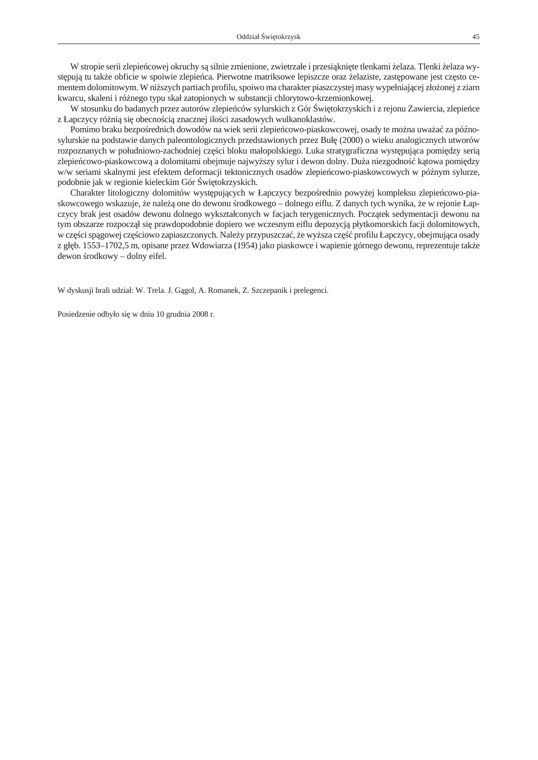W stropie serii zlepieńcowej okruchy są silnie zmienione, zwietrzałe i przesiąknięte tlenkami żelaza. Tlenki żelaza występują tu także obficie w spoiwie zlepieńca. Pierwotne matriksowe lepiszcze oraz żelaziste, zastępowane jest często cementem dolomitowym. W niższych partiach profilu, spoiwo ma charakter piaszczystej masy wypełniającej złożonej z ziarn kwarcu, skaleni i różnego typu skał zatopionych w substancji chlorytowo-krzemionkowej.

W stosunku do badanych przez autorów zlepieńców sylurskich z Gór Świętokrzyskich i z rejonu Zawiercia, zlepieńce z Łapczycy różnią się obecnością znacznej ilości zasadowych wulkanoklastów.

Pomimo braku bezpośrednich dowodów na wiek serii zlepieńcowo-piaskowcowej, osady te można uważać za późnosylurskie na podstawie danych paleontologicznych przedstawionych przez Bułę (2000) o wieku analogicznych utworów rozpoznanych w południowo-zachodniej części bloku małopolskiego. Luka stratygraficzna występująca pomiędzy serią zlepieńcowo-piaskowcową a dolomitami obejmuje najwyższy sylur i dewon dolny. Duża niezgodność kątowa pomiędzy w/w seriami skalnymi jest efektem deformacji tektonicznych osadów zlepieńcowo-piaskowcowych w późnym sylurze, podobnie jak w regionie kieleckim Gór Świętokrzyskich.

Charakter litologiczny dolomitów występujących w Łapczycy bezpośrednio powyżej kompleksu zlepieńcowo-piaskowcowego wskazuje, że należą one do dewonu środkowego – dolnego eiflu. Z danych tych wynika, że w rejonie Łapczycy brak jest osadów dewonu dolnego wykształconych w facjach terygenicznych. Początek sedymentacji dewonu na tym obszarze rozpoczął się prawdopodobnie dopiero we wczesnym eiflu depozycją płytkomorskich facji dolomitowych, w części spągowej częściowo zapiaszczonych. Należy przypuszczać, że wyższa część profilu Łapczycy, obejmująca osady z głęb. 1553–1702,5 m, opisane przez Wdowiarza (1954) jako piaskowce i wapienie górnego dewonu, reprezentuje także dewon środkowy – dolny eifel.

W dyskusji brali udział: W. Trela. J. Gągol, A. Romanek, Z. Szczepanik i prelegenci.

Posiedzenie odbyło się w dniu 10 grudnia 2008 r.